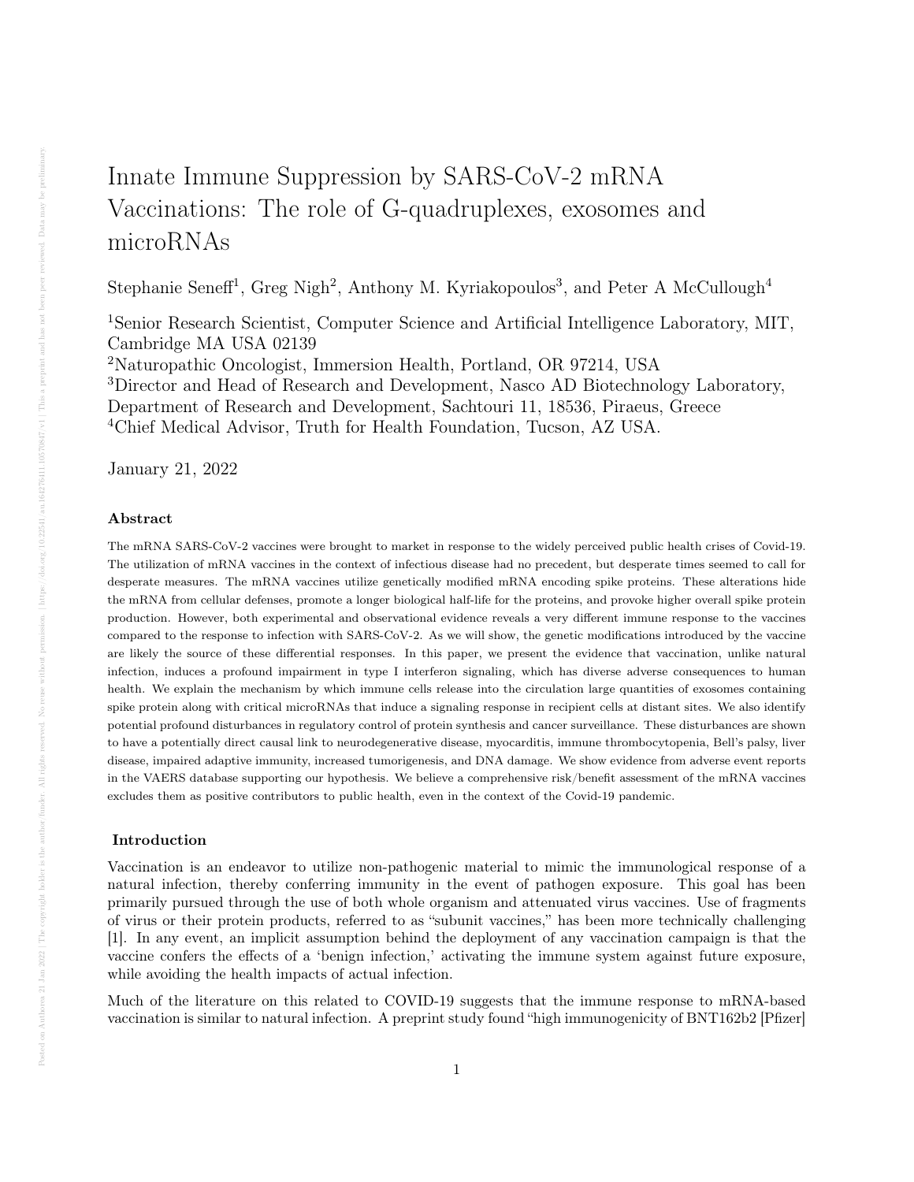# Innate Immune Suppression by SARS-CoV-2 mRNA Vaccinations: The role of G-quadruplexes, exosomes and microRNAs

Stephanie Seneff[1], Greg Nigh[2], Anthony M. Kyriakopoulos[3], and Peter A McCullough[4]

[1]Senior Research Scientist, Computer Science and Artificial Intelligence Laboratory, MIT, Cambridge MA USA 02139
[2]Naturopathic Oncologist, Immersion Health, Portland, OR 97214, USA
[3]Director and Head of Research and Development, Nasco AD Biotechnology Laboratory, Department of Research and Development, Sachtouri 11, 18536, Piraeus, Greece
[4]Chief Medical Advisor, Truth for Health Foundation, Tucson, AZ USA.

January 21, 2022

### Abstract

The mRNA SARS-CoV-2 vaccines were brought to market in response to the widely perceived public health crises of Covid-19. The utilization of mRNA vaccines in the context of infectious disease had no precedent, but desperate times seemed to call for desperate measures. The mRNA vaccines utilize genetically modified mRNA encoding spike proteins. These alterations hide the mRNA from cellular defenses, promote a longer biological half-life for the proteins, and provoke higher overall spike protein production. However, both experimental and observational evidence reveals a very different immune response to the vaccines compared to the response to infection with SARS-CoV-2. As we will show, the genetic modifications introduced by the vaccine are likely the source of these differential responses. In this paper, we present the evidence that vaccination, unlike natural infection, induces a profound impairment in type I interferon signaling, which has diverse adverse consequences to human health. We explain the mechanism by which immune cells release into the circulation large quantities of exosomes containing spike protein along with critical microRNAs that induce a signaling response in recipient cells at distant sites. We also identify potential profound disturbances in regulatory control of protein synthesis and cancer surveillance. These disturbances are shown to have a potentially direct causal link to neurodegenerative disease, myocarditis, immune thrombocytopenia, Bell's palsy, liver disease, impaired adaptive immunity, increased tumorigenesis, and DNA damage. We show evidence from adverse event reports in the VAERS database supporting our hypothesis. We believe a comprehensive risk/benefit assessment of the mRNA vaccines excludes them as positive contributors to public health, even in the context of the Covid-19 pandemic.

### Introduction

Vaccination is an endeavor to utilize non-pathogenic material to mimic the immunological response of a natural infection, thereby conferring immunity in the event of pathogen exposure. This goal has been primarily pursued through the use of both whole organism and attenuated virus vaccines. Use of fragments of virus or their protein products, referred to as "subunit vaccines," has been more technically challenging [1]. In any event, an implicit assumption behind the deployment of any vaccination campaign is that the vaccine confers the effects of a 'benign infection,' activating the immune system against future exposure, while avoiding the health impacts of actual infection.

Much of the literature on this related to COVID-19 suggests that the immune response to mRNA-based vaccination is similar to natural infection. A preprint study found "high immunogenicity of BNT162b2 [Pfizer]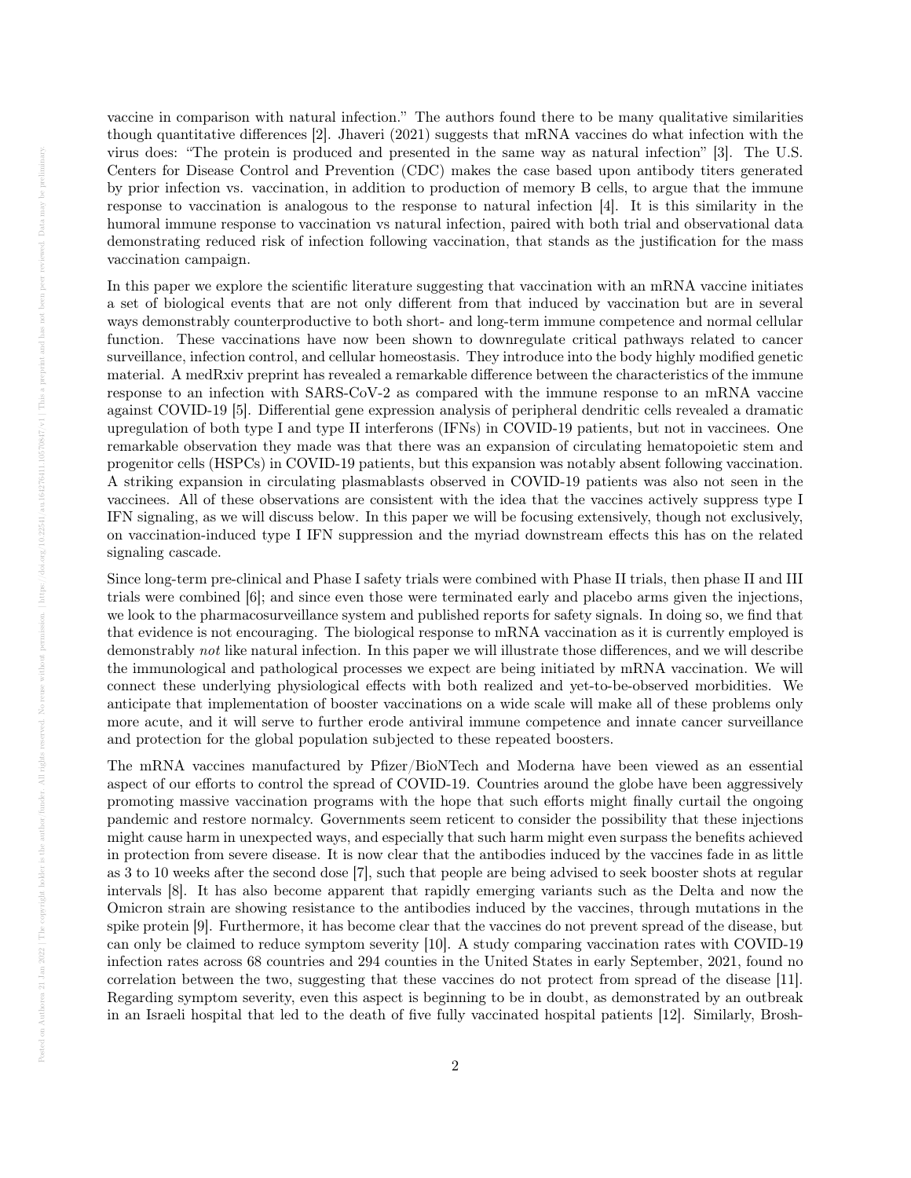vaccine in comparison with natural infection." The authors found there to be many qualitative similarities though quantitative differences [2]. Jhaveri (2021) suggests that mRNA vaccines do what infection with the virus does: "The protein is produced and presented in the same way as natural infection" [3]. The U.S. Centers for Disease Control and Prevention (CDC) makes the case based upon antibody titers generated by prior infection vs. vaccination, in addition to production of memory B cells, to argue that the immune response to vaccination is analogous to the response to natural infection [4]. It is this similarity in the humoral immune response to vaccination vs natural infection, paired with both trial and observational data demonstrating reduced risk of infection following vaccination, that stands as the justification for the mass vaccination campaign.

In this paper we explore the scientific literature suggesting that vaccination with an mRNA vaccine initiates a set of biological events that are not only different from that induced by vaccination but are in several ways demonstrably counterproductive to both short- and long-term immune competence and normal cellular function. These vaccinations have now been shown to downregulate critical pathways related to cancer surveillance, infection control, and cellular homeostasis. They introduce into the body highly modified genetic material. A medRxiv preprint has revealed a remarkable difference between the characteristics of the immune response to an infection with SARS-CoV-2 as compared with the immune response to an mRNA vaccine against COVID-19 [5]. Differential gene expression analysis of peripheral dendritic cells revealed a dramatic upregulation of both type I and type II interferons (IFNs) in COVID-19 patients, but not in vaccinees. One remarkable observation they made was that there was an expansion of circulating hematopoietic stem and progenitor cells (HSPCs) in COVID-19 patients, but this expansion was notably absent following vaccination. A striking expansion in circulating plasmablasts observed in COVID-19 patients was also not seen in the vaccinees. All of these observations are consistent with the idea that the vaccines actively suppress type I IFN signaling, as we will discuss below. In this paper we will be focusing extensively, though not exclusively, on vaccination-induced type I IFN suppression and the myriad downstream effects this has on the related signaling cascade.

Since long-term pre-clinical and Phase I safety trials were combined with Phase II trials, then phase II and III trials were combined [6]; and since even those were terminated early and placebo arms given the injections, we look to the pharmacosurveillance system and published reports for safety signals. In doing so, we find that that evidence is not encouraging. The biological response to mRNA vaccination as it is currently employed is demonstrably *not* like natural infection. In this paper we will illustrate those differences, and we will describe the immunological and pathological processes we expect are being initiated by mRNA vaccination. We will connect these underlying physiological effects with both realized and yet-to-be-observed morbidities. We anticipate that implementation of booster vaccinations on a wide scale will make all of these problems only more acute, and it will serve to further erode antiviral immune competence and innate cancer surveillance and protection for the global population subjected to these repeated boosters.

The mRNA vaccines manufactured by Pfizer/BioNTech and Moderna have been viewed as an essential aspect of our efforts to control the spread of COVID-19. Countries around the globe have been aggressively promoting massive vaccination programs with the hope that such efforts might finally curtail the ongoing pandemic and restore normalcy. Governments seem reticent to consider the possibility that these injections might cause harm in unexpected ways, and especially that such harm might even surpass the benefits achieved in protection from severe disease. It is now clear that the antibodies induced by the vaccines fade in as little as 3 to 10 weeks after the second dose [7], such that people are being advised to seek booster shots at regular intervals [8]. It has also become apparent that rapidly emerging variants such as the Delta and now the Omicron strain are showing resistance to the antibodies induced by the vaccines, through mutations in the spike protein [9]. Furthermore, it has become clear that the vaccines do not prevent spread of the disease, but can only be claimed to reduce symptom severity [10]. A study comparing vaccination rates with COVID-19 infection rates across 68 countries and 294 counties in the United States in early September, 2021, found no correlation between the two, suggesting that these vaccines do not protect from spread of the disease [11]. Regarding symptom severity, even this aspect is beginning to be in doubt, as demonstrated by an outbreak in an Israeli hospital that led to the death of five fully vaccinated hospital patients [12]. Similarly, Brosh-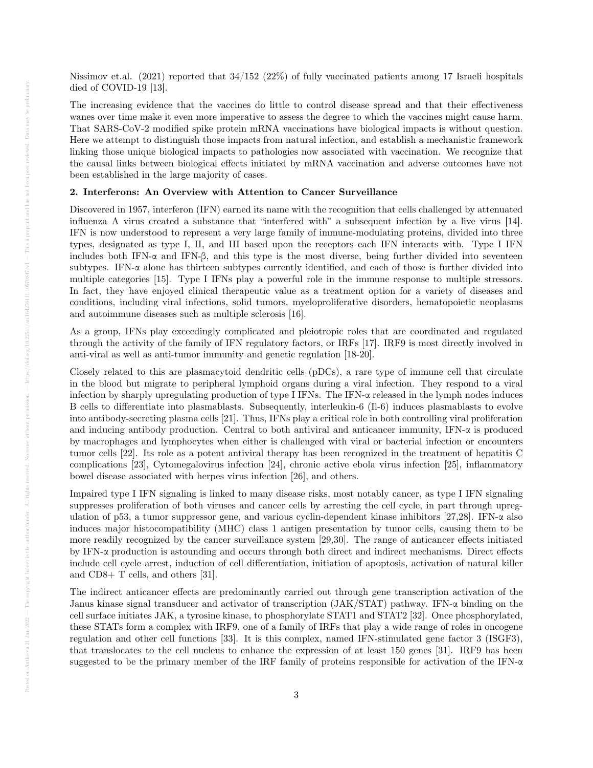Nissimov et.al. (2021) reported that 34/152 (22%) of fully vaccinated patients among 17 Israeli hospitals died of COVID-19 [13].

The increasing evidence that the vaccines do little to control disease spread and that their effectiveness wanes over time make it even more imperative to assess the degree to which the vaccines might cause harm. That SARS-CoV-2 modified spike protein mRNA vaccinations have biological impacts is without question. Here we attempt to distinguish those impacts from natural infection, and establish a mechanistic framework linking those unique biological impacts to pathologies now associated with vaccination. We recognize that the causal links between biological effects initiated by mRNA vaccination and adverse outcomes have not been established in the large majority of cases.

**2. Interferons: An Overview with Attention to Cancer Surveillance**

Discovered in 1957, interferon (IFN) earned its name with the recognition that cells challenged by attenuated influenza A virus created a substance that "interfered with" a subsequent infection by a live virus [14]. IFN is now understood to represent a very large family of immune-modulating proteins, divided into three types, designated as type I, II, and III based upon the receptors each IFN interacts with. Type I IFN includes both IFN-α and IFN-β, and this type is the most diverse, being further divided into seventeen subtypes. IFN-α alone has thirteen subtypes currently identified, and each of those is further divided into multiple categories [15]. Type I IFNs play a powerful role in the immune response to multiple stressors. In fact, they have enjoyed clinical therapeutic value as a treatment option for a variety of diseases and conditions, including viral infections, solid tumors, myeloproliferative disorders, hematopoietic neoplasms and autoimmune diseases such as multiple sclerosis [16].

As a group, IFNs play exceedingly complicated and pleiotropic roles that are coordinated and regulated through the activity of the family of IFN regulatory factors, or IRFs [17]. IRF9 is most directly involved in anti-viral as well as anti-tumor immunity and genetic regulation [18-20].

Closely related to this are plasmacytoid dendritic cells (pDCs), a rare type of immune cell that circulate in the blood but migrate to peripheral lymphoid organs during a viral infection. They respond to a viral infection by sharply upregulating production of type I IFNs. The IFN-α released in the lymph nodes induces B cells to differentiate into plasmablasts. Subsequently, interleukin-6 (Il-6) induces plasmablasts to evolve into antibody-secreting plasma cells [21]. Thus, IFNs play a critical role in both controlling viral proliferation and inducing antibody production. Central to both antiviral and anticancer immunity, IFN-α is produced by macrophages and lymphocytes when either is challenged with viral or bacterial infection or encounters tumor cells [22]. Its role as a potent antiviral therapy has been recognized in the treatment of hepatitis C complications [23], Cytomegalovirus infection [24], chronic active ebola virus infection [25], inflammatory bowel disease associated with herpes virus infection [26], and others.

Impaired type I IFN signaling is linked to many disease risks, most notably cancer, as type I IFN signaling suppresses proliferation of both viruses and cancer cells by arresting the cell cycle, in part through upregulation of p53, a tumor suppressor gene, and various cyclin-dependent kinase inhibitors [27,28]. IFN-α also induces major histocompatibility (MHC) class 1 antigen presentation by tumor cells, causing them to be more readily recognized by the cancer surveillance system [29,30]. The range of anticancer effects initiated by IFN-α production is astounding and occurs through both direct and indirect mechanisms. Direct effects include cell cycle arrest, induction of cell differentiation, initiation of apoptosis, activation of natural killer and CD8+ T cells, and others [31].

The indirect anticancer effects are predominantly carried out through gene transcription activation of the Janus kinase signal transducer and activator of transcription (JAK/STAT) pathway. IFN-α binding on the cell surface initiates JAK, a tyrosine kinase, to phosphorylate STAT1 and STAT2 [32]. Once phosphorylated, these STATs form a complex with IRF9, one of a family of IRFs that play a wide range of roles in oncogene regulation and other cell functions [33]. It is this complex, named IFN-stimulated gene factor 3 (ISGF3), that translocates to the cell nucleus to enhance the expression of at least 150 genes [31]. IRF9 has been suggested to be the primary member of the IRF family of proteins responsible for activation of the IFN-α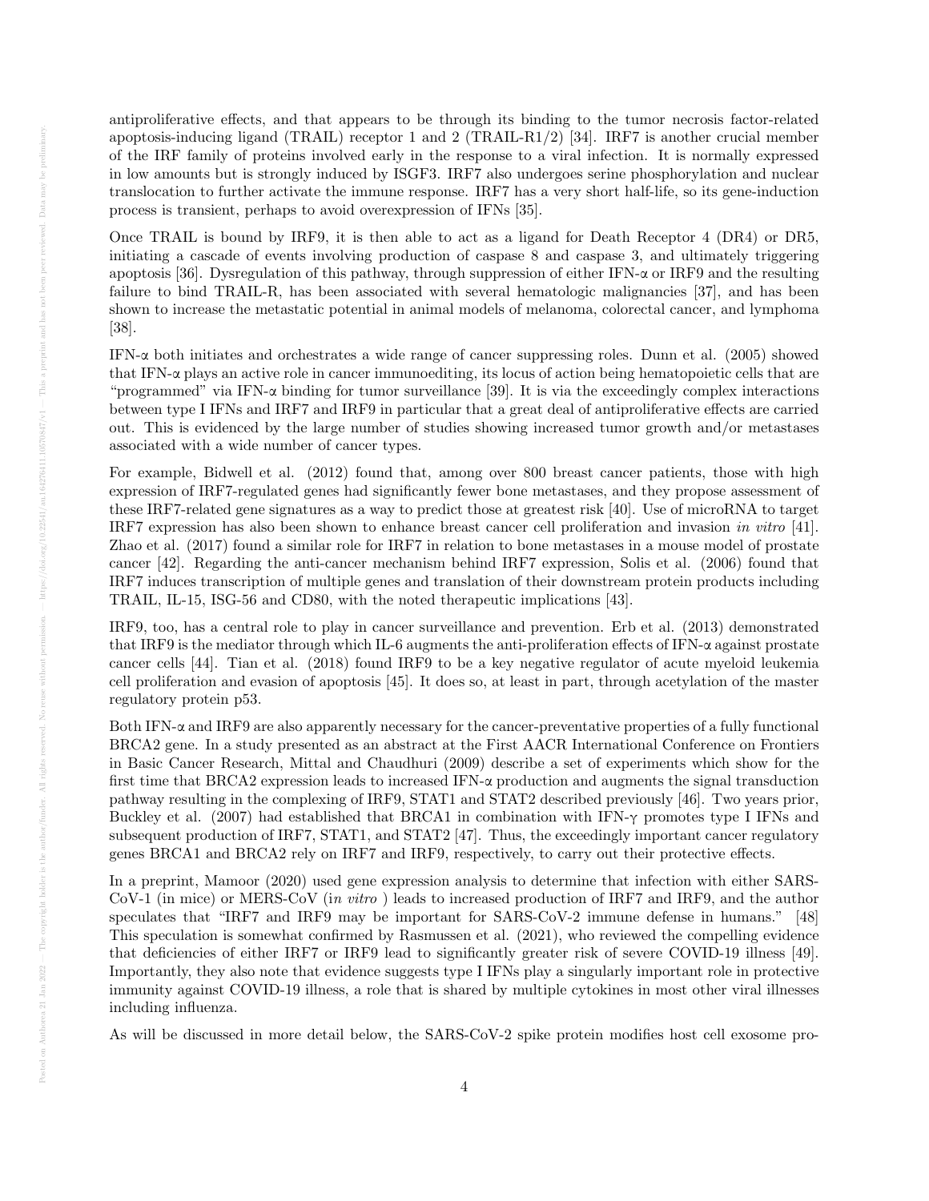antiproliferative effects, and that appears to be through its binding to the tumor necrosis factor-related apoptosis-inducing ligand (TRAIL) receptor 1 and 2 (TRAIL-R1/2) [34]. IRF7 is another crucial member of the IRF family of proteins involved early in the response to a viral infection. It is normally expressed in low amounts but is strongly induced by ISGF3. IRF7 also undergoes serine phosphorylation and nuclear translocation to further activate the immune response. IRF7 has a very short half-life, so its gene-induction process is transient, perhaps to avoid overexpression of IFNs [35].

Once TRAIL is bound by IRF9, it is then able to act as a ligand for Death Receptor 4 (DR4) or DR5, initiating a cascade of events involving production of caspase 8 and caspase 3, and ultimately triggering apoptosis [36]. Dysregulation of this pathway, through suppression of either IFN-α or IRF9 and the resulting failure to bind TRAIL-R, has been associated with several hematologic malignancies [37], and has been shown to increase the metastatic potential in animal models of melanoma, colorectal cancer, and lymphoma [38].

IFN-α both initiates and orchestrates a wide range of cancer suppressing roles. Dunn et al. (2005) showed that IFN-α plays an active role in cancer immunoediting, its locus of action being hematopoietic cells that are "programmed" via IFN-α binding for tumor surveillance [39]. It is via the exceedingly complex interactions between type I IFNs and IRF7 and IRF9 in particular that a great deal of antiproliferative effects are carried out. This is evidenced by the large number of studies showing increased tumor growth and/or metastases associated with a wide number of cancer types.

For example, Bidwell et al. (2012) found that, among over 800 breast cancer patients, those with high expression of IRF7-regulated genes had significantly fewer bone metastases, and they propose assessment of these IRF7-related gene signatures as a way to predict those at greatest risk [40]. Use of microRNA to target IRF7 expression has also been shown to enhance breast cancer cell proliferation and invasion *in vitro* [41]. Zhao et al. (2017) found a similar role for IRF7 in relation to bone metastases in a mouse model of prostate cancer [42]. Regarding the anti-cancer mechanism behind IRF7 expression, Solis et al. (2006) found that IRF7 induces transcription of multiple genes and translation of their downstream protein products including TRAIL, IL-15, ISG-56 and CD80, with the noted therapeutic implications [43].

IRF9, too, has a central role to play in cancer surveillance and prevention. Erb et al. (2013) demonstrated that IRF9 is the mediator through which IL-6 augments the anti-proliferation effects of IFN-α against prostate cancer cells [44]. Tian et al. (2018) found IRF9 to be a key negative regulator of acute myeloid leukemia cell proliferation and evasion of apoptosis [45]. It does so, at least in part, through acetylation of the master regulatory protein p53.

Both IFN-α and IRF9 are also apparently necessary for the cancer-preventative properties of a fully functional BRCA2 gene. In a study presented as an abstract at the First AACR International Conference on Frontiers in Basic Cancer Research, Mittal and Chaudhuri (2009) describe a set of experiments which show for the first time that BRCA2 expression leads to increased IFN-α production and augments the signal transduction pathway resulting in the complexing of IRF9, STAT1 and STAT2 described previously [46]. Two years prior, Buckley et al. (2007) had established that BRCA1 in combination with IFN-γ promotes type I IFNs and subsequent production of IRF7, STAT1, and STAT2 [47]. Thus, the exceedingly important cancer regulatory genes BRCA1 and BRCA2 rely on IRF7 and IRF9, respectively, to carry out their protective effects.

In a preprint, Mamoor (2020) used gene expression analysis to determine that infection with either SARS-CoV-1 (in mice) or MERS-CoV (*in vitro* ) leads to increased production of IRF7 and IRF9, and the author speculates that "IRF7 and IRF9 may be important for SARS-CoV-2 immune defense in humans." [48] This speculation is somewhat confirmed by Rasmussen et al. (2021), who reviewed the compelling evidence that deficiencies of either IRF7 or IRF9 lead to significantly greater risk of severe COVID-19 illness [49]. Importantly, they also note that evidence suggests type I IFNs play a singularly important role in protective immunity against COVID-19 illness, a role that is shared by multiple cytokines in most other viral illnesses including influenza.

As will be discussed in more detail below, the SARS-CoV-2 spike protein modifies host cell exosome pro-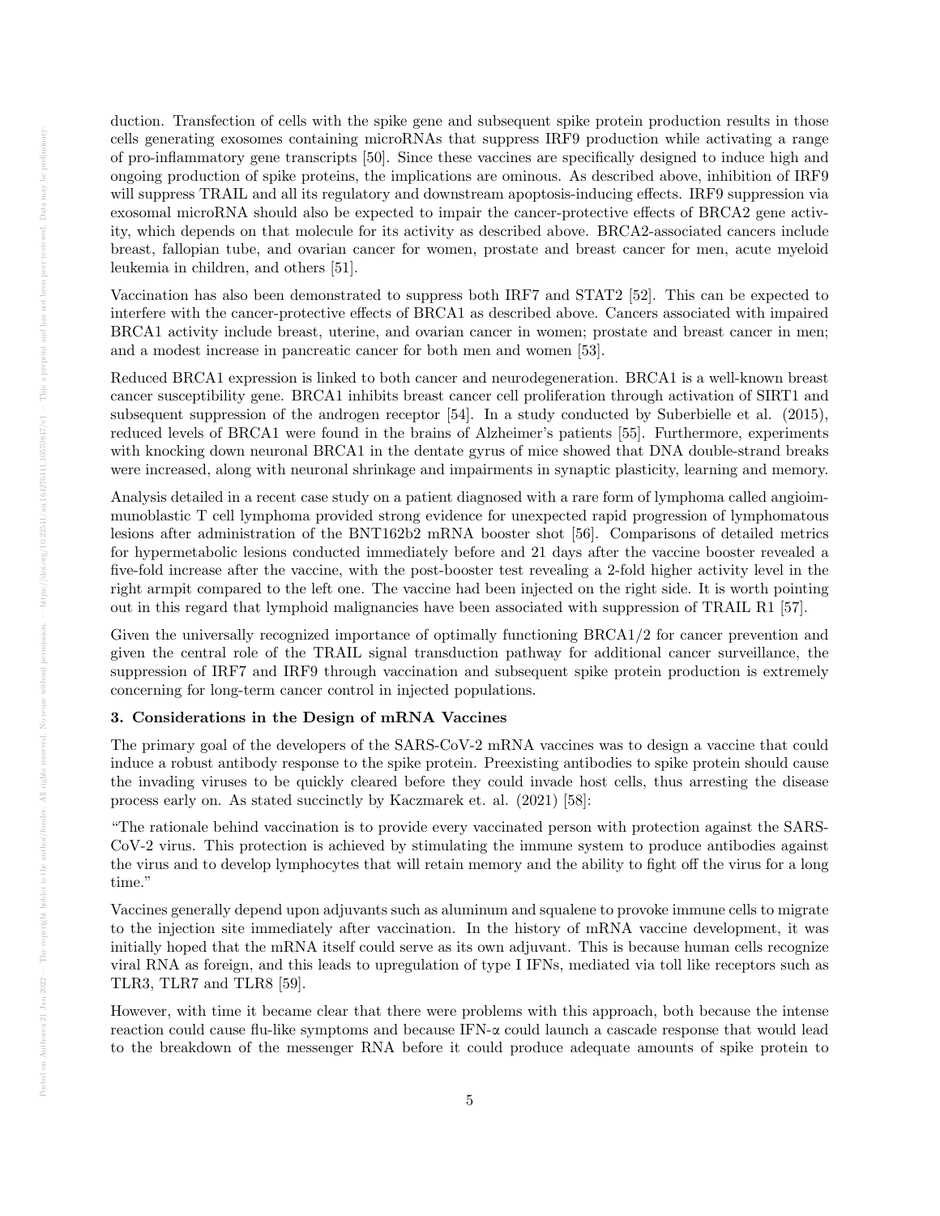duction. Transfection of cells with the spike gene and subsequent spike protein production results in those cells generating exosomes containing microRNAs that suppress IRF9 production while activating a range of pro-inflammatory gene transcripts [50]. Since these vaccines are specifically designed to induce high and ongoing production of spike proteins, the implications are ominous. As described above, inhibition of IRF9 will suppress TRAIL and all its regulatory and downstream apoptosis-inducing effects. IRF9 suppression via exosomal microRNA should also be expected to impair the cancer-protective effects of BRCA2 gene activity, which depends on that molecule for its activity as described above. BRCA2-associated cancers include breast, fallopian tube, and ovarian cancer for women, prostate and breast cancer for men, acute myeloid leukemia in children, and others [51].

Vaccination has also been demonstrated to suppress both IRF7 and STAT2 [52]. This can be expected to interfere with the cancer-protective effects of BRCA1 as described above. Cancers associated with impaired BRCA1 activity include breast, uterine, and ovarian cancer in women; prostate and breast cancer in men; and a modest increase in pancreatic cancer for both men and women [53].

Reduced BRCA1 expression is linked to both cancer and neurodegeneration. BRCA1 is a well-known breast cancer susceptibility gene. BRCA1 inhibits breast cancer cell proliferation through activation of SIRT1 and subsequent suppression of the androgen receptor [54]. In a study conducted by Suberbielle et al. (2015), reduced levels of BRCA1 were found in the brains of Alzheimer's patients [55]. Furthermore, experiments with knocking down neuronal BRCA1 in the dentate gyrus of mice showed that DNA double-strand breaks were increased, along with neuronal shrinkage and impairments in synaptic plasticity, learning and memory.

Analysis detailed in a recent case study on a patient diagnosed with a rare form of lymphoma called angioimmunoblastic T cell lymphoma provided strong evidence for unexpected rapid progression of lymphomatous lesions after administration of the BNT162b2 mRNA booster shot [56]. Comparisons of detailed metrics for hypermetabolic lesions conducted immediately before and 21 days after the vaccine booster revealed a five-fold increase after the vaccine, with the post-booster test revealing a 2-fold higher activity level in the right armpit compared to the left one. The vaccine had been injected on the right side. It is worth pointing out in this regard that lymphoid malignancies have been associated with suppression of TRAIL R1 [57].

Given the universally recognized importance of optimally functioning BRCA1/2 for cancer prevention and given the central role of the TRAIL signal transduction pathway for additional cancer surveillance, the suppression of IRF7 and IRF9 through vaccination and subsequent spike protein production is extremely concerning for long-term cancer control in injected populations.

### 3. Considerations in the Design of mRNA Vaccines

The primary goal of the developers of the SARS-CoV-2 mRNA vaccines was to design a vaccine that could induce a robust antibody response to the spike protein. Preexisting antibodies to spike protein should cause the invading viruses to be quickly cleared before they could invade host cells, thus arresting the disease process early on. As stated succinctly by Kaczmarek et. al. (2021) [58]:

"The rationale behind vaccination is to provide every vaccinated person with protection against the SARS-CoV-2 virus. This protection is achieved by stimulating the immune system to produce antibodies against the virus and to develop lymphocytes that will retain memory and the ability to fight off the virus for a long time."

Vaccines generally depend upon adjuvants such as aluminum and squalene to provoke immune cells to migrate to the injection site immediately after vaccination. In the history of mRNA vaccine development, it was initially hoped that the mRNA itself could serve as its own adjuvant. This is because human cells recognize viral RNA as foreign, and this leads to upregulation of type I IFNs, mediated via toll like receptors such as TLR3, TLR7 and TLR8 [59].

However, with time it became clear that there were problems with this approach, both because the intense reaction could cause flu-like symptoms and because IFN-α could launch a cascade response that would lead to the breakdown of the messenger RNA before it could produce adequate amounts of spike protein to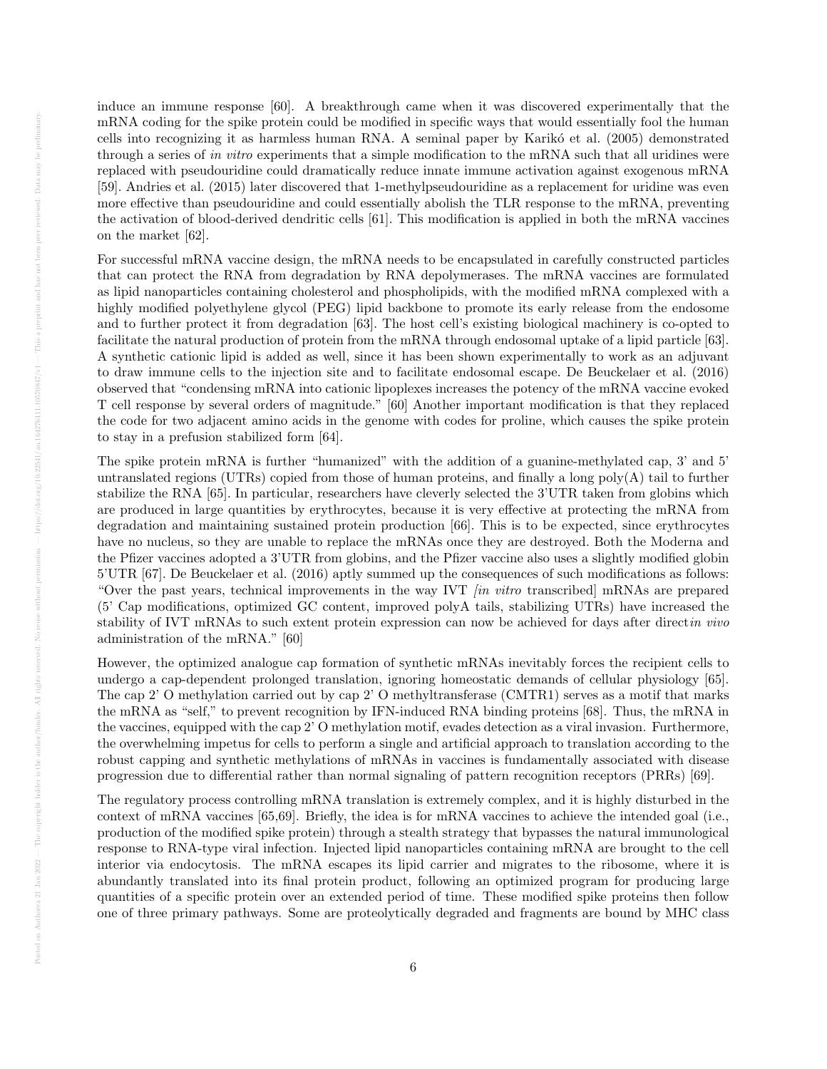induce an immune response [60]. A breakthrough came when it was discovered experimentally that the mRNA coding for the spike protein could be modified in specific ways that would essentially fool the human cells into recognizing it as harmless human RNA. A seminal paper by Karikó et al. (2005) demonstrated through a series of *in vitro* experiments that a simple modification to the mRNA such that all uridines were replaced with pseudouridine could dramatically reduce innate immune activation against exogenous mRNA [59]. Andries et al. (2015) later discovered that 1-methylpseudouridine as a replacement for uridine was even more effective than pseudouridine and could essentially abolish the TLR response to the mRNA, preventing the activation of blood-derived dendritic cells [61]. This modification is applied in both the mRNA vaccines on the market [62].

For successful mRNA vaccine design, the mRNA needs to be encapsulated in carefully constructed particles that can protect the RNA from degradation by RNA depolymerases. The mRNA vaccines are formulated as lipid nanoparticles containing cholesterol and phospholipids, with the modified mRNA complexed with a highly modified polyethylene glycol (PEG) lipid backbone to promote its early release from the endosome and to further protect it from degradation [63]. The host cell's existing biological machinery is co-opted to facilitate the natural production of protein from the mRNA through endosomal uptake of a lipid particle [63]. A synthetic cationic lipid is added as well, since it has been shown experimentally to work as an adjuvant to draw immune cells to the injection site and to facilitate endosomal escape. De Beuckelaer et al. (2016) observed that "condensing mRNA into cationic lipoplexes increases the potency of the mRNA vaccine evoked T cell response by several orders of magnitude." [60] Another important modification is that they replaced the code for two adjacent amino acids in the genome with codes for proline, which causes the spike protein to stay in a prefusion stabilized form [64].

The spike protein mRNA is further "humanized" with the addition of a guanine-methylated cap, 3' and 5' untranslated regions (UTRs) copied from those of human proteins, and finally a long poly(A) tail to further stabilize the RNA [65]. In particular, researchers have cleverly selected the 3'UTR taken from globins which are produced in large quantities by erythrocytes, because it is very effective at protecting the mRNA from degradation and maintaining sustained protein production [66]. This is to be expected, since erythrocytes have no nucleus, so they are unable to replace the mRNAs once they are destroyed. Both the Moderna and the Pfizer vaccines adopted a 3'UTR from globins, and the Pfizer vaccine also uses a slightly modified globin 5'UTR [67]. De Beuckelaer et al. (2016) aptly summed up the consequences of such modifications as follows: "Over the past years, technical improvements in the way IVT *[in vitro* transcribed] mRNAs are prepared (5' Cap modifications, optimized GC content, improved polyA tails, stabilizing UTRs) have increased the stability of IVT mRNAs to such extent protein expression can now be achieved for days after direct*in vivo* administration of the mRNA." [60]

However, the optimized analogue cap formation of synthetic mRNAs inevitably forces the recipient cells to undergo a cap-dependent prolonged translation, ignoring homeostatic demands of cellular physiology [65]. The cap 2' O methylation carried out by cap 2' O methyltransferase (CMTR1) serves as a motif that marks the mRNA as "self," to prevent recognition by IFN-induced RNA binding proteins [68]. Thus, the mRNA in the vaccines, equipped with the cap 2' O methylation motif, evades detection as a viral invasion. Furthermore, the overwhelming impetus for cells to perform a single and artificial approach to translation according to the robust capping and synthetic methylations of mRNAs in vaccines is fundamentally associated with disease progression due to differential rather than normal signaling of pattern recognition receptors (PRRs) [69].

The regulatory process controlling mRNA translation is extremely complex, and it is highly disturbed in the context of mRNA vaccines [65,69]. Briefly, the idea is for mRNA vaccines to achieve the intended goal (i.e., production of the modified spike protein) through a stealth strategy that bypasses the natural immunological response to RNA-type viral infection. Injected lipid nanoparticles containing mRNA are brought to the cell interior via endocytosis. The mRNA escapes its lipid carrier and migrates to the ribosome, where it is abundantly translated into its final protein product, following an optimized program for producing large quantities of a specific protein over an extended period of time. These modified spike proteins then follow one of three primary pathways. Some are proteolytically degraded and fragments are bound by MHC class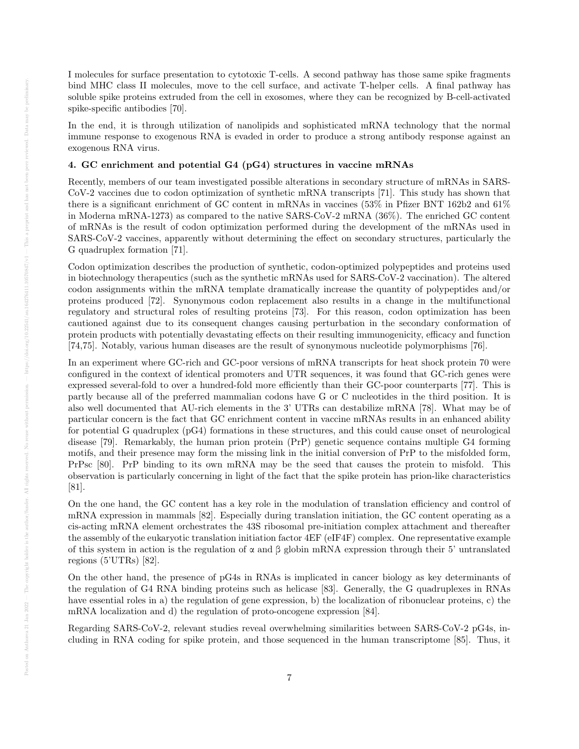I molecules for surface presentation to cytotoxic T-cells. A second pathway has those same spike fragments bind MHC class II molecules, move to the cell surface, and activate T-helper cells. A final pathway has soluble spike proteins extruded from the cell in exosomes, where they can be recognized by B-cell-activated spike-specific antibodies [70].

In the end, it is through utilization of nanolipids and sophisticated mRNA technology that the normal immune response to exogenous RNA is evaded in order to produce a strong antibody response against an exogenous RNA virus.

## 4. GC enrichment and potential G4 (pG4) structures in vaccine mRNAs

Recently, members of our team investigated possible alterations in secondary structure of mRNAs in SARS-CoV-2 vaccines due to codon optimization of synthetic mRNA transcripts [71]. This study has shown that there is a significant enrichment of GC content in mRNAs in vaccines (53% in Pfizer BNT 162b2 and 61% in Moderna mRNA-1273) as compared to the native SARS-CoV-2 mRNA (36%). The enriched GC content of mRNAs is the result of codon optimization performed during the development of the mRNAs used in SARS-CoV-2 vaccines, apparently without determining the effect on secondary structures, particularly the G quadruplex formation [71].

Codon optimization describes the production of synthetic, codon-optimized polypeptides and proteins used in biotechnology therapeutics (such as the synthetic mRNAs used for SARS-CoV-2 vaccination). The altered codon assignments within the mRNA template dramatically increase the quantity of polypeptides and/or proteins produced [72]. Synonymous codon replacement also results in a change in the multifunctional regulatory and structural roles of resulting proteins [73]. For this reason, codon optimization has been cautioned against due to its consequent changes causing perturbation in the secondary conformation of protein products with potentially devastating effects on their resulting immunogenicity, efficacy and function [74,75]. Notably, various human diseases are the result of synonymous nucleotide polymorphisms [76].

In an experiment where GC-rich and GC-poor versions of mRNA transcripts for heat shock protein 70 were configured in the context of identical promoters and UTR sequences, it was found that GC-rich genes were expressed several-fold to over a hundred-fold more efficiently than their GC-poor counterparts [77]. This is partly because all of the preferred mammalian codons have G or C nucleotides in the third position. It is also well documented that AU-rich elements in the 3' UTRs can destabilize mRNA [78]. What may be of particular concern is the fact that GC enrichment content in vaccine mRNAs results in an enhanced ability for potential G quadruplex (pG4) formations in these structures, and this could cause onset of neurological disease [79]. Remarkably, the human prion protein (PrP) genetic sequence contains multiple G4 forming motifs, and their presence may form the missing link in the initial conversion of PrP to the misfolded form, PrPsc [80]. PrP binding to its own mRNA may be the seed that causes the protein to misfold. This observation is particularly concerning in light of the fact that the spike protein has prion-like characteristics [81].

On the one hand, the GC content has a key role in the modulation of translation efficiency and control of mRNA expression in mammals [82]. Especially during translation initiation, the GC content operating as a cis-acting mRNA element orchestrates the 43S ribosomal pre-initiation complex attachment and thereafter the assembly of the eukaryotic translation initiation factor 4EF (eIF4F) complex. One representative example of this system in action is the regulation of α and β globin mRNA expression through their 5' untranslated regions (5'UTRs) [82].

On the other hand, the presence of pG4s in RNAs is implicated in cancer biology as key determinants of the regulation of G4 RNA binding proteins such as helicase [83]. Generally, the G quadruplexes in RNAs have essential roles in a) the regulation of gene expression, b) the localization of ribonuclear proteins, c) the mRNA localization and d) the regulation of proto-oncogene expression [84].

Regarding SARS-CoV-2, relevant studies reveal overwhelming similarities between SARS-CoV-2 pG4s, including in RNA coding for spike protein, and those sequenced in the human transcriptome [85]. Thus, it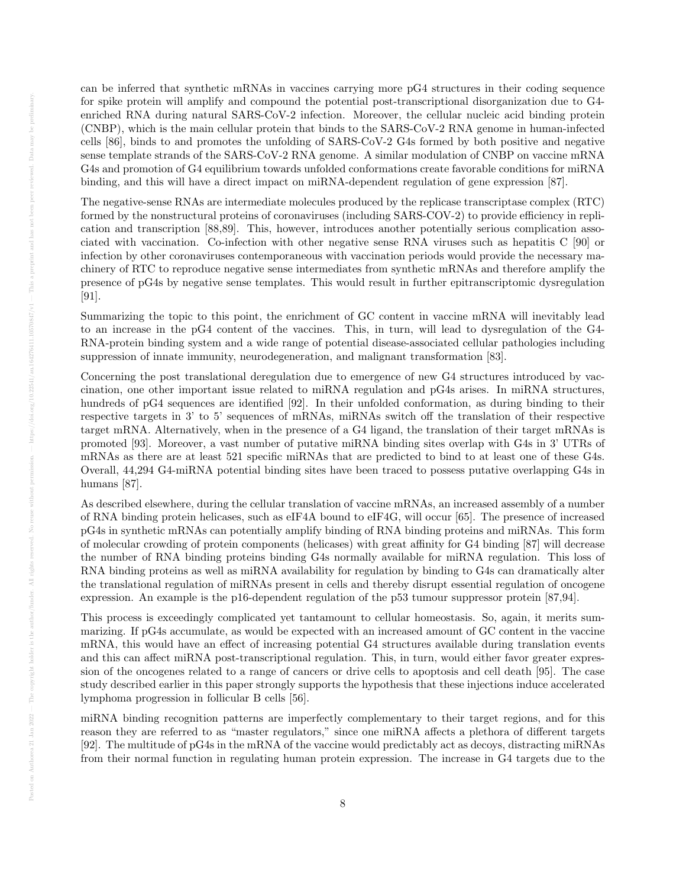can be inferred that synthetic mRNAs in vaccines carrying more pG4 structures in their coding sequence for spike protein will amplify and compound the potential post-transcriptional disorganization due to G4-enriched RNA during natural SARS-CoV-2 infection. Moreover, the cellular nucleic acid binding protein (CNBP), which is the main cellular protein that binds to the SARS-CoV-2 RNA genome in human-infected cells [86], binds to and promotes the unfolding of SARS-CoV-2 G4s formed by both positive and negative sense template strands of the SARS-CoV-2 RNA genome. A similar modulation of CNBP on vaccine mRNA G4s and promotion of G4 equilibrium towards unfolded conformations create favorable conditions for miRNA binding, and this will have a direct impact on miRNA-dependent regulation of gene expression [87].

The negative-sense RNAs are intermediate molecules produced by the replicase transcriptase complex (RTC) formed by the nonstructural proteins of coronaviruses (including SARS-COV-2) to provide efficiency in replication and transcription [88,89]. This, however, introduces another potentially serious complication associated with vaccination. Co-infection with other negative sense RNA viruses such as hepatitis C [90] or infection by other coronaviruses contemporaneous with vaccination periods would provide the necessary machinery of RTC to reproduce negative sense intermediates from synthetic mRNAs and therefore amplify the presence of pG4s by negative sense templates. This would result in further epitranscriptomic dysregulation [91].

Summarizing the topic to this point, the enrichment of GC content in vaccine mRNA will inevitably lead to an increase in the pG4 content of the vaccines. This, in turn, will lead to dysregulation of the G4-RNA-protein binding system and a wide range of potential disease-associated cellular pathologies including suppression of innate immunity, neurodegeneration, and malignant transformation [83].

Concerning the post translational deregulation due to emergence of new G4 structures introduced by vaccination, one other important issue related to miRNA regulation and pG4s arises. In miRNA structures, hundreds of pG4 sequences are identified [92]. In their unfolded conformation, as during binding to their respective targets in 3' to 5' sequences of mRNAs, miRNAs switch off the translation of their respective target mRNA. Alternatively, when in the presence of a G4 ligand, the translation of their target mRNAs is promoted [93]. Moreover, a vast number of putative miRNA binding sites overlap with G4s in 3' UTRs of mRNAs as there are at least 521 specific miRNAs that are predicted to bind to at least one of these G4s. Overall, 44,294 G4-miRNA potential binding sites have been traced to possess putative overlapping G4s in humans [87].

As described elsewhere, during the cellular translation of vaccine mRNAs, an increased assembly of a number of RNA binding protein helicases, such as eIF4A bound to eIF4G, will occur [65]. The presence of increased pG4s in synthetic mRNAs can potentially amplify binding of RNA binding proteins and miRNAs. This form of molecular crowding of protein components (helicases) with great affinity for G4 binding [87] will decrease the number of RNA binding proteins binding G4s normally available for miRNA regulation. This loss of RNA binding proteins as well as miRNA availability for regulation by binding to G4s can dramatically alter the translational regulation of miRNAs present in cells and thereby disrupt essential regulation of oncogene expression. An example is the p16-dependent regulation of the p53 tumour suppressor protein [87,94].

This process is exceedingly complicated yet tantamount to cellular homeostasis. So, again, it merits summarizing. If pG4s accumulate, as would be expected with an increased amount of GC content in the vaccine mRNA, this would have an effect of increasing potential G4 structures available during translation events and this can affect miRNA post-transcriptional regulation. This, in turn, would either favor greater expression of the oncogenes related to a range of cancers or drive cells to apoptosis and cell death [95]. The case study described earlier in this paper strongly supports the hypothesis that these injections induce accelerated lymphoma progression in follicular B cells [56].

miRNA binding recognition patterns are imperfectly complementary to their target regions, and for this reason they are referred to as "master regulators," since one miRNA affects a plethora of different targets [92]. The multitude of pG4s in the mRNA of the vaccine would predictably act as decoys, distracting miRNAs from their normal function in regulating human protein expression. The increase in G4 targets due to the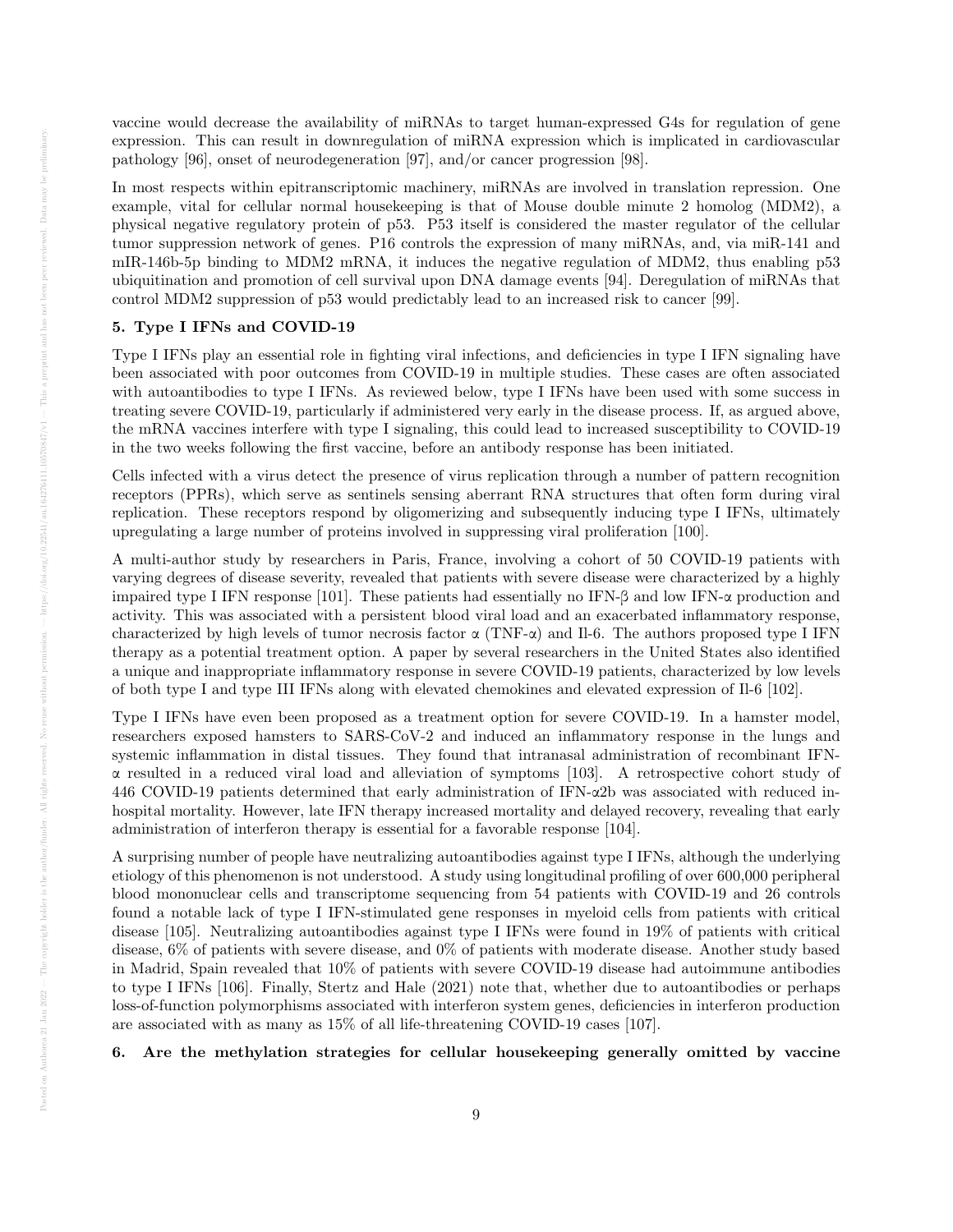vaccine would decrease the availability of miRNAs to target human-expressed G4s for regulation of gene expression. This can result in downregulation of miRNA expression which is implicated in cardiovascular pathology [96], onset of neurodegeneration [97], and/or cancer progression [98].

In most respects within epitranscriptomic machinery, miRNAs are involved in translation repression. One example, vital for cellular normal housekeeping is that of Mouse double minute 2 homolog (MDM2), a physical negative regulatory protein of p53. P53 itself is considered the master regulator of the cellular tumor suppression network of genes. P16 controls the expression of many miRNAs, and, via miR-141 and mIR-146b-5p binding to MDM2 mRNA, it induces the negative regulation of MDM2, thus enabling p53 ubiquitination and promotion of cell survival upon DNA damage events [94]. Deregulation of miRNAs that control MDM2 suppression of p53 would predictably lead to an increased risk to cancer [99].

## 5. Type I IFNs and COVID-19

Type I IFNs play an essential role in fighting viral infections, and deficiencies in type I IFN signaling have been associated with poor outcomes from COVID-19 in multiple studies. These cases are often associated with autoantibodies to type I IFNs. As reviewed below, type I IFNs have been used with some success in treating severe COVID-19, particularly if administered very early in the disease process. If, as argued above, the mRNA vaccines interfere with type I signaling, this could lead to increased susceptibility to COVID-19 in the two weeks following the first vaccine, before an antibody response has been initiated.

Cells infected with a virus detect the presence of virus replication through a number of pattern recognition receptors (PPRs), which serve as sentinels sensing aberrant RNA structures that often form during viral replication. These receptors respond by oligomerizing and subsequently inducing type I IFNs, ultimately upregulating a large number of proteins involved in suppressing viral proliferation [100].

A multi-author study by researchers in Paris, France, involving a cohort of 50 COVID-19 patients with varying degrees of disease severity, revealed that patients with severe disease were characterized by a highly impaired type I IFN response [101]. These patients had essentially no IFN-β and low IFN-α production and activity. This was associated with a persistent blood viral load and an exacerbated inflammatory response, characterized by high levels of tumor necrosis factor α (TNF-α) and Il-6. The authors proposed type I IFN therapy as a potential treatment option. A paper by several researchers in the United States also identified a unique and inappropriate inflammatory response in severe COVID-19 patients, characterized by low levels of both type I and type III IFNs along with elevated chemokines and elevated expression of Il-6 [102].

Type I IFNs have even been proposed as a treatment option for severe COVID-19. In a hamster model, researchers exposed hamsters to SARS-CoV-2 and induced an inflammatory response in the lungs and systemic inflammation in distal tissues. They found that intranasal administration of recombinant IFN-α resulted in a reduced viral load and alleviation of symptoms [103]. A retrospective cohort study of 446 COVID-19 patients determined that early administration of IFN-α2b was associated with reduced in-hospital mortality. However, late IFN therapy increased mortality and delayed recovery, revealing that early administration of interferon therapy is essential for a favorable response [104].

A surprising number of people have neutralizing autoantibodies against type I IFNs, although the underlying etiology of this phenomenon is not understood. A study using longitudinal profiling of over 600,000 peripheral blood mononuclear cells and transcriptome sequencing from 54 patients with COVID-19 and 26 controls found a notable lack of type I IFN-stimulated gene responses in myeloid cells from patients with critical disease [105]. Neutralizing autoantibodies against type I IFNs were found in 19% of patients with critical disease, 6% of patients with severe disease, and 0% of patients with moderate disease. Another study based in Madrid, Spain revealed that 10% of patients with severe COVID-19 disease had autoimmune antibodies to type I IFNs [106]. Finally, Stertz and Hale (2021) note that, whether due to autoantibodies or perhaps loss-of-function polymorphisms associated with interferon system genes, deficiencies in interferon production are associated with as many as 15% of all life-threatening COVID-19 cases [107].

## 6. Are the methylation strategies for cellular housekeeping generally omitted by vaccine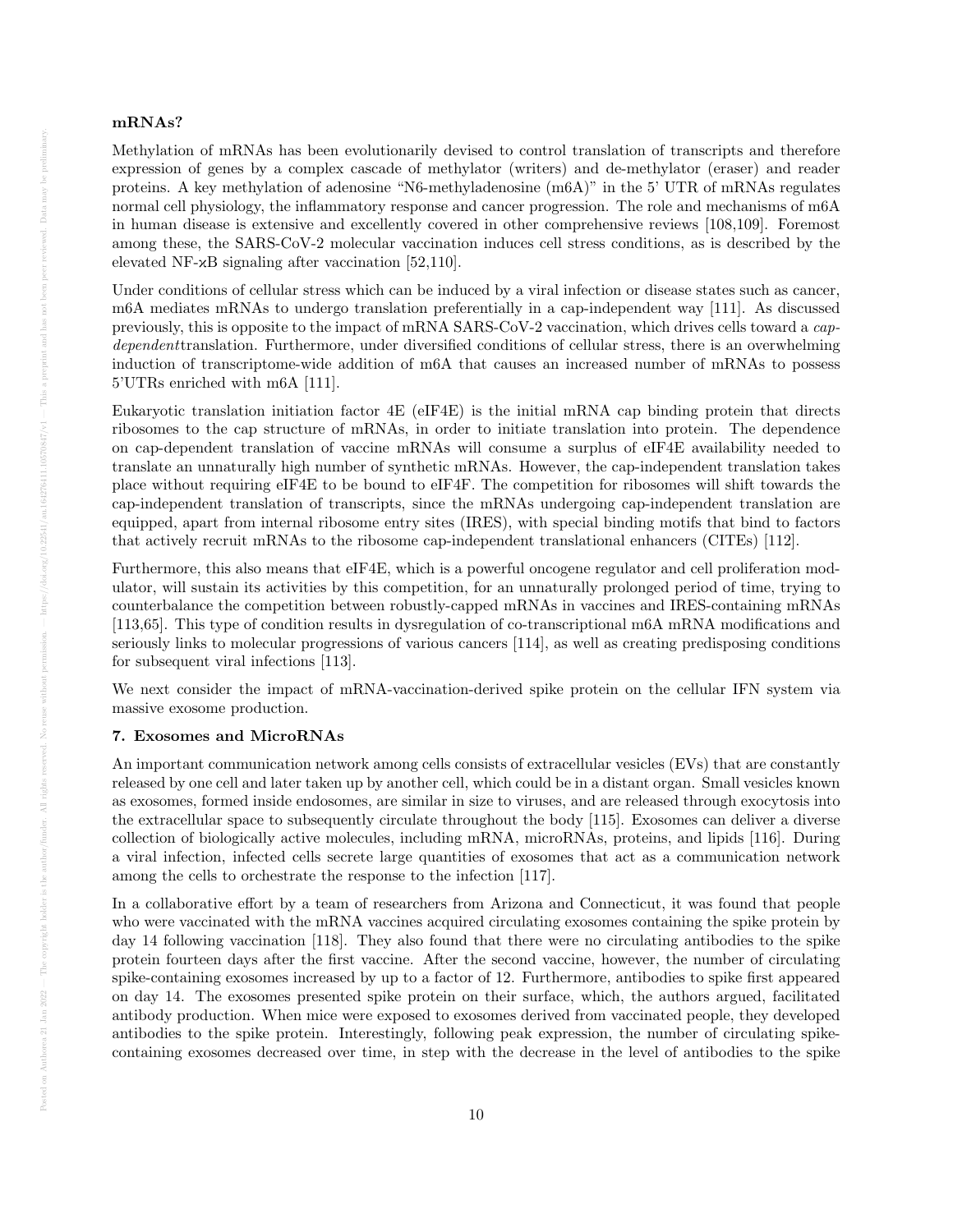**mRNAs?**

Methylation of mRNAs has been evolutionarily devised to control translation of transcripts and therefore expression of genes by a complex cascade of methylator (writers) and de-methylator (eraser) and reader proteins. A key methylation of adenosine "N6-methyladenosine (m6A)" in the 5' UTR of mRNAs regulates normal cell physiology, the inflammatory response and cancer progression. The role and mechanisms of m6A in human disease is extensive and excellently covered in other comprehensive reviews [108,109]. Foremost among these, the SARS-CoV-2 molecular vaccination induces cell stress conditions, as is described by the elevated NF-ϰB signaling after vaccination [52,110].

Under conditions of cellular stress which can be induced by a viral infection or disease states such as cancer, m6A mediates mRNAs to undergo translation preferentially in a cap-independent way [111]. As discussed previously, this is opposite to the impact of mRNA SARS-CoV-2 vaccination, which drives cells toward a *cap-dependent*translation. Furthermore, under diversified conditions of cellular stress, there is an overwhelming induction of transcriptome-wide addition of m6A that causes an increased number of mRNAs to possess 5'UTRs enriched with m6A [111].

Eukaryotic translation initiation factor 4E (eIF4E) is the initial mRNA cap binding protein that directs ribosomes to the cap structure of mRNAs, in order to initiate translation into protein. The dependence on cap-dependent translation of vaccine mRNAs will consume a surplus of eIF4E availability needed to translate an unnaturally high number of synthetic mRNAs. However, the cap-independent translation takes place without requiring eIF4E to be bound to eIF4F. The competition for ribosomes will shift towards the cap-independent translation of transcripts, since the mRNAs undergoing cap-independent translation are equipped, apart from internal ribosome entry sites (IRES), with special binding motifs that bind to factors that actively recruit mRNAs to the ribosome cap-independent translational enhancers (CITEs) [112].

Furthermore, this also means that eIF4E, which is a powerful oncogene regulator and cell proliferation modulator, will sustain its activities by this competition, for an unnaturally prolonged period of time, trying to counterbalance the competition between robustly-capped mRNAs in vaccines and IRES-containing mRNAs [113,65]. This type of condition results in dysregulation of co-transcriptional m6A mRNA modifications and seriously links to molecular progressions of various cancers [114], as well as creating predisposing conditions for subsequent viral infections [113].

We next consider the impact of mRNA-vaccination-derived spike protein on the cellular IFN system via massive exosome production.

## 7. Exosomes and MicroRNAs

An important communication network among cells consists of extracellular vesicles (EVs) that are constantly released by one cell and later taken up by another cell, which could be in a distant organ. Small vesicles known as exosomes, formed inside endosomes, are similar in size to viruses, and are released through exocytosis into the extracellular space to subsequently circulate throughout the body [115]. Exosomes can deliver a diverse collection of biologically active molecules, including mRNA, microRNAs, proteins, and lipids [116]. During a viral infection, infected cells secrete large quantities of exosomes that act as a communication network among the cells to orchestrate the response to the infection [117].

In a collaborative effort by a team of researchers from Arizona and Connecticut, it was found that people who were vaccinated with the mRNA vaccines acquired circulating exosomes containing the spike protein by day 14 following vaccination [118]. They also found that there were no circulating antibodies to the spike protein fourteen days after the first vaccine. After the second vaccine, however, the number of circulating spike-containing exosomes increased by up to a factor of 12. Furthermore, antibodies to spike first appeared on day 14. The exosomes presented spike protein on their surface, which, the authors argued, facilitated antibody production. When mice were exposed to exosomes derived from vaccinated people, they developed antibodies to the spike protein. Interestingly, following peak expression, the number of circulating spike-containing exosomes decreased over time, in step with the decrease in the level of antibodies to the spike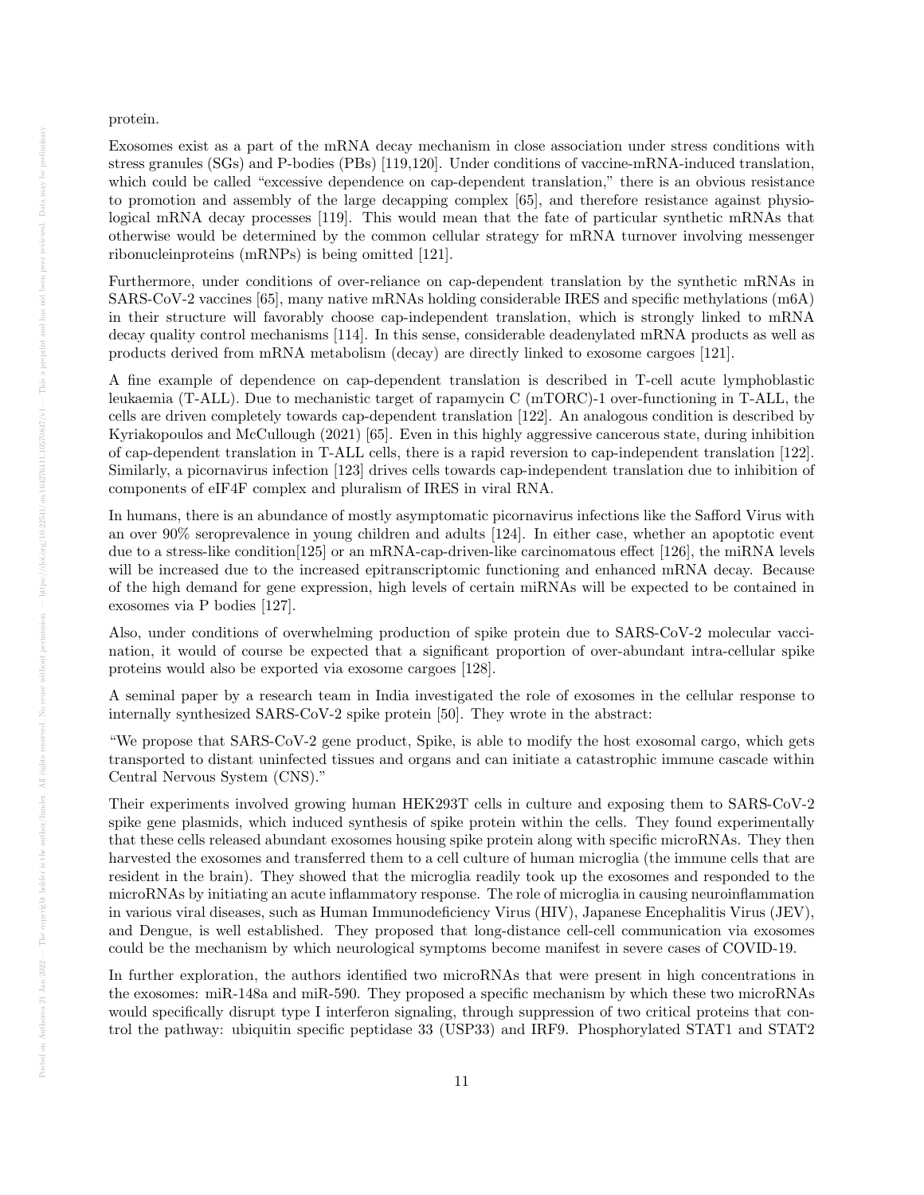protein.

Exosomes exist as a part of the mRNA decay mechanism in close association under stress conditions with stress granules (SGs) and P-bodies (PBs) [119,120]. Under conditions of vaccine-mRNA-induced translation, which could be called "excessive dependence on cap-dependent translation," there is an obvious resistance to promotion and assembly of the large decapping complex [65], and therefore resistance against physiological mRNA decay processes [119]. This would mean that the fate of particular synthetic mRNAs that otherwise would be determined by the common cellular strategy for mRNA turnover involving messenger ribonucleinproteins (mRNPs) is being omitted [121].

Furthermore, under conditions of over-reliance on cap-dependent translation by the synthetic mRNAs in SARS-CoV-2 vaccines [65], many native mRNAs holding considerable IRES and specific methylations (m6A) in their structure will favorably choose cap-independent translation, which is strongly linked to mRNA decay quality control mechanisms [114]. In this sense, considerable deadenylated mRNA products as well as products derived from mRNA metabolism (decay) are directly linked to exosome cargoes [121].

A fine example of dependence on cap-dependent translation is described in T-cell acute lymphoblastic leukaemia (T-ALL). Due to mechanistic target of rapamycin C (mTORC)-1 over-functioning in T-ALL, the cells are driven completely towards cap-dependent translation [122]. An analogous condition is described by Kyriakopoulos and McCullough (2021) [65]. Even in this highly aggressive cancerous state, during inhibition of cap-dependent translation in T-ALL cells, there is a rapid reversion to cap-independent translation [122]. Similarly, a picornavirus infection [123] drives cells towards cap-independent translation due to inhibition of components of eIF4F complex and pluralism of IRES in viral RNA.

In humans, there is an abundance of mostly asymptomatic picornavirus infections like the Safford Virus with an over 90% seroprevalence in young children and adults [124]. In either case, whether an apoptotic event due to a stress-like condition[125] or an mRNA-cap-driven-like carcinomatous effect [126], the miRNA levels will be increased due to the increased epitranscriptomic functioning and enhanced mRNA decay. Because of the high demand for gene expression, high levels of certain miRNAs will be expected to be contained in exosomes via P bodies [127].

Also, under conditions of overwhelming production of spike protein due to SARS-CoV-2 molecular vaccination, it would of course be expected that a significant proportion of over-abundant intra-cellular spike proteins would also be exported via exosome cargoes [128].

A seminal paper by a research team in India investigated the role of exosomes in the cellular response to internally synthesized SARS-CoV-2 spike protein [50]. They wrote in the abstract:

"We propose that SARS-CoV-2 gene product, Spike, is able to modify the host exosomal cargo, which gets transported to distant uninfected tissues and organs and can initiate a catastrophic immune cascade within Central Nervous System (CNS)."

Their experiments involved growing human HEK293T cells in culture and exposing them to SARS-CoV-2 spike gene plasmids, which induced synthesis of spike protein within the cells. They found experimentally that these cells released abundant exosomes housing spike protein along with specific microRNAs. They then harvested the exosomes and transferred them to a cell culture of human microglia (the immune cells that are resident in the brain). They showed that the microglia readily took up the exosomes and responded to the microRNAs by initiating an acute inflammatory response. The role of microglia in causing neuroinflammation in various viral diseases, such as Human Immunodeficiency Virus (HIV), Japanese Encephalitis Virus (JEV), and Dengue, is well established. They proposed that long-distance cell-cell communication via exosomes could be the mechanism by which neurological symptoms become manifest in severe cases of COVID-19.

In further exploration, the authors identified two microRNAs that were present in high concentrations in the exosomes: miR-148a and miR-590. They proposed a specific mechanism by which these two microRNAs would specifically disrupt type I interferon signaling, through suppression of two critical proteins that control the pathway: ubiquitin specific peptidase 33 (USP33) and IRF9. Phosphorylated STAT1 and STAT2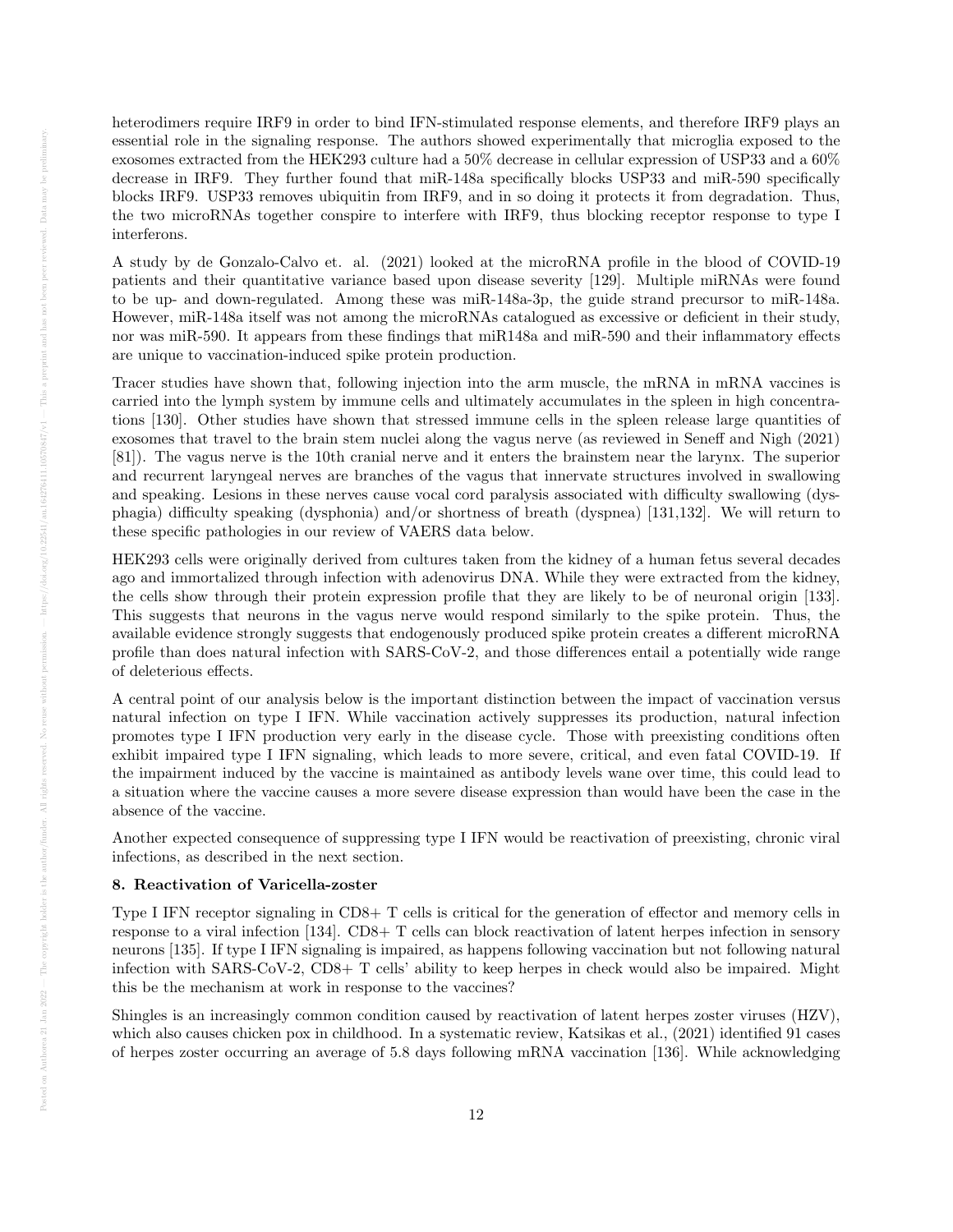heterodimers require IRF9 in order to bind IFN-stimulated response elements, and therefore IRF9 plays an essential role in the signaling response. The authors showed experimentally that microglia exposed to the exosomes extracted from the HEK293 culture had a 50% decrease in cellular expression of USP33 and a 60% decrease in IRF9. They further found that miR-148a specifically blocks USP33 and miR-590 specifically blocks IRF9. USP33 removes ubiquitin from IRF9, and in so doing it protects it from degradation. Thus, the two microRNAs together conspire to interfere with IRF9, thus blocking receptor response to type I interferons.

A study by de Gonzalo-Calvo et. al. (2021) looked at the microRNA profile in the blood of COVID-19 patients and their quantitative variance based upon disease severity [129]. Multiple miRNAs were found to be up- and down-regulated. Among these was miR-148a-3p, the guide strand precursor to miR-148a. However, miR-148a itself was not among the microRNAs catalogued as excessive or deficient in their study, nor was miR-590. It appears from these findings that miR148a and miR-590 and their inflammatory effects are unique to vaccination-induced spike protein production.

Tracer studies have shown that, following injection into the arm muscle, the mRNA in mRNA vaccines is carried into the lymph system by immune cells and ultimately accumulates in the spleen in high concentrations [130]. Other studies have shown that stressed immune cells in the spleen release large quantities of exosomes that travel to the brain stem nuclei along the vagus nerve (as reviewed in Seneff and Nigh (2021) [81]). The vagus nerve is the 10th cranial nerve and it enters the brainstem near the larynx. The superior and recurrent laryngeal nerves are branches of the vagus that innervate structures involved in swallowing and speaking. Lesions in these nerves cause vocal cord paralysis associated with difficulty swallowing (dysphagia) difficulty speaking (dysphonia) and/or shortness of breath (dyspnea) [131,132]. We will return to these specific pathologies in our review of VAERS data below.

HEK293 cells were originally derived from cultures taken from the kidney of a human fetus several decades ago and immortalized through infection with adenovirus DNA. While they were extracted from the kidney, the cells show through their protein expression profile that they are likely to be of neuronal origin [133]. This suggests that neurons in the vagus nerve would respond similarly to the spike protein. Thus, the available evidence strongly suggests that endogenously produced spike protein creates a different microRNA profile than does natural infection with SARS-CoV-2, and those differences entail a potentially wide range of deleterious effects.

A central point of our analysis below is the important distinction between the impact of vaccination versus natural infection on type I IFN. While vaccination actively suppresses its production, natural infection promotes type I IFN production very early in the disease cycle. Those with preexisting conditions often exhibit impaired type I IFN signaling, which leads to more severe, critical, and even fatal COVID-19. If the impairment induced by the vaccine is maintained as antibody levels wane over time, this could lead to a situation where the vaccine causes a more severe disease expression than would have been the case in the absence of the vaccine.

Another expected consequence of suppressing type I IFN would be reactivation of preexisting, chronic viral infections, as described in the next section.

### 8. Reactivation of Varicella-zoster

Type I IFN receptor signaling in CD8+ T cells is critical for the generation of effector and memory cells in response to a viral infection [134]. CD8+ T cells can block reactivation of latent herpes infection in sensory neurons [135]. If type I IFN signaling is impaired, as happens following vaccination but not following natural infection with SARS-CoV-2, CD8+ T cells' ability to keep herpes in check would also be impaired. Might this be the mechanism at work in response to the vaccines?

Shingles is an increasingly common condition caused by reactivation of latent herpes zoster viruses (HZV), which also causes chicken pox in childhood. In a systematic review, Katsikas et al., (2021) identified 91 cases of herpes zoster occurring an average of 5.8 days following mRNA vaccination [136]. While acknowledging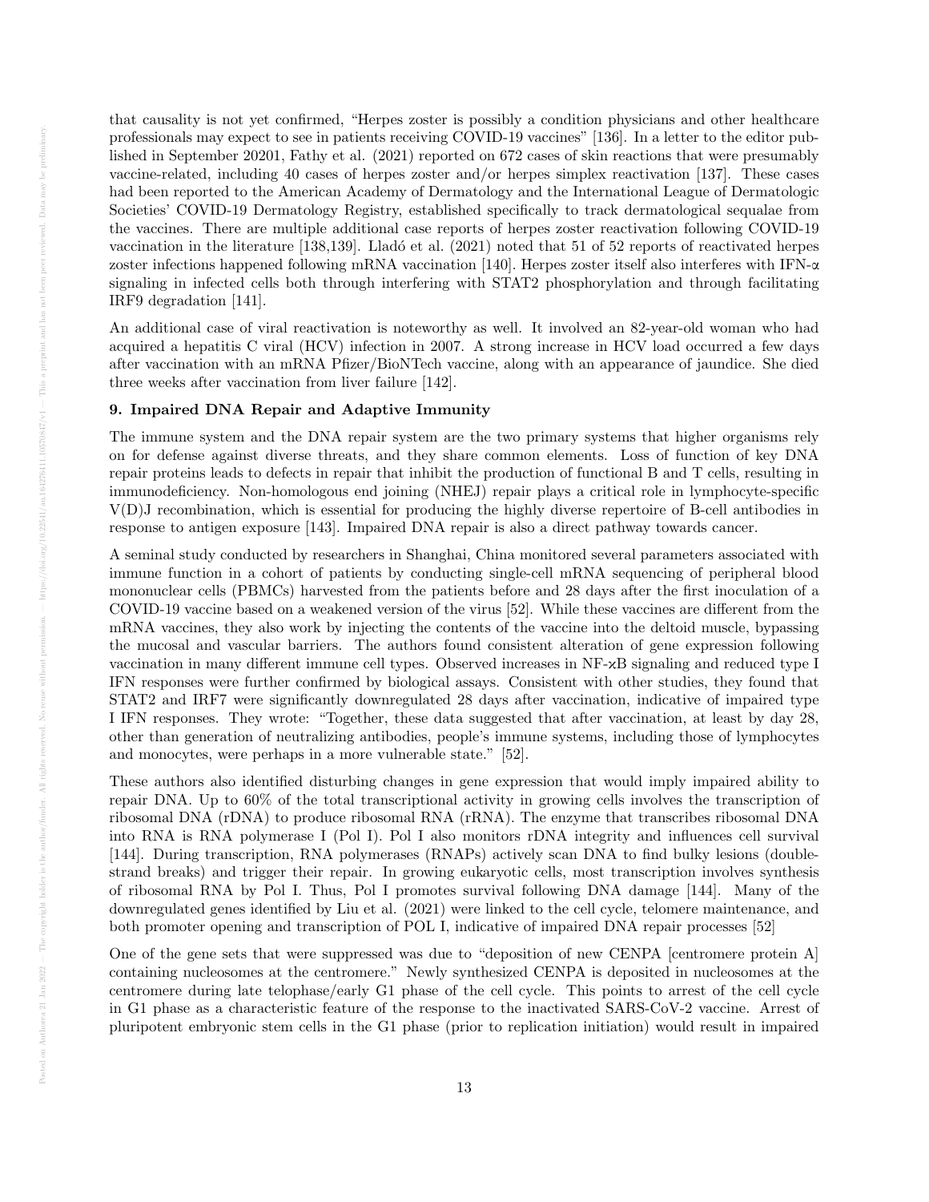that causality is not yet confirmed, "Herpes zoster is possibly a condition physicians and other healthcare professionals may expect to see in patients receiving COVID-19 vaccines" [136]. In a letter to the editor published in September 20201, Fathy et al. (2021) reported on 672 cases of skin reactions that were presumably vaccine-related, including 40 cases of herpes zoster and/or herpes simplex reactivation [137]. These cases had been reported to the American Academy of Dermatology and the International League of Dermatologic Societies' COVID-19 Dermatology Registry, established specifically to track dermatological sequalae from the vaccines. There are multiple additional case reports of herpes zoster reactivation following COVID-19 vaccination in the literature [138,139]. Lladó et al. (2021) noted that 51 of 52 reports of reactivated herpes zoster infections happened following mRNA vaccination [140]. Herpes zoster itself also interferes with IFN-α signaling in infected cells both through interfering with STAT2 phosphorylation and through facilitating IRF9 degradation [141].

An additional case of viral reactivation is noteworthy as well. It involved an 82-year-old woman who had acquired a hepatitis C viral (HCV) infection in 2007. A strong increase in HCV load occurred a few days after vaccination with an mRNA Pfizer/BioNTech vaccine, along with an appearance of jaundice. She died three weeks after vaccination from liver failure [142].

## 9. Impaired DNA Repair and Adaptive Immunity

The immune system and the DNA repair system are the two primary systems that higher organisms rely on for defense against diverse threats, and they share common elements. Loss of function of key DNA repair proteins leads to defects in repair that inhibit the production of functional B and T cells, resulting in immunodeficiency. Non-homologous end joining (NHEJ) repair plays a critical role in lymphocyte-specific V(D)J recombination, which is essential for producing the highly diverse repertoire of B-cell antibodies in response to antigen exposure [143]. Impaired DNA repair is also a direct pathway towards cancer.

A seminal study conducted by researchers in Shanghai, China monitored several parameters associated with immune function in a cohort of patients by conducting single-cell mRNA sequencing of peripheral blood mononuclear cells (PBMCs) harvested from the patients before and 28 days after the first inoculation of a COVID-19 vaccine based on a weakened version of the virus [52]. While these vaccines are different from the mRNA vaccines, they also work by injecting the contents of the vaccine into the deltoid muscle, bypassing the mucosal and vascular barriers. The authors found consistent alteration of gene expression following vaccination in many different immune cell types. Observed increases in NF-ϰB signaling and reduced type I IFN responses were further confirmed by biological assays. Consistent with other studies, they found that STAT2 and IRF7 were significantly downregulated 28 days after vaccination, indicative of impaired type I IFN responses. They wrote: "Together, these data suggested that after vaccination, at least by day 28, other than generation of neutralizing antibodies, people's immune systems, including those of lymphocytes and monocytes, were perhaps in a more vulnerable state." [52].

These authors also identified disturbing changes in gene expression that would imply impaired ability to repair DNA. Up to 60% of the total transcriptional activity in growing cells involves the transcription of ribosomal DNA (rDNA) to produce ribosomal RNA (rRNA). The enzyme that transcribes ribosomal DNA into RNA is RNA polymerase I (Pol I). Pol I also monitors rDNA integrity and influences cell survival [144]. During transcription, RNA polymerases (RNAPs) actively scan DNA to find bulky lesions (double-strand breaks) and trigger their repair. In growing eukaryotic cells, most transcription involves synthesis of ribosomal RNA by Pol I. Thus, Pol I promotes survival following DNA damage [144]. Many of the downregulated genes identified by Liu et al. (2021) were linked to the cell cycle, telomere maintenance, and both promoter opening and transcription of POL I, indicative of impaired DNA repair processes [52]

One of the gene sets that were suppressed was due to "deposition of new CENPA [centromere protein A] containing nucleosomes at the centromere." Newly synthesized CENPA is deposited in nucleosomes at the centromere during late telophase/early G1 phase of the cell cycle. This points to arrest of the cell cycle in G1 phase as a characteristic feature of the response to the inactivated SARS-CoV-2 vaccine. Arrest of pluripotent embryonic stem cells in the G1 phase (prior to replication initiation) would result in impaired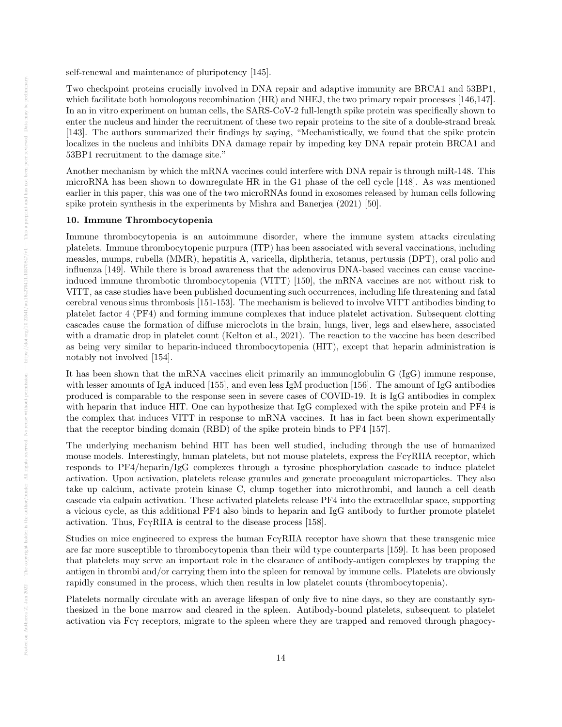self-renewal and maintenance of pluripotency [145].

Two checkpoint proteins crucially involved in DNA repair and adaptive immunity are BRCA1 and 53BP1, which facilitate both homologous recombination (HR) and NHEJ, the two primary repair processes [146,147]. In an in vitro experiment on human cells, the SARS-CoV-2 full-length spike protein was specifically shown to enter the nucleus and hinder the recruitment of these two repair proteins to the site of a double-strand break [143]. The authors summarized their findings by saying, "Mechanistically, we found that the spike protein localizes in the nucleus and inhibits DNA damage repair by impeding key DNA repair protein BRCA1 and 53BP1 recruitment to the damage site."

Another mechanism by which the mRNA vaccines could interfere with DNA repair is through miR-148. This microRNA has been shown to downregulate HR in the G1 phase of the cell cycle [148]. As was mentioned earlier in this paper, this was one of the two microRNAs found in exosomes released by human cells following spike protein synthesis in the experiments by Mishra and Banerjea (2021) [50].

**10. Immune Thrombocytopenia**

Immune thrombocytopenia is an autoimmune disorder, where the immune system attacks circulating platelets. Immune thrombocytopenic purpura (ITP) has been associated with several vaccinations, including measles, mumps, rubella (MMR), hepatitis A, varicella, diphtheria, tetanus, pertussis (DPT), oral polio and influenza [149]. While there is broad awareness that the adenovirus DNA-based vaccines can cause vaccine-induced immune thrombotic thrombocytopenia (VITT) [150], the mRNA vaccines are not without risk to VITT, as case studies have been published documenting such occurrences, including life threatening and fatal cerebral venous sinus thrombosis [151-153]. The mechanism is believed to involve VITT antibodies binding to platelet factor 4 (PF4) and forming immune complexes that induce platelet activation. Subsequent clotting cascades cause the formation of diffuse microclots in the brain, lungs, liver, legs and elsewhere, associated with a dramatic drop in platelet count (Kelton et al., 2021). The reaction to the vaccine has been described as being very similar to heparin-induced thrombocytopenia (HIT), except that heparin administration is notably not involved [154].

It has been shown that the mRNA vaccines elicit primarily an immunoglobulin G (IgG) immune response, with lesser amounts of IgA induced [155], and even less IgM production [156]. The amount of IgG antibodies produced is comparable to the response seen in severe cases of COVID-19. It is IgG antibodies in complex with heparin that induce HIT. One can hypothesize that IgG complexed with the spike protein and PF4 is the complex that induces VITT in response to mRNA vaccines. It has in fact been shown experimentally that the receptor binding domain (RBD) of the spike protein binds to PF4 [157].

The underlying mechanism behind HIT has been well studied, including through the use of humanized mouse models. Interestingly, human platelets, but not mouse platelets, express the FcγRIIA receptor, which responds to PF4/heparin/IgG complexes through a tyrosine phosphorylation cascade to induce platelet activation. Upon activation, platelets release granules and generate procoagulant microparticles. They also take up calcium, activate protein kinase C, clump together into microthrombi, and launch a cell death cascade via calpain activation. These activated platelets release PF4 into the extracellular space, supporting a vicious cycle, as this additional PF4 also binds to heparin and IgG antibody to further promote platelet activation. Thus, FcγRIIA is central to the disease process [158].

Studies on mice engineered to express the human FcγRIIA receptor have shown that these transgenic mice are far more susceptible to thrombocytopenia than their wild type counterparts [159]. It has been proposed that platelets may serve an important role in the clearance of antibody-antigen complexes by trapping the antigen in thrombi and/or carrying them into the spleen for removal by immune cells. Platelets are obviously rapidly consumed in the process, which then results in low platelet counts (thrombocytopenia).

Platelets normally circulate with an average lifespan of only five to nine days, so they are constantly synthesized in the bone marrow and cleared in the spleen. Antibody-bound platelets, subsequent to platelet activation via Fcγ receptors, migrate to the spleen where they are trapped and removed through phagocy-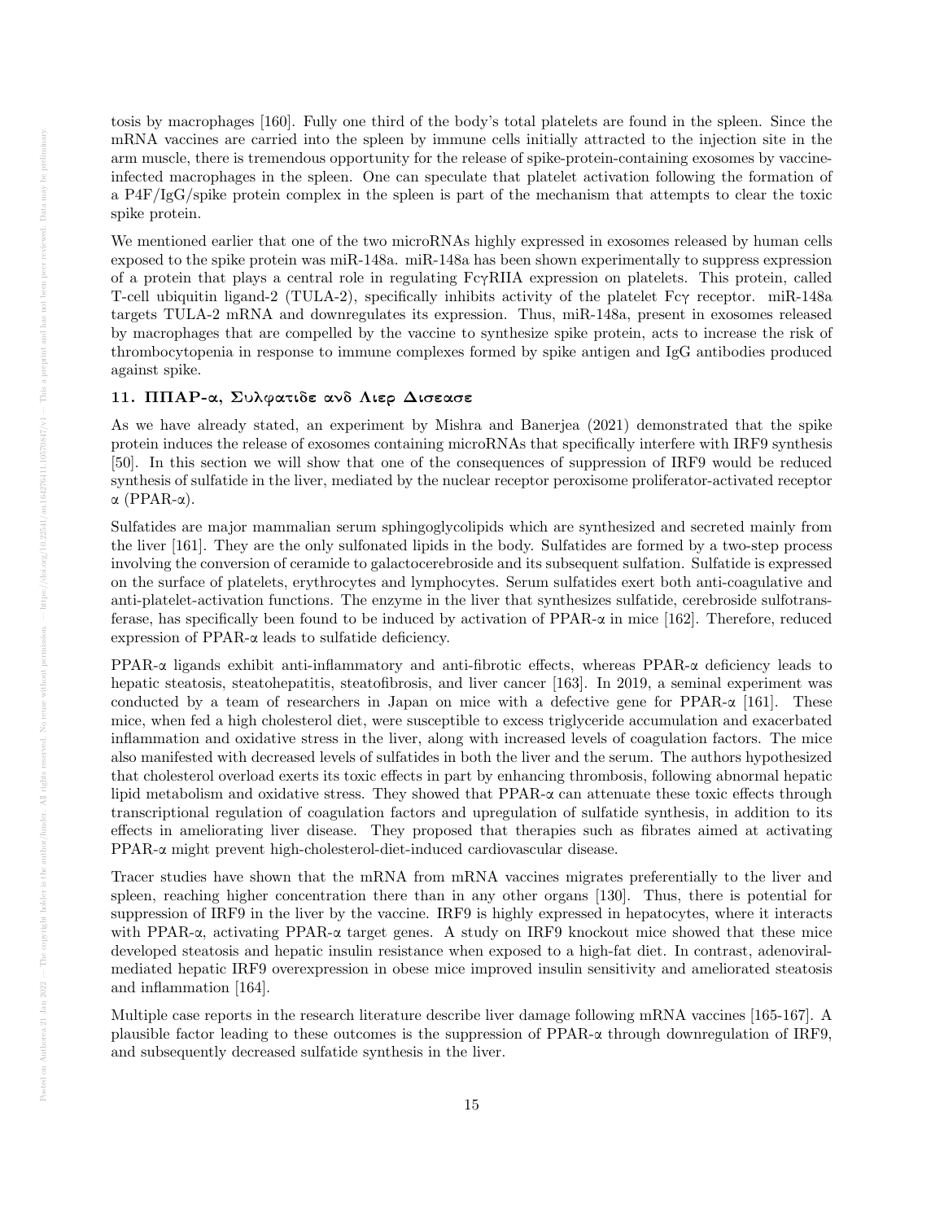tosis by macrophages [160]. Fully one third of the body's total platelets are found in the spleen. Since the mRNA vaccines are carried into the spleen by immune cells initially attracted to the injection site in the arm muscle, there is tremendous opportunity for the release of spike-protein-containing exosomes by vaccine-infected macrophages in the spleen. One can speculate that platelet activation following the formation of a P4F/IgG/spike protein complex in the spleen is part of the mechanism that attempts to clear the toxic spike protein.

We mentioned earlier that one of the two microRNAs highly expressed in exosomes released by human cells exposed to the spike protein was miR-148a. miR-148a has been shown experimentally to suppress expression of a protein that plays a central role in regulating FcγRIIA expression on platelets. This protein, called T-cell ubiquitin ligand-2 (TULA-2), specifically inhibits activity of the platelet Fcγ receptor. miR-148a targets TULA-2 mRNA and downregulates its expression. Thus, miR-148a, present in exosomes released by macrophages that are compelled by the vaccine to synthesize spike protein, acts to increase the risk of thrombocytopenia in response to immune complexes formed by spike antigen and IgG antibodies produced against spike.

## 11. ΠΠΑΡ-α, Συλφατιδε ανδ Λιερ Δισεασε

As we have already stated, an experiment by Mishra and Banerjea (2021) demonstrated that the spike protein induces the release of exosomes containing microRNAs that specifically interfere with IRF9 synthesis [50]. In this section we will show that one of the consequences of suppression of IRF9 would be reduced synthesis of sulfatide in the liver, mediated by the nuclear receptor peroxisome proliferator-activated receptor α (PPAR-α).

Sulfatides are major mammalian serum sphingoglycolipids which are synthesized and secreted mainly from the liver [161]. They are the only sulfonated lipids in the body. Sulfatides are formed by a two-step process involving the conversion of ceramide to galactocerebroside and its subsequent sulfation. Sulfatide is expressed on the surface of platelets, erythrocytes and lymphocytes. Serum sulfatides exert both anti-coagulative and anti-platelet-activation functions. The enzyme in the liver that synthesizes sulfatide, cerebroside sulfotransferase, has specifically been found to be induced by activation of PPAR-α in mice [162]. Therefore, reduced expression of PPAR-α leads to sulfatide deficiency.

PPAR-α ligands exhibit anti-inflammatory and anti-fibrotic effects, whereas PPAR-α deficiency leads to hepatic steatosis, steatohepatitis, steatofibrosis, and liver cancer [163]. In 2019, a seminal experiment was conducted by a team of researchers in Japan on mice with a defective gene for PPAR-α [161]. These mice, when fed a high cholesterol diet, were susceptible to excess triglyceride accumulation and exacerbated inflammation and oxidative stress in the liver, along with increased levels of coagulation factors. The mice also manifested with decreased levels of sulfatides in both the liver and the serum. The authors hypothesized that cholesterol overload exerts its toxic effects in part by enhancing thrombosis, following abnormal hepatic lipid metabolism and oxidative stress. They showed that PPAR-α can attenuate these toxic effects through transcriptional regulation of coagulation factors and upregulation of sulfatide synthesis, in addition to its effects in ameliorating liver disease. They proposed that therapies such as fibrates aimed at activating PPAR-α might prevent high-cholesterol-diet-induced cardiovascular disease.

Tracer studies have shown that the mRNA from mRNA vaccines migrates preferentially to the liver and spleen, reaching higher concentration there than in any other organs [130]. Thus, there is potential for suppression of IRF9 in the liver by the vaccine. IRF9 is highly expressed in hepatocytes, where it interacts with PPAR-α, activating PPAR-α target genes. A study on IRF9 knockout mice showed that these mice developed steatosis and hepatic insulin resistance when exposed to a high-fat diet. In contrast, adenoviral-mediated hepatic IRF9 overexpression in obese mice improved insulin sensitivity and ameliorated steatosis and inflammation [164].

Multiple case reports in the research literature describe liver damage following mRNA vaccines [165-167]. A plausible factor leading to these outcomes is the suppression of PPAR-α through downregulation of IRF9, and subsequently decreased sulfatide synthesis in the liver.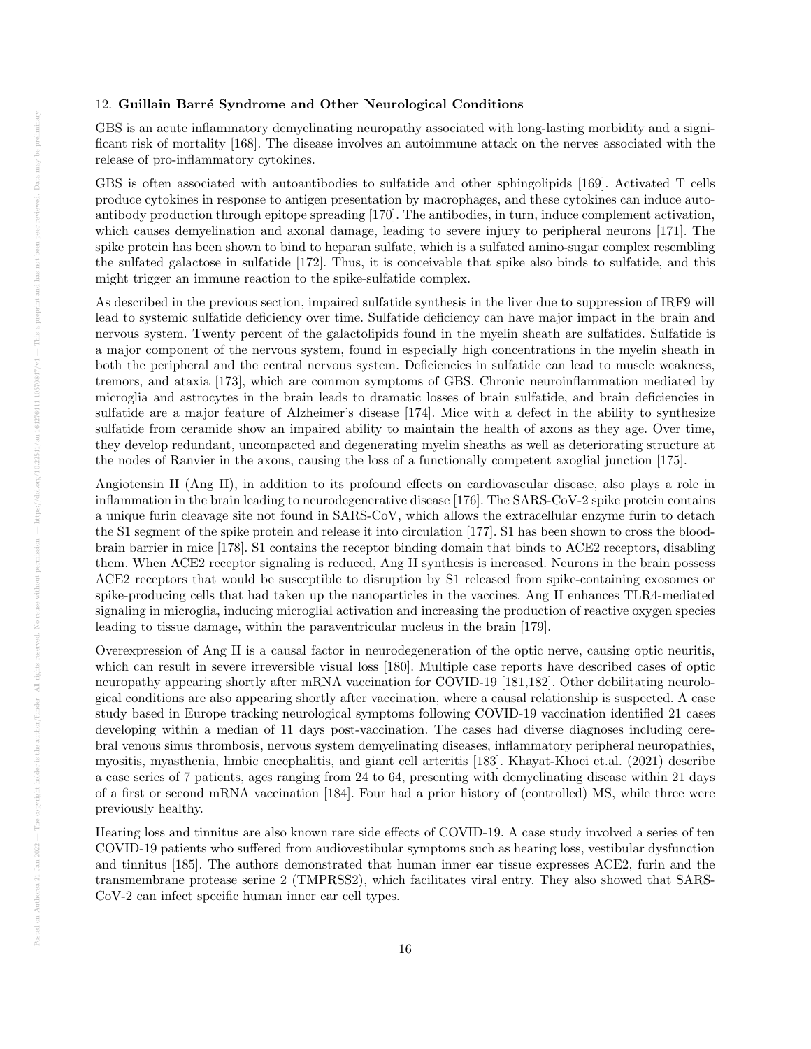## 12. Guillain Barré Syndrome and Other Neurological Conditions

GBS is an acute inflammatory demyelinating neuropathy associated with long-lasting morbidity and a significant risk of mortality [168]. The disease involves an autoimmune attack on the nerves associated with the release of pro-inflammatory cytokines.

GBS is often associated with autoantibodies to sulfatide and other sphingolipids [169]. Activated T cells produce cytokines in response to antigen presentation by macrophages, and these cytokines can induce autoantibody production through epitope spreading [170]. The antibodies, in turn, induce complement activation, which causes demyelination and axonal damage, leading to severe injury to peripheral neurons [171]. The spike protein has been shown to bind to heparan sulfate, which is a sulfated amino-sugar complex resembling the sulfated galactose in sulfatide [172]. Thus, it is conceivable that spike also binds to sulfatide, and this might trigger an immune reaction to the spike-sulfatide complex.

As described in the previous section, impaired sulfatide synthesis in the liver due to suppression of IRF9 will lead to systemic sulfatide deficiency over time. Sulfatide deficiency can have major impact in the brain and nervous system. Twenty percent of the galactolipids found in the myelin sheath are sulfatides. Sulfatide is a major component of the nervous system, found in especially high concentrations in the myelin sheath in both the peripheral and the central nervous system. Deficiencies in sulfatide can lead to muscle weakness, tremors, and ataxia [173], which are common symptoms of GBS. Chronic neuroinflammation mediated by microglia and astrocytes in the brain leads to dramatic losses of brain sulfatide, and brain deficiencies in sulfatide are a major feature of Alzheimer's disease [174]. Mice with a defect in the ability to synthesize sulfatide from ceramide show an impaired ability to maintain the health of axons as they age. Over time, they develop redundant, uncompacted and degenerating myelin sheaths as well as deteriorating structure at the nodes of Ranvier in the axons, causing the loss of a functionally competent axoglial junction [175].

Angiotensin II (Ang II), in addition to its profound effects on cardiovascular disease, also plays a role in inflammation in the brain leading to neurodegenerative disease [176]. The SARS-CoV-2 spike protein contains a unique furin cleavage site not found in SARS-CoV, which allows the extracellular enzyme furin to detach the S1 segment of the spike protein and release it into circulation [177]. S1 has been shown to cross the blood-brain barrier in mice [178]. S1 contains the receptor binding domain that binds to ACE2 receptors, disabling them. When ACE2 receptor signaling is reduced, Ang II synthesis is increased. Neurons in the brain possess ACE2 receptors that would be susceptible to disruption by S1 released from spike-containing exosomes or spike-producing cells that had taken up the nanoparticles in the vaccines. Ang II enhances TLR4-mediated signaling in microglia, inducing microglial activation and increasing the production of reactive oxygen species leading to tissue damage, within the paraventricular nucleus in the brain [179].

Overexpression of Ang II is a causal factor in neurodegeneration of the optic nerve, causing optic neuritis, which can result in severe irreversible visual loss [180]. Multiple case reports have described cases of optic neuropathy appearing shortly after mRNA vaccination for COVID-19 [181,182]. Other debilitating neurological conditions are also appearing shortly after vaccination, where a causal relationship is suspected. A case study based in Europe tracking neurological symptoms following COVID-19 vaccination identified 21 cases developing within a median of 11 days post-vaccination. The cases had diverse diagnoses including cerebral venous sinus thrombosis, nervous system demyelinating diseases, inflammatory peripheral neuropathies, myositis, myasthenia, limbic encephalitis, and giant cell arteritis [183]. Khayat-Khoei et.al. (2021) describe a case series of 7 patients, ages ranging from 24 to 64, presenting with demyelinating disease within 21 days of a first or second mRNA vaccination [184]. Four had a prior history of (controlled) MS, while three were previously healthy.

Hearing loss and tinnitus are also known rare side effects of COVID-19. A case study involved a series of ten COVID-19 patients who suffered from audiovestibular symptoms such as hearing loss, vestibular dysfunction and tinnitus [185]. The authors demonstrated that human inner ear tissue expresses ACE2, furin and the transmembrane protease serine 2 (TMPRSS2), which facilitates viral entry. They also showed that SARS-CoV-2 can infect specific human inner ear cell types.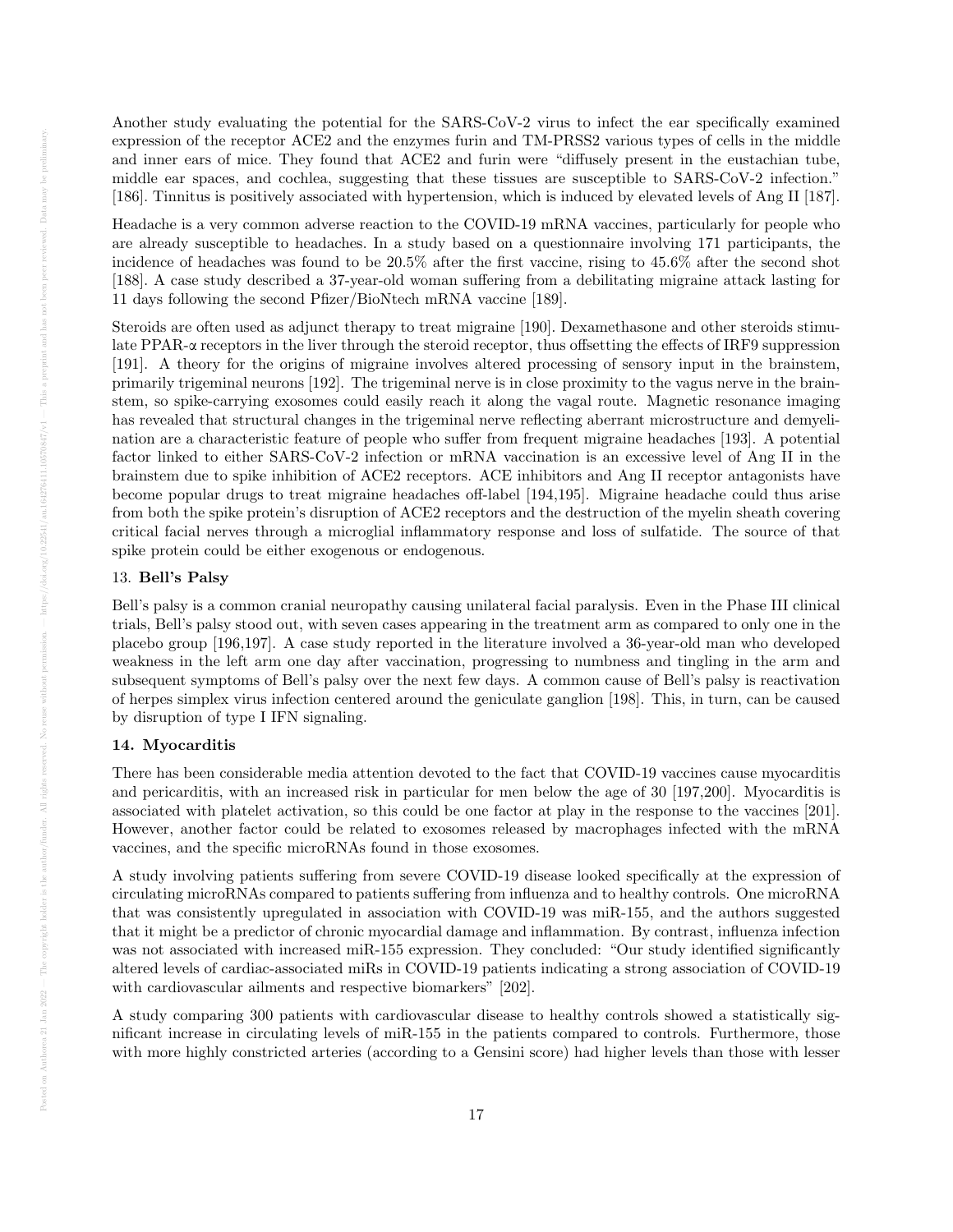Another study evaluating the potential for the SARS-CoV-2 virus to infect the ear specifically examined expression of the receptor ACE2 and the enzymes furin and TM-PRSS2 various types of cells in the middle and inner ears of mice. They found that ACE2 and furin were "diffusely present in the eustachian tube, middle ear spaces, and cochlea, suggesting that these tissues are susceptible to SARS-CoV-2 infection." [186]. Tinnitus is positively associated with hypertension, which is induced by elevated levels of Ang II [187].

Headache is a very common adverse reaction to the COVID-19 mRNA vaccines, particularly for people who are already susceptible to headaches. In a study based on a questionnaire involving 171 participants, the incidence of headaches was found to be 20.5% after the first vaccine, rising to 45.6% after the second shot [188]. A case study described a 37-year-old woman suffering from a debilitating migraine attack lasting for 11 days following the second Pfizer/BioNtech mRNA vaccine [189].

Steroids are often used as adjunct therapy to treat migraine [190]. Dexamethasone and other steroids stimulate PPAR-α receptors in the liver through the steroid receptor, thus offsetting the effects of IRF9 suppression [191]. A theory for the origins of migraine involves altered processing of sensory input in the brainstem, primarily trigeminal neurons [192]. The trigeminal nerve is in close proximity to the vagus nerve in the brainstem, so spike-carrying exosomes could easily reach it along the vagal route. Magnetic resonance imaging has revealed that structural changes in the trigeminal nerve reflecting aberrant microstructure and demyelination are a characteristic feature of people who suffer from frequent migraine headaches [193]. A potential factor linked to either SARS-CoV-2 infection or mRNA vaccination is an excessive level of Ang II in the brainstem due to spike inhibition of ACE2 receptors. ACE inhibitors and Ang II receptor antagonists have become popular drugs to treat migraine headaches off-label [194,195]. Migraine headache could thus arise from both the spike protein's disruption of ACE2 receptors and the destruction of the myelin sheath covering critical facial nerves through a microglial inflammatory response and loss of sulfatide. The source of that spike protein could be either exogenous or endogenous.

## 13. Bell's Palsy

Bell's palsy is a common cranial neuropathy causing unilateral facial paralysis. Even in the Phase III clinical trials, Bell's palsy stood out, with seven cases appearing in the treatment arm as compared to only one in the placebo group [196,197]. A case study reported in the literature involved a 36-year-old man who developed weakness in the left arm one day after vaccination, progressing to numbness and tingling in the arm and subsequent symptoms of Bell's palsy over the next few days. A common cause of Bell's palsy is reactivation of herpes simplex virus infection centered around the geniculate ganglion [198]. This, in turn, can be caused by disruption of type I IFN signaling.

## 14. Myocarditis

There has been considerable media attention devoted to the fact that COVID-19 vaccines cause myocarditis and pericarditis, with an increased risk in particular for men below the age of 30 [197,200]. Myocarditis is associated with platelet activation, so this could be one factor at play in the response to the vaccines [201]. However, another factor could be related to exosomes released by macrophages infected with the mRNA vaccines, and the specific microRNAs found in those exosomes.

A study involving patients suffering from severe COVID-19 disease looked specifically at the expression of circulating microRNAs compared to patients suffering from influenza and to healthy controls. One microRNA that was consistently upregulated in association with COVID-19 was miR-155, and the authors suggested that it might be a predictor of chronic myocardial damage and inflammation. By contrast, influenza infection was not associated with increased miR-155 expression. They concluded: "Our study identified significantly altered levels of cardiac-associated miRs in COVID-19 patients indicating a strong association of COVID-19 with cardiovascular ailments and respective biomarkers" [202].

A study comparing 300 patients with cardiovascular disease to healthy controls showed a statistically significant increase in circulating levels of miR-155 in the patients compared to controls. Furthermore, those with more highly constricted arteries (according to a Gensini score) had higher levels than those with lesser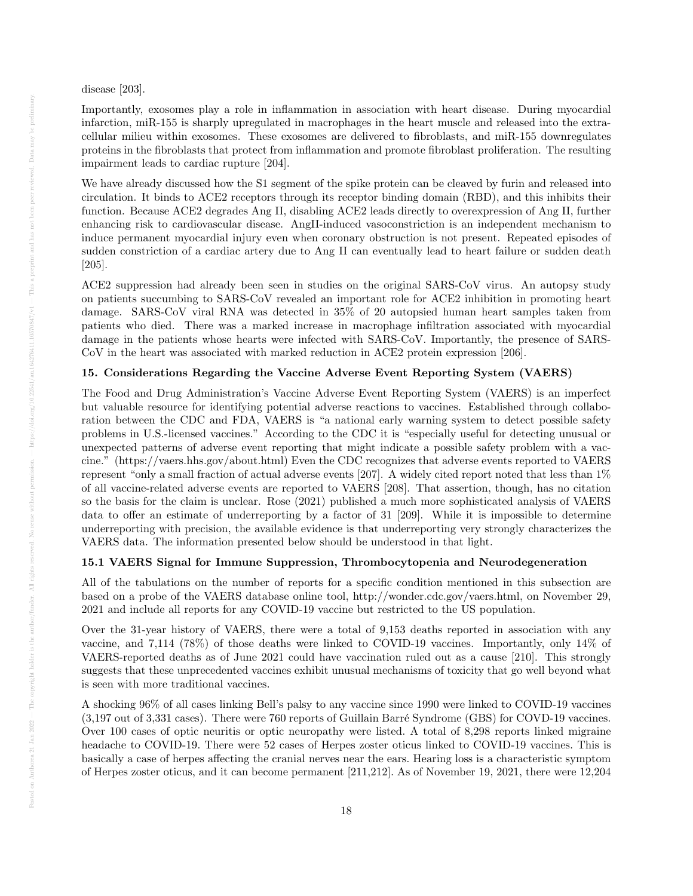disease [203].

Importantly, exosomes play a role in inflammation in association with heart disease. During myocardial infarction, miR-155 is sharply upregulated in macrophages in the heart muscle and released into the extracellular milieu within exosomes. These exosomes are delivered to fibroblasts, and miR-155 downregulates proteins in the fibroblasts that protect from inflammation and promote fibroblast proliferation. The resulting impairment leads to cardiac rupture [204].

We have already discussed how the S1 segment of the spike protein can be cleaved by furin and released into circulation. It binds to ACE2 receptors through its receptor binding domain (RBD), and this inhibits their function. Because ACE2 degrades Ang II, disabling ACE2 leads directly to overexpression of Ang II, further enhancing risk to cardiovascular disease. AngII-induced vasoconstriction is an independent mechanism to induce permanent myocardial injury even when coronary obstruction is not present. Repeated episodes of sudden constriction of a cardiac artery due to Ang II can eventually lead to heart failure or sudden death [205].

ACE2 suppression had already been seen in studies on the original SARS-CoV virus. An autopsy study on patients succumbing to SARS-CoV revealed an important role for ACE2 inhibition in promoting heart damage. SARS-CoV viral RNA was detected in 35% of 20 autopsied human heart samples taken from patients who died. There was a marked increase in macrophage infiltration associated with myocardial damage in the patients whose hearts were infected with SARS-CoV. Importantly, the presence of SARS-CoV in the heart was associated with marked reduction in ACE2 protein expression [206].

## 15. Considerations Regarding the Vaccine Adverse Event Reporting System (VAERS)

The Food and Drug Administration's Vaccine Adverse Event Reporting System (VAERS) is an imperfect but valuable resource for identifying potential adverse reactions to vaccines. Established through collaboration between the CDC and FDA, VAERS is "a national early warning system to detect possible safety problems in U.S.-licensed vaccines." According to the CDC it is "especially useful for detecting unusual or unexpected patterns of adverse event reporting that might indicate a possible safety problem with a vaccine." (https://vaers.hhs.gov/about.html) Even the CDC recognizes that adverse events reported to VAERS represent "only a small fraction of actual adverse events [207]. A widely cited report noted that less than 1% of all vaccine-related adverse events are reported to VAERS [208]. That assertion, though, has no citation so the basis for the claim is unclear. Rose (2021) published a much more sophisticated analysis of VAERS data to offer an estimate of underreporting by a factor of 31 [209]. While it is impossible to determine underreporting with precision, the available evidence is that underreporting very strongly characterizes the VAERS data. The information presented below should be understood in that light.

### 15.1 VAERS Signal for Immune Suppression, Thrombocytopenia and Neurodegeneration

All of the tabulations on the number of reports for a specific condition mentioned in this subsection are based on a probe of the VAERS database online tool, http://wonder.cdc.gov/vaers.html, on November 29, 2021 and include all reports for any COVID-19 vaccine but restricted to the US population.

Over the 31-year history of VAERS, there were a total of 9,153 deaths reported in association with any vaccine, and 7,114 (78%) of those deaths were linked to COVID-19 vaccines. Importantly, only 14% of VAERS-reported deaths as of June 2021 could have vaccination ruled out as a cause [210]. This strongly suggests that these unprecedented vaccines exhibit unusual mechanisms of toxicity that go well beyond what is seen with more traditional vaccines.

A shocking 96% of all cases linking Bell's palsy to any vaccine since 1990 were linked to COVID-19 vaccines (3,197 out of 3,331 cases). There were 760 reports of Guillain Barré Syndrome (GBS) for COVD-19 vaccines. Over 100 cases of optic neuritis or optic neuropathy were listed. A total of 8,298 reports linked migraine headache to COVID-19. There were 52 cases of Herpes zoster oticus linked to COVID-19 vaccines. This is basically a case of herpes affecting the cranial nerves near the ears. Hearing loss is a characteristic symptom of Herpes zoster oticus, and it can become permanent [211,212]. As of November 19, 2021, there were 12,204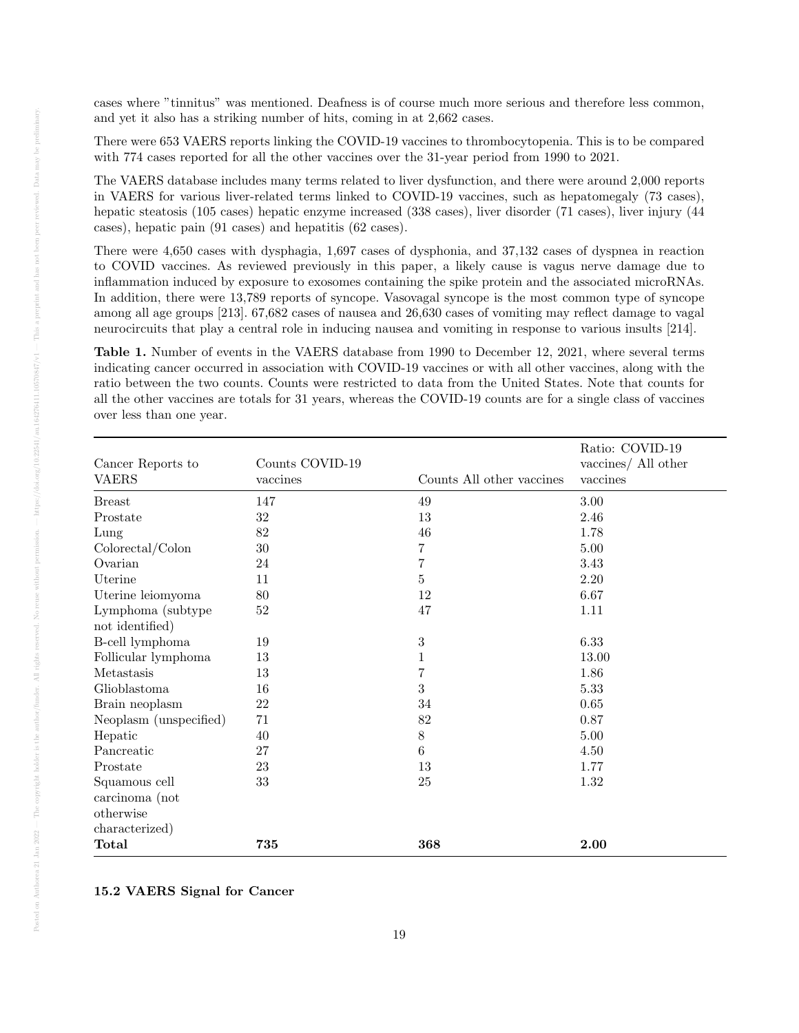cases where "tinnitus" was mentioned. Deafness is of course much more serious and therefore less common, and yet it also has a striking number of hits, coming in at 2,662 cases.

There were 653 VAERS reports linking the COVID-19 vaccines to thrombocytopenia. This is to be compared with 774 cases reported for all the other vaccines over the 31-year period from 1990 to 2021.

The VAERS database includes many terms related to liver dysfunction, and there were around 2,000 reports in VAERS for various liver-related terms linked to COVID-19 vaccines, such as hepatomegaly (73 cases), hepatic steatosis (105 cases) hepatic enzyme increased (338 cases), liver disorder (71 cases), liver injury (44 cases), hepatic pain (91 cases) and hepatitis (62 cases).

There were 4,650 cases with dysphagia, 1,697 cases of dysphonia, and 37,132 cases of dyspnea in reaction to COVID vaccines. As reviewed previously in this paper, a likely cause is vagus nerve damage due to inflammation induced by exposure to exosomes containing the spike protein and the associated microRNAs. In addition, there were 13,789 reports of syncope. Vasovagal syncope is the most common type of syncope among all age groups [213]. 67,682 cases of nausea and 26,630 cases of vomiting may reflect damage to vagal neurocircuits that play a central role in inducing nausea and vomiting in response to various insults [214].

**Table 1.** Number of events in the VAERS database from 1990 to December 12, 2021, where several terms indicating cancer occurred in association with COVID-19 vaccines or with all other vaccines, along with the ratio between the two counts. Counts were restricted to data from the United States. Note that counts for all the other vaccines are totals for 31 years, whereas the COVID-19 counts are for a single class of vaccines over less than one year.

| Cancer Reports to VAERS | Counts COVID-19 vaccines | Counts All other vaccines | Ratio: COVID-19 vaccines/ All other vaccines |
|---|---|---|---|
| Breast | 147 | 49 | 3.00 |
| Prostate | 32 | 13 | 2.46 |
| Lung | 82 | 46 | 1.78 |
| Colorectal/Colon | 30 | 7 | 5.00 |
| Ovarian | 24 | 7 | 3.43 |
| Uterine | 11 | 5 | 2.20 |
| Uterine leiomyoma | 80 | 12 | 6.67 |
| Lymphoma (subtype not identified) | 52 | 47 | 1.11 |
| B-cell lymphoma | 19 | 3 | 6.33 |
| Follicular lymphoma | 13 | 1 | 13.00 |
| Metastasis | 13 | 7 | 1.86 |
| Glioblastoma | 16 | 3 | 5.33 |
| Brain neoplasm | 22 | 34 | 0.65 |
| Neoplasm (unspecified) | 71 | 82 | 0.87 |
| Hepatic | 40 | 8 | 5.00 |
| Pancreatic | 27 | 6 | 4.50 |
| Prostate | 23 | 13 | 1.77 |
| Squamous cell carcinoma (not otherwise characterized) | 33 | 25 | 1.32 |
| **Total** | **735** | **368** | **2.00** |

### 15.2 VAERS Signal for Cancer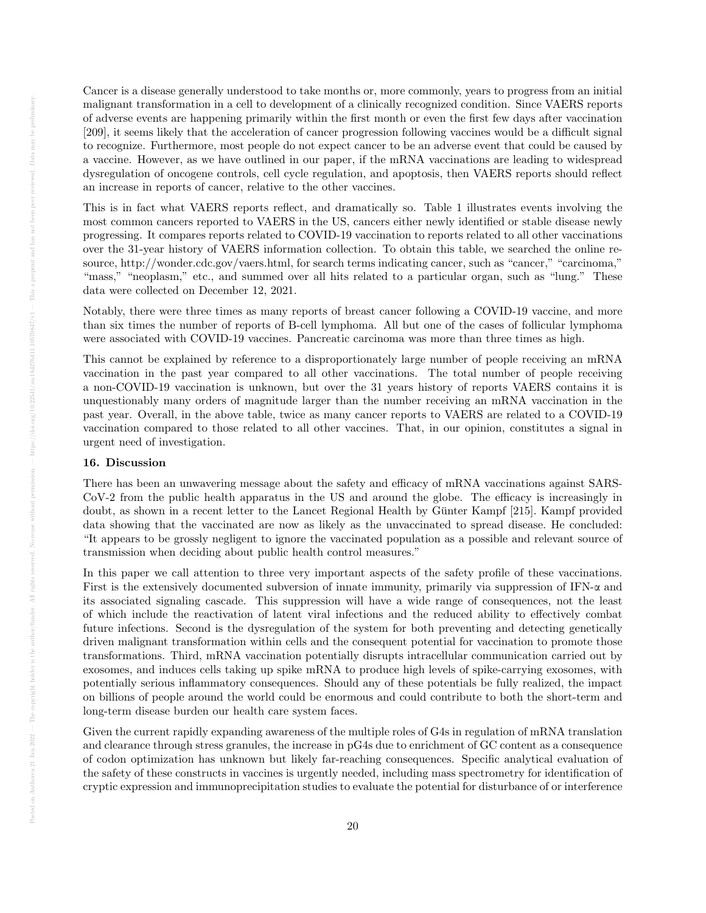Cancer is a disease generally understood to take months or, more commonly, years to progress from an initial malignant transformation in a cell to development of a clinically recognized condition. Since VAERS reports of adverse events are happening primarily within the first month or even the first few days after vaccination [209], it seems likely that the acceleration of cancer progression following vaccines would be a difficult signal to recognize. Furthermore, most people do not expect cancer to be an adverse event that could be caused by a vaccine. However, as we have outlined in our paper, if the mRNA vaccinations are leading to widespread dysregulation of oncogene controls, cell cycle regulation, and apoptosis, then VAERS reports should reflect an increase in reports of cancer, relative to the other vaccines.

This is in fact what VAERS reports reflect, and dramatically so. Table 1 illustrates events involving the most common cancers reported to VAERS in the US, cancers either newly identified or stable disease newly progressing. It compares reports related to COVID-19 vaccination to reports related to all other vaccinations over the 31-year history of VAERS information collection. To obtain this table, we searched the online resource, http://wonder.cdc.gov/vaers.html, for search terms indicating cancer, such as "cancer," "carcinoma," "mass," "neoplasm," etc., and summed over all hits related to a particular organ, such as "lung." These data were collected on December 12, 2021.

Notably, there were three times as many reports of breast cancer following a COVID-19 vaccine, and more than six times the number of reports of B-cell lymphoma. All but one of the cases of follicular lymphoma were associated with COVID-19 vaccines. Pancreatic carcinoma was more than three times as high.

This cannot be explained by reference to a disproportionately large number of people receiving an mRNA vaccination in the past year compared to all other vaccinations. The total number of people receiving a non-COVID-19 vaccination is unknown, but over the 31 years history of reports VAERS contains it is unquestionably many orders of magnitude larger than the number receiving an mRNA vaccination in the past year. Overall, in the above table, twice as many cancer reports to VAERS are related to a COVID-19 vaccination compared to those related to all other vaccines. That, in our opinion, constitutes a signal in urgent need of investigation.

### 16. Discussion

There has been an unwavering message about the safety and efficacy of mRNA vaccinations against SARS-CoV-2 from the public health apparatus in the US and around the globe. The efficacy is increasingly in doubt, as shown in a recent letter to the Lancet Regional Health by Günter Kampf [215]. Kampf provided data showing that the vaccinated are now as likely as the unvaccinated to spread disease. He concluded: "It appears to be grossly negligent to ignore the vaccinated population as a possible and relevant source of transmission when deciding about public health control measures."

In this paper we call attention to three very important aspects of the safety profile of these vaccinations. First is the extensively documented subversion of innate immunity, primarily via suppression of IFN-α and its associated signaling cascade. This suppression will have a wide range of consequences, not the least of which include the reactivation of latent viral infections and the reduced ability to effectively combat future infections. Second is the dysregulation of the system for both preventing and detecting genetically driven malignant transformation within cells and the consequent potential for vaccination to promote those transformations. Third, mRNA vaccination potentially disrupts intracellular communication carried out by exosomes, and induces cells taking up spike mRNA to produce high levels of spike-carrying exosomes, with potentially serious inflammatory consequences. Should any of these potentials be fully realized, the impact on billions of people around the world could be enormous and could contribute to both the short-term and long-term disease burden our health care system faces.

Given the current rapidly expanding awareness of the multiple roles of G4s in regulation of mRNA translation and clearance through stress granules, the increase in pG4s due to enrichment of GC content as a consequence of codon optimization has unknown but likely far-reaching consequences. Specific analytical evaluation of the safety of these constructs in vaccines is urgently needed, including mass spectrometry for identification of cryptic expression and immunoprecipitation studies to evaluate the potential for disturbance of or interference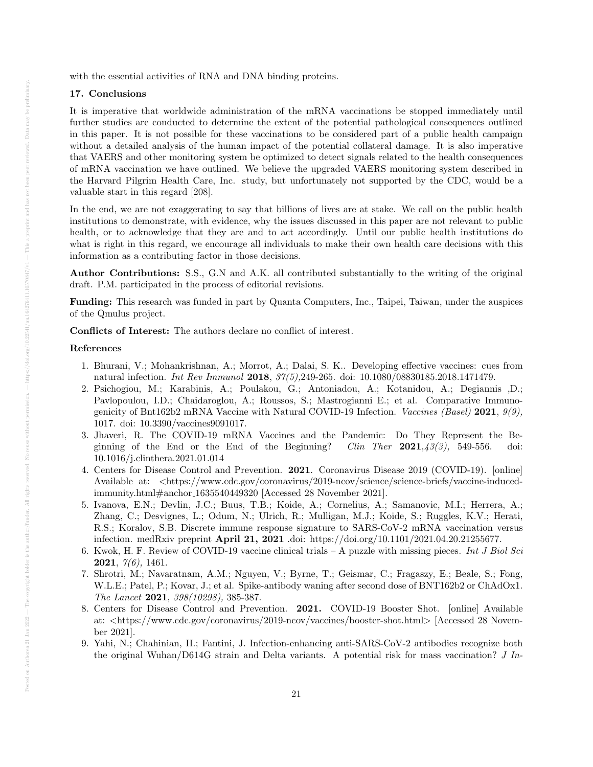with the essential activities of RNA and DNA binding proteins.

## 17. Conclusions

It is imperative that worldwide administration of the mRNA vaccinations be stopped immediately until further studies are conducted to determine the extent of the potential pathological consequences outlined in this paper. It is not possible for these vaccinations to be considered part of a public health campaign without a detailed analysis of the human impact of the potential collateral damage. It is also imperative that VAERS and other monitoring system be optimized to detect signals related to the health consequences of mRNA vaccination we have outlined. We believe the upgraded VAERS monitoring system described in the Harvard Pilgrim Health Care, Inc. study, but unfortunately not supported by the CDC, would be a valuable start in this regard [208].

In the end, we are not exaggerating to say that billions of lives are at stake. We call on the public health institutions to demonstrate, with evidence, why the issues discussed in this paper are not relevant to public health, or to acknowledge that they are and to act accordingly. Until our public health institutions do what is right in this regard, we encourage all individuals to make their own health care decisions with this information as a contributing factor in those decisions.

**Author Contributions:** S.S., G.N and A.K. all contributed substantially to the writing of the original draft. P.M. participated in the process of editorial revisions.

**Funding:** This research was funded in part by Quanta Computers, Inc., Taipei, Taiwan, under the auspices of the Qmulus project.

**Conflicts of Interest:** The authors declare no conflict of interest.

## References

1. Bhurani, V.; Mohankrishnan, A.; Morrot, A.; Dalai, S. K.. Developing effective vaccines: cues from natural infection. *Int Rev Immunol* **2018**, *37(5)*,249-265. doi: 10.1080/08830185.2018.1471479.
2. Psichogiou, M.; Karabinis, A.; Poulakou, G.; Antoniadou, A.; Kotanidou, A.; Degiannis ,D.; Pavlopoulou, I.D.; Chaidaroglou, A.; Roussos, S.; Mastrogianni E.; et al. Comparative Immunogenicity of Bnt162b2 mRNA Vaccine with Natural COVID-19 Infection. *Vaccines (Basel)* **2021**, *9(9)*, 1017. doi: 10.3390/vaccines9091017.
3. Jhaveri, R. The COVID-19 mRNA Vaccines and the Pandemic: Do They Represent the Beginning of the End or the End of the Beginning? *Clin Ther* **2021**,*43(3)*, 549-556. doi: 10.1016/j.clinthera.2021.01.014
4. Centers for Disease Control and Prevention. **2021**. Coronavirus Disease 2019 (COVID-19). [online] Available at: <https://www.cdc.gov/coronavirus/2019-ncov/science/science-briefs/vaccine-induced-immunity.html#anchor_1635540449320 [Accessed 28 November 2021].
5. Ivanova, E.N.; Devlin, J.C.; Buus, T.B.; Koide, A.; Cornelius, A.; Samanovic, M.I.; Herrera, A.; Zhang, C.; Desvignes, L.; Odum, N.; Ulrich, R.; Mulligan, M.J.; Koide, S.; Ruggles, K.V.; Herati, R.S.; Koralov, S.B. Discrete immune response signature to SARS-CoV-2 mRNA vaccination versus infection. medRxiv preprint **April 21, 2021** .doi: https://doi.org/10.1101/2021.04.20.21255677.
6. Kwok, H. F. Review of COVID-19 vaccine clinical trials – A puzzle with missing pieces. *Int J Biol Sci* **2021**, *7(6)*, 1461.
7. Shrotri, M.; Navaratnam, A.M.; Nguyen, V.; Byrne, T.; Geismar, C.; Fragaszy, E.; Beale, S.; Fong, W.L.E.; Patel, P.; Kovar, J.; et al. Spike-antibody waning after second dose of BNT162b2 or ChAdOx1. *The Lancet* **2021**, *398(10298)*, 385-387.
8. Centers for Disease Control and Prevention. **2021.** COVID-19 Booster Shot. [online] Available at: <https://www.cdc.gov/coronavirus/2019-ncov/vaccines/booster-shot.html> [Accessed 28 November 2021].
9. Yahi, N.; Chahinian, H.; Fantini, J. Infection-enhancing anti-SARS-CoV-2 antibodies recognize both the original Wuhan/D614G strain and Delta variants. A potential risk for mass vaccination? *J In-*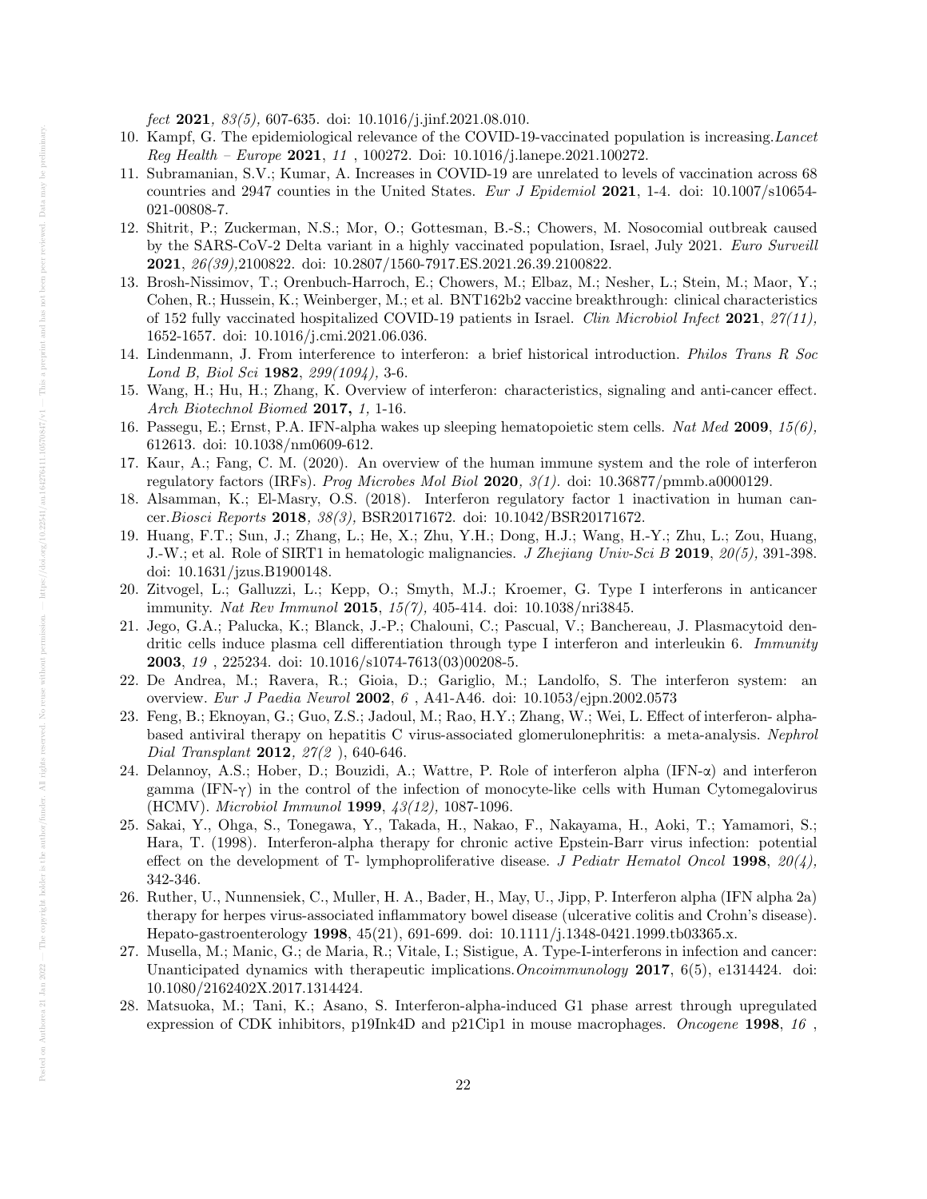*fect* **2021***, 83(5),* 607-635. doi: 10.1016/j.jinf.2021.08.010.

10. Kampf, G. The epidemiological relevance of the COVID-19-vaccinated population is increasing.*Lancet Reg Health – Europe* **2021**, *11* , 100272. Doi: 10.1016/j.lanepe.2021.100272.
11. Subramanian, S.V.; Kumar, A. Increases in COVID-19 are unrelated to levels of vaccination across 68 countries and 2947 counties in the United States. *Eur J Epidemiol* **2021**, 1-4. doi: 10.1007/s10654-021-00808-7.
12. Shitrit, P.; Zuckerman, N.S.; Mor, O.; Gottesman, B.-S.; Chowers, M. Nosocomial outbreak caused by the SARS-CoV-2 Delta variant in a highly vaccinated population, Israel, July 2021. *Euro Surveill* **2021**, *26(39)*,2100822. doi: 10.2807/1560-7917.ES.2021.26.39.2100822.
13. Brosh-Nissimov, T.; Orenbuch-Harroch, E.; Chowers, M.; Elbaz, M.; Nesher, L.; Stein, M.; Maor, Y.; Cohen, R.; Hussein, K.; Weinberger, M.; et al. BNT162b2 vaccine breakthrough: clinical characteristics of 152 fully vaccinated hospitalized COVID-19 patients in Israel. *Clin Microbiol Infect* **2021**, *27(11),* 1652-1657. doi: 10.1016/j.cmi.2021.06.036.
14. Lindenmann, J. From interference to interferon: a brief historical introduction. *Philos Trans R Soc Lond B, Biol Sci* **1982**, *299(1094),* 3-6.
15. Wang, H.; Hu, H.; Zhang, K. Overview of interferon: characteristics, signaling and anti-cancer effect. *Arch Biotechnol Biomed* **2017,** *1,* 1-16.
16. Passegu, E.; Ernst, P.A. IFN-alpha wakes up sleeping hematopoietic stem cells. *Nat Med* **2009**, *15(6),* 612613. doi: 10.1038/nm0609-612.
17. Kaur, A.; Fang, C. M. (2020). An overview of the human immune system and the role of interferon regulatory factors (IRFs). *Prog Microbes Mol Biol* **2020**, *3(1).* doi: 10.36877/pmmb.a0000129.
18. Alsamman, K.; El-Masry, O.S. (2018). Interferon regulatory factor 1 inactivation in human cancer.*Biosci Reports* **2018**, *38(3),* BSR20171672. doi: 10.1042/BSR20171672.
19. Huang, F.T.; Sun, J.; Zhang, L.; He, X.; Zhu, Y.H.; Dong, H.J.; Wang, H.-Y.; Zhu, L.; Zou, Huang, J.-W.; et al. Role of SIRT1 in hematologic malignancies. *J Zhejiang Univ-Sci B* **2019**, *20(5),* 391-398. doi: 10.1631/jzus.B1900148.
20. Zitvogel, L.; Galluzzi, L.; Kepp, O.; Smyth, M.J.; Kroemer, G. Type I interferons in anticancer immunity. *Nat Rev Immunol* **2015**, *15(7),* 405-414. doi: 10.1038/nri3845.
21. Jego, G.A.; Palucka, K.; Blanck, J.-P.; Chalouni, C.; Pascual, V.; Banchereau, J. Plasmacytoid dendritic cells induce plasma cell differentiation through type I interferon and interleukin 6. *Immunity* **2003**, *19* , 225234. doi: 10.1016/s1074-7613(03)00208-5.
22. De Andrea, M.; Ravera, R.; Gioia, D.; Gariglio, M.; Landolfo, S. The interferon system: an overview. *Eur J Paedia Neurol* **2002**, *6* , A41-A46. doi: 10.1053/ejpn.2002.0573
23. Feng, B.; Eknoyan, G.; Guo, Z.S.; Jadoul, M.; Rao, H.Y.; Zhang, W.; Wei, L. Effect of interferon- alpha-based antiviral therapy on hepatitis C virus-associated glomerulonephritis: a meta-analysis. *Nephrol Dial Transplant* **2012***, 27(2* ), 640-646.
24. Delannoy, A.S.; Hober, D.; Bouzidi, A.; Wattre, P. Role of interferon alpha (IFN-α) and interferon gamma (IFN-γ) in the control of the infection of monocyte-like cells with Human Cytomegalovirus (HCMV). *Microbiol Immunol* **1999**, *43(12),* 1087-1096.
25. Sakai, Y., Ohga, S., Tonegawa, Y., Takada, H., Nakao, F., Nakayama, H., Aoki, T.; Yamamori, S.; Hara, T. (1998). Interferon-alpha therapy for chronic active Epstein-Barr virus infection: potential effect on the development of T- lymphoproliferative disease. *J Pediatr Hematol Oncol* **1998**, *20(4),* 342-346.
26. Ruther, U., Nunnensiek, C., Muller, H. A., Bader, H., May, U., Jipp, P. Interferon alpha (IFN alpha 2a) therapy for herpes virus-associated inflammatory bowel disease (ulcerative colitis and Crohn's disease). Hepato-gastroenterology **1998**, 45(21), 691-699. doi: 10.1111/j.1348-0421.1999.tb03365.x.
27. Musella, M.; Manic, G.; de Maria, R.; Vitale, I.; Sistigue, A. Type-I-interferons in infection and cancer: Unanticipated dynamics with therapeutic implications.*Oncoimmunology* **2017**, 6(5), e1314424. doi: 10.1080/2162402X.2017.1314424.
28. Matsuoka, M.; Tani, K.; Asano, S. Interferon-alpha-induced G1 phase arrest through upregulated expression of CDK inhibitors, p19Ink4D and p21Cip1 in mouse macrophages. *Oncogene* **1998**, *16* ,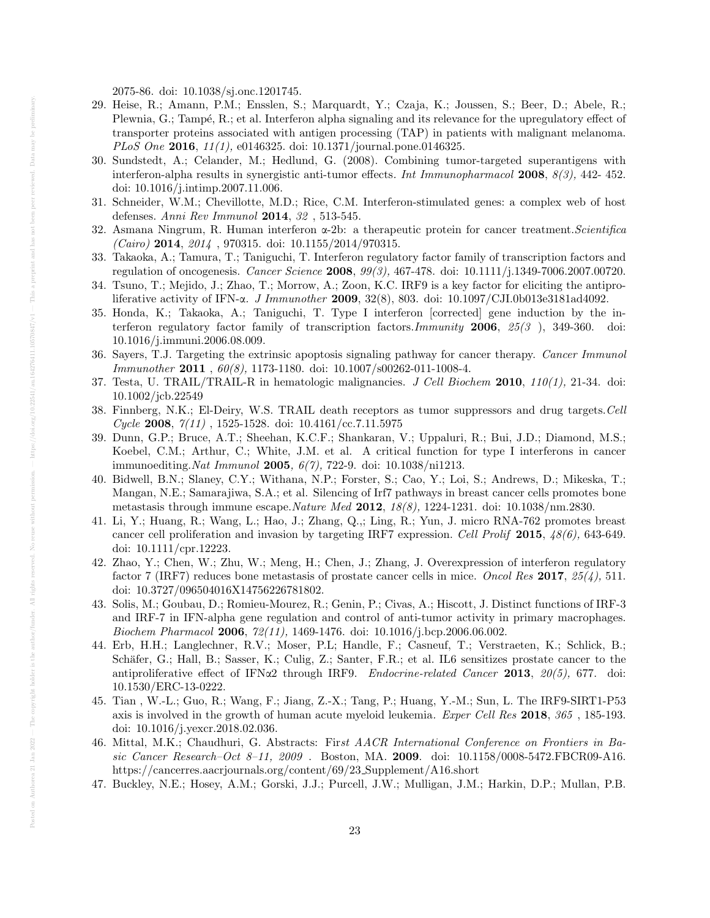2075-86. doi: 10.1038/sj.onc.1201745.

29. Heise, R.; Amann, P.M.; Ensslen, S.; Marquardt, Y.; Czaja, K.; Joussen, S.; Beer, D.; Abele, R.; Plewnia, G.; Tampé, R.; et al. Interferon alpha signaling and its relevance for the upregulatory effect of transporter proteins associated with antigen processing (TAP) in patients with malignant melanoma. *PLoS One* **2016**, *11(1),* e0146325. doi: 10.1371/journal.pone.0146325.
30. Sundstedt, A.; Celander, M.; Hedlund, G. (2008). Combining tumor-targeted superantigens with interferon-alpha results in synergistic anti-tumor effects. *Int Immunopharmacol* **2008**, *8(3),* 442- 452. doi: 10.1016/j.intimp.2007.11.006.
31. Schneider, W.M.; Chevillotte, M.D.; Rice, C.M. Interferon-stimulated genes: a complex web of host defenses. *Anni Rev Immunol* **2014**, *32* , 513-545.
32. Asmana Ningrum, R. Human interferon α-2b: a therapeutic protein for cancer treatment.*Scientifica (Cairo)* **2014**, *2014* , 970315. doi: 10.1155/2014/970315.
33. Takaoka, A.; Tamura, T.; Taniguchi, T. Interferon regulatory factor family of transcription factors and regulation of oncogenesis. *Cancer Science* **2008**, *99(3),* 467-478. doi: 10.1111/j.1349-7006.2007.00720.
34. Tsuno, T.; Mejido, J.; Zhao, T.; Morrow, A.; Zoon, K.C. IRF9 is a key factor for eliciting the antiproliferative activity of IFN-α. *J Immunother* **2009**, 32(8), 803. doi: 10.1097/CJI.0b013e3181ad4092.
35. Honda, K.; Takaoka, A.; Taniguchi, T. Type I interferon [corrected] gene induction by the interferon regulatory factor family of transcription factors.*Immunity* **2006**, *25(3* ), 349-360. doi: 10.1016/j.immuni.2006.08.009.
36. Sayers, T.J. Targeting the extrinsic apoptosis signaling pathway for cancer therapy. *Cancer Immunol Immunother* **2011** , *60(8),* 1173-1180. doi: 10.1007/s00262-011-1008-4.
37. Testa, U. TRAIL/TRAIL-R in hematologic malignancies. *J Cell Biochem* **2010**, *110(1),* 21-34. doi: 10.1002/jcb.22549
38. Finnberg, N.K.; El-Deiry, W.S. TRAIL death receptors as tumor suppressors and drug targets.*Cell Cycle* **2008**, *7(11)* , 1525-1528. doi: 10.4161/cc.7.11.5975
39. Dunn, G.P.; Bruce, A.T.; Sheehan, K.C.F.; Shankaran, V.; Uppaluri, R.; Bui, J.D.; Diamond, M.S.; Koebel, C.M.; Arthur, C.; White, J.M. et al. A critical function for type I interferons in cancer immunoediting.*Nat Immunol* **2005**, *6(7),* 722-9. doi: 10.1038/ni1213.
40. Bidwell, B.N.; Slaney, C.Y.; Withana, N.P.; Forster, S.; Cao, Y.; Loi, S.; Andrews, D.; Mikeska, T.; Mangan, N.E.; Samarajiwa, S.A.; et al. Silencing of Irf7 pathways in breast cancer cells promotes bone metastasis through immune escape.*Nature Med* **2012**, *18(8),* 1224-1231. doi: 10.1038/nm.2830.
41. Li, Y.; Huang, R.; Wang, L.; Hao, J.; Zhang, Q.,; Ling, R.; Yun, J. micro RNA-762 promotes breast cancer cell proliferation and invasion by targeting IRF7 expression. *Cell Prolif* **2015**, *48(6),* 643-649. doi: 10.1111/cpr.12223.
42. Zhao, Y.; Chen, W.; Zhu, W.; Meng, H.; Chen, J.; Zhang, J. Overexpression of interferon regulatory factor 7 (IRF7) reduces bone metastasis of prostate cancer cells in mice. *Oncol Res* **2017**, *25(4),* 511. doi: 10.3727/096504016X14756226781802.
43. Solis, M.; Goubau, D.; Romieu-Mourez, R.; Genin, P.; Civas, A.; Hiscott, J. Distinct functions of IRF-3 and IRF-7 in IFN-alpha gene regulation and control of anti-tumor activity in primary macrophages. *Biochem Pharmacol* **2006**, *72(11),* 1469-1476. doi: 10.1016/j.bcp.2006.06.002.
44. Erb, H.H.; Langlechner, R.V.; Moser, P.L; Handle, F.; Casneuf, T.; Verstraeten, K.; Schlick, B.; Schäfer, G.; Hall, B.; Sasser, K.; Culig, Z.; Santer, F.R.; et al. IL6 sensitizes prostate cancer to the antiproliferative effect of IFNα2 through IRF9. *Endocrine-related Cancer* **2013**, *20(5),* 677. doi: 10.1530/ERC-13-0222.
45. Tian , W.-L.; Guo, R.; Wang, F.; Jiang, Z.-X.; Tang, P.; Huang, Y.-M.; Sun, L. The IRF9-SIRT1-P53 axis is involved in the growth of human acute myeloid leukemia. *Exper Cell Res* **2018**, *365* , 185-193. doi: 10.1016/j.yexcr.2018.02.036.
46. Mittal, M.K.; Chaudhuri, G. Abstracts: Fir*st AACR International Conference on Frontiers in Basic Cancer Research–Oct 8–11, 2009* . Boston, MA. **2009**. doi: 10.1158/0008-5472.FBCR09-A16. https://cancerres.aacrjournals.org/content/69/23_Supplement/A16.short
47. Buckley, N.E.; Hosey, A.M.; Gorski, J.J.; Purcell, J.W.; Mulligan, J.M.; Harkin, D.P.; Mullan, P.B.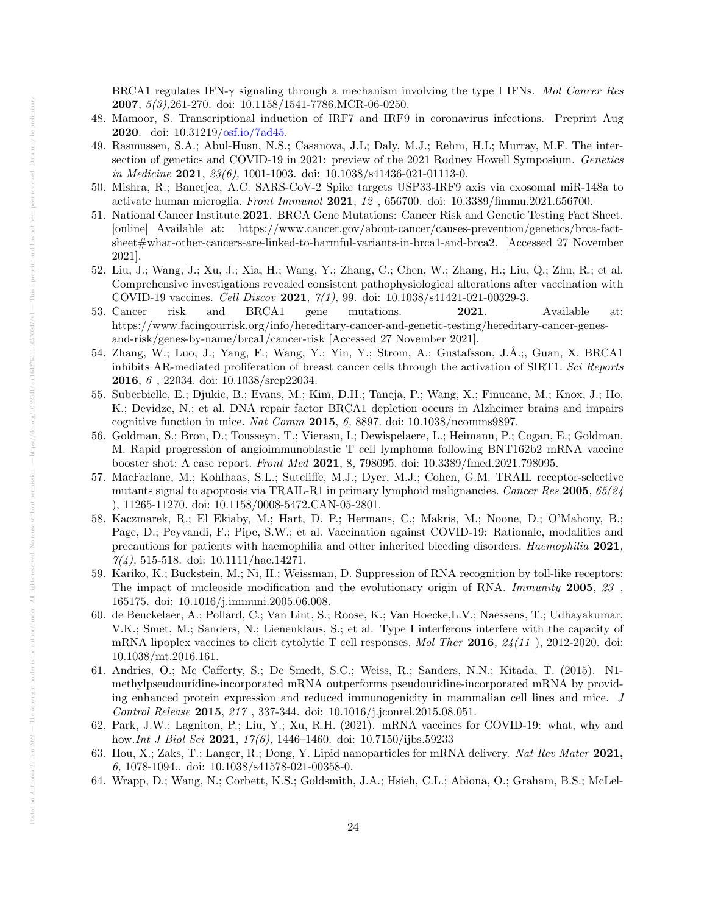BRCA1 regulates IFN-γ signaling through a mechanism involving the type I IFNs. *Mol Cancer Res* **2007**, *5(3)*,261-270. doi: 10.1158/1541-7786.MCR-06-0250.

48. Mamoor, S. Transcriptional induction of IRF7 and IRF9 in coronavirus infections. Preprint Aug **2020**. doi: 10.31219/osf.io/7ad45.
49. Rasmussen, S.A.; Abul-Husn, N.S.; Casanova, J.L; Daly, M.J.; Rehm, H.L; Murray, M.F. The intersection of genetics and COVID-19 in 2021: preview of the 2021 Rodney Howell Symposium. *Genetics in Medicine* **2021**, *23(6),* 1001-1003. doi: 10.1038/s41436-021-01113-0.
50. Mishra, R.; Banerjea, A.C. SARS-CoV-2 Spike targets USP33-IRF9 axis via exosomal miR-148a to activate human microglia. *Front Immunol* **2021**, *12* , 656700. doi: 10.3389/fimmu.2021.656700.
51. National Cancer Institute.**2021**. BRCA Gene Mutations: Cancer Risk and Genetic Testing Fact Sheet. [online] Available at: https://www.cancer.gov/about-cancer/causes-prevention/genetics/brca-fact-sheet#what-other-cancers-are-linked-to-harmful-variants-in-brca1-and-brca2. [Accessed 27 November 2021].
52. Liu, J.; Wang, J.; Xu, J.; Xia, H.; Wang, Y.; Zhang, C.; Chen, W.; Zhang, H.; Liu, Q.; Zhu, R.; et al. Comprehensive investigations revealed consistent pathophysiological alterations after vaccination with COVID-19 vaccines. *Cell Discov* **2021**, *7(1),* 99. doi: 10.1038/s41421-021-00329-3.
53. Cancer risk and BRCA1 gene mutations. **2021**. Available at: https://www.facingourrisk.org/info/hereditary-cancer-and-genetic-testing/hereditary-cancer-genes-and-risk/genes-by-name/brca1/cancer-risk [Accessed 27 November 2021].
54. Zhang, W.; Luo, J.; Yang, F.; Wang, Y.; Yin, Y.; Strom, A.; Gustafsson, J.Å.;, Guan, X. BRCA1 inhibits AR-mediated proliferation of breast cancer cells through the activation of SIRT1. *Sci Reports* **2016**, *6* , 22034. doi: 10.1038/srep22034.
55. Suberbielle, E.; Djukic, B.; Evans, M.; Kim, D.H.; Taneja, P.; Wang, X.; Finucane, M.; Knox, J.; Ho, K.; Devidze, N.; et al. DNA repair factor BRCA1 depletion occurs in Alzheimer brains and impairs cognitive function in mice. *Nat Comm* **2015**, *6,* 8897. doi: 10.1038/ncomms9897.
56. Goldman, S.; Bron, D.; Tousseyn, T.; Vierasu, I.; Dewispelaere, L.; Heimann, P.; Cogan, E.; Goldman, M. Rapid progression of angioimmunoblastic T cell lymphoma following BNT162b2 mRNA vaccine booster shot: A case report. *Front Med* **2021**, 8*,* 798095. doi: 10.3389/fmed.2021.798095.
57. MacFarlane, M.; Kohlhaas, S.L.; Sutcliffe, M.J.; Dyer, M.J.; Cohen, G.M. TRAIL receptor-selective mutants signal to apoptosis via TRAIL-R1 in primary lymphoid malignancies. *Cancer Res* **2005**, *65(24* ), 11265-11270. doi: 10.1158/0008-5472.CAN-05-2801.
58. Kaczmarek, R.; El Ekiaby, M.; Hart, D. P.; Hermans, C.; Makris, M.; Noone, D.; O'Mahony, B.; Page, D.; Peyvandi, F.; Pipe, S.W.; et al. Vaccination against COVID-19: Rationale, modalities and precautions for patients with haemophilia and other inherited bleeding disorders. *Haemophilia* **2021**, *7(4),* 515-518. doi: 10.1111/hae.14271.
59. Kariko, K.; Buckstein, M.; Ni, H.; Weissman, D. Suppression of RNA recognition by toll-like receptors: The impact of nucleoside modification and the evolutionary origin of RNA. *Immunity* **2005**, *23* , 165175. doi: 10.1016/j.immuni.2005.06.008.
60. de Beuckelaer, A.; Pollard, C.; Van Lint, S.; Roose, K.; Van Hoecke,L.V.; Naessens, T.; Udhayakumar, V.K.; Smet, M.; Sanders, N.; Lienenklaus, S.; et al. Type I interferons interfere with the capacity of mRNA lipoplex vaccines to elicit cytolytic T cell responses. *Mol Ther* **2016**, *24(11* ), 2012-2020. doi: 10.1038/mt.2016.161.
61. Andries, O.; Mc Cafferty, S.; De Smedt, S.C.; Weiss, R.; Sanders, N.N.; Kitada, T. (2015). N1-methylpseudouridine-incorporated mRNA outperforms pseudouridine-incorporated mRNA by providing enhanced protein expression and reduced immunogenicity in mammalian cell lines and mice. *J Control Release* **2015**, *217* , 337-344. doi: 10.1016/j.jconrel.2015.08.051.
62. Park, J.W.; Lagniton, P.; Liu, Y.; Xu, R.H. (2021). mRNA vaccines for COVID-19: what, why and how.*Int J Biol Sci* **2021**, *17(6),* 1446–1460. doi: 10.7150/ijbs.59233
63. Hou, X.; Zaks, T.; Langer, R.; Dong, Y. Lipid nanoparticles for mRNA delivery. *Nat Rev Mater* **2021,** *6,* 1078-1094.. doi: 10.1038/s41578-021-00358-0.
64. Wrapp, D.; Wang, N.; Corbett, K.S.; Goldsmith, J.A.; Hsieh, C.L.; Abiona, O.; Graham, B.S.; McLel-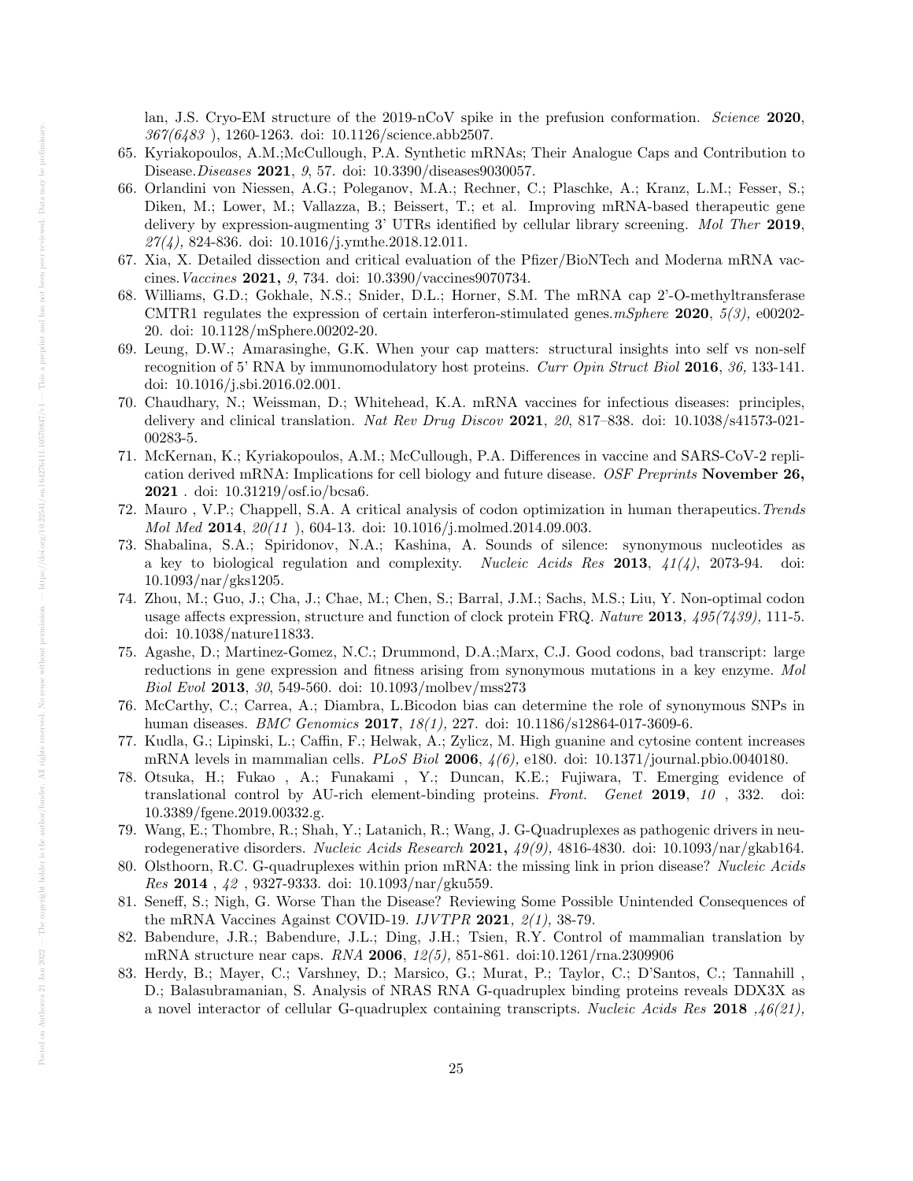lan, J.S. Cryo-EM structure of the 2019-nCoV spike in the prefusion conformation. *Science* **2020**, *367(6483 )*, 1260-1263. doi: 10.1126/science.abb2507.

65. Kyriakopoulos, A.M.;McCullough, P.A. Synthetic mRNAs; Their Analogue Caps and Contribution to Disease.*Diseases* **2021**, *9*, 57. doi: 10.3390/diseases9030057.
66. Orlandini von Niessen, A.G.; Poleganov, M.A.; Rechner, C.; Plaschke, A.; Kranz, L.M.; Fesser, S.; Diken, M.; Lower, M.; Vallazza, B.; Beissert, T.; et al. Improving mRNA-based therapeutic gene delivery by expression-augmenting 3' UTRs identified by cellular library screening. *Mol Ther* **2019**, *27(4),* 824-836. doi: 10.1016/j.ymthe.2018.12.011.
67. Xia, X. Detailed dissection and critical evaluation of the Pfizer/BioNTech and Moderna mRNA vaccines.*Vaccines* **2021,** *9*, 734. doi: 10.3390/vaccines9070734.
68. Williams, G.D.; Gokhale, N.S.; Snider, D.L.; Horner, S.M. The mRNA cap 2'-O-methyltransferase CMTR1 regulates the expression of certain interferon-stimulated genes.*mSphere* **2020**, *5(3),* e00202-20. doi: 10.1128/mSphere.00202-20.
69. Leung, D.W.; Amarasinghe, G.K. When your cap matters: structural insights into self vs non-self recognition of 5' RNA by immunomodulatory host proteins. *Curr Opin Struct Biol* **2016**, *36,* 133-141. doi: 10.1016/j.sbi.2016.02.001.
70. Chaudhary, N.; Weissman, D.; Whitehead, K.A. mRNA vaccines for infectious diseases: principles, delivery and clinical translation. *Nat Rev Drug Discov* **2021**, *20*, 817–838. doi: 10.1038/s41573-021-00283-5.
71. McKernan, K.; Kyriakopoulos, A.M.; McCullough, P.A. Differences in vaccine and SARS-CoV-2 replication derived mRNA: Implications for cell biology and future disease. *OSF Preprints* **November 26, 2021** . doi: 10.31219/osf.io/bcsa6.
72. Mauro , V.P.; Chappell, S.A. A critical analysis of codon optimization in human therapeutics.*Trends Mol Med* **2014**, *20(11 )*, 604-13. doi: 10.1016/j.molmed.2014.09.003.
73. Shabalina, S.A.; Spiridonov, N.A.; Kashina, A. Sounds of silence: synonymous nucleotides as a key to biological regulation and complexity. *Nucleic Acids Res* **2013**, *41(4)*, 2073-94. doi: 10.1093/nar/gks1205.
74. Zhou, M.; Guo, J.; Cha, J.; Chae, M.; Chen, S.; Barral, J.M.; Sachs, M.S.; Liu, Y. Non-optimal codon usage affects expression, structure and function of clock protein FRQ. *Nature* **2013***, 495(7439),* 111-5. doi: 10.1038/nature11833.
75. Agashe, D.; Martinez-Gomez, N.C.; Drummond, D.A.;Marx, C.J. Good codons, bad transcript: large reductions in gene expression and fitness arising from synonymous mutations in a key enzyme. *Mol Biol Evol* **2013**, *30*, 549-560. doi: 10.1093/molbev/mss273
76. McCarthy, C.; Carrea, A.; Diambra, L.Bicodon bias can determine the role of synonymous SNPs in human diseases. *BMC Genomics* **2017**, *18(1),* 227. doi: 10.1186/s12864-017-3609-6.
77. Kudla, G.; Lipinski, L.; Caffin, F.; Helwak, A.; Zylicz, M. High guanine and cytosine content increases mRNA levels in mammalian cells. *PLoS Biol* **2006**, *4(6),* e180. doi: 10.1371/journal.pbio.0040180.
78. Otsuka, H.; Fukao , A.; Funakami , Y.; Duncan, K.E.; Fujiwara, T. Emerging evidence of translational control by AU-rich element-binding proteins. *Front. Genet* **2019**, *10* , 332. doi: 10.3389/fgene.2019.00332.g.
79. Wang, E.; Thombre, R.; Shah, Y.; Latanich, R.; Wang, J. G-Quadruplexes as pathogenic drivers in neurodegenerative disorders. *Nucleic Acids Research* **2021,** *49(9),* 4816-4830. doi: 10.1093/nar/gkab164.
80. Olsthoorn, R.C. G-quadruplexes within prion mRNA: the missing link in prion disease? *Nucleic Acids Res* **2014** , *42* , 9327-9333. doi: 10.1093/nar/gku559.
81. Seneff, S.; Nigh, G. Worse Than the Disease? Reviewing Some Possible Unintended Consequences of the mRNA Vaccines Against COVID-19. *IJVTPR* **2021**, *2(1),* 38-79.
82. Babendure, J.R.; Babendure, J.L.; Ding, J.H.; Tsien, R.Y. Control of mammalian translation by mRNA structure near caps. *RNA* **2006**, *12(5),* 851-861. doi:10.1261/rna.2309906
83. Herdy, B.; Mayer, C.; Varshney, D.; Marsico, G.; Murat, P.; Taylor, C.; D'Santos, C.; Tannahill , D.; Balasubramanian, S. Analysis of NRAS RNA G-quadruplex binding proteins reveals DDX3X as a novel interactor of cellular G-quadruplex containing transcripts. *Nucleic Acids Res* **2018** *,46(21),*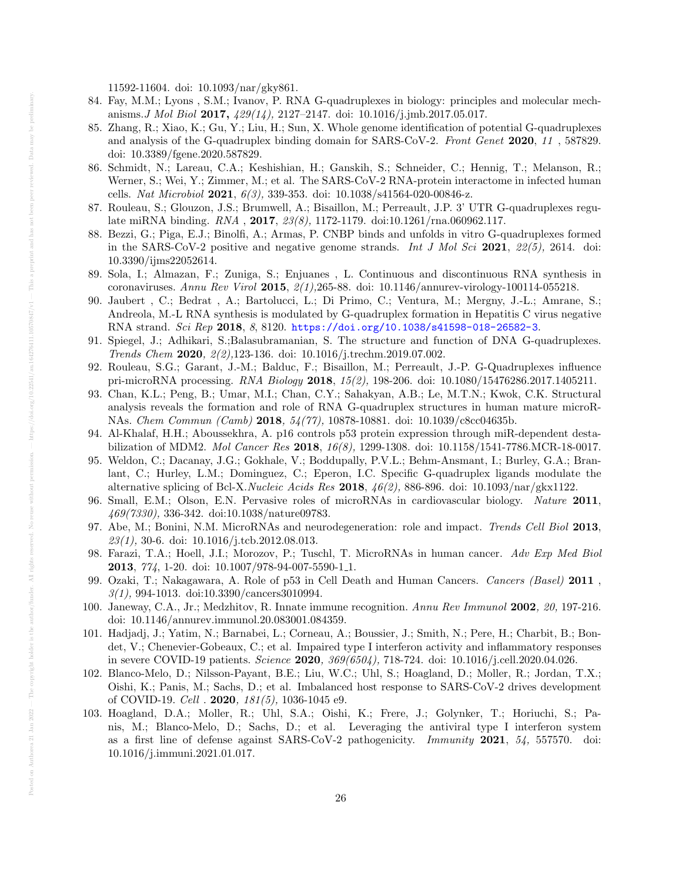11592-11604. doi: 10.1093/nar/gky861.

84. Fay, M.M.; Lyons , S.M.; Ivanov, P. RNA G-quadruplexes in biology: principles and molecular mechanisms.*J Mol Biol* **2017,** *429(14),* 2127–2147. doi: 10.1016/j.jmb.2017.05.017.
85. Zhang, R.; Xiao, K.; Gu, Y.; Liu, H.; Sun, X. Whole genome identification of potential G-quadruplexes and analysis of the G-quadruplex binding domain for SARS-CoV-2. *Front Genet* **2020**, *11* , 587829. doi: 10.3389/fgene.2020.587829.
86. Schmidt, N.; Lareau, C.A.; Keshishian, H.; Ganskih, S.; Schneider, C.; Hennig, T.; Melanson, R.; Werner, S.; Wei, Y.; Zimmer, M.; et al. The SARS-CoV-2 RNA-protein interactome in infected human cells. *Nat Microbiol* **2021**, *6(3),* 339-353. doi: 10.1038/s41564-020-00846-z.
87. Rouleau, S.; Glouzon, J.S.; Brumwell, A.; Bisaillon, M.; Perreault, J.P. 3' UTR G-quadruplexes regulate miRNA binding. *RNA* , **2017**, *23(8),* 1172-1179. doi:10.1261/rna.060962.117.
88. Bezzi, G.; Piga, E.J.; Binolfi, A.; Armas, P. CNBP binds and unfolds in vitro G-quadruplexes formed in the SARS-CoV-2 positive and negative genome strands. *Int J Mol Sci* **2021**, *22(5),* 2614. doi: 10.3390/ijms22052614.
89. Sola, I.; Almazan, F.; Zuniga, S.; Enjuanes , L. Continuous and discontinuous RNA synthesis in coronaviruses. *Annu Rev Virol* **2015**, *2(1)*,265-88. doi: 10.1146/annurev-virology-100114-055218.
90. Jaubert , C.; Bedrat , A.; Bartolucci, L.; Di Primo, C.; Ventura, M.; Mergny, J.-L.; Amrane, S.; Andreola, M.-L RNA synthesis is modulated by G-quadruplex formation in Hepatitis C virus negative RNA strand. *Sci Rep* **2018**, *8*, 8120. https://doi.org/10.1038/s41598-018-26582-3.
91. Spiegel, J.; Adhikari, S.;Balasubramanian, S. The structure and function of DNA G-quadruplexes. *Trends Chem* **2020**, *2(2)*,123-136. doi: 10.1016/j.trechm.2019.07.002.
92. Rouleau, S.G.; Garant, J.-M.; Balduc, F.; Bisaillon, M.; Perreault, J.-P. G-Quadruplexes influence pri-microRNA processing. *RNA Biology* **2018**, *15(2),* 198-206. doi: 10.1080/15476286.2017.1405211.
93. Chan, K.L.; Peng, B.; Umar, M.I.; Chan, C.Y.; Sahakyan, A.B.; Le, M.T.N.; Kwok, C.K. Structural analysis reveals the formation and role of RNA G-quadruplex structures in human mature microRNAs. *Chem Commun (Camb)* **2018**, *54(77),* 10878-10881. doi: 10.1039/c8cc04635b.
94. Al-Khalaf, H.H.; Aboussekhra, A. p16 controls p53 protein expression through miR-dependent destabilization of MDM2. *Mol Cancer Res* **2018**, *16(8),* 1299-1308. doi: 10.1158/1541-7786.MCR-18-0017.
95. Weldon, C.; Dacanay, J.G.; Gokhale, V.; Boddupally, P.V.L.; Behm-Ansmant, I.; Burley, G.A.; Branlant, C.; Hurley, L.M.; Dominguez, C.; Eperon, I.C. Specific G-quadruplex ligands modulate the alternative splicing of Bcl-X.*Nucleic Acids Res* **2018**, *46(2),* 886-896. doi: 10.1093/nar/gkx1122.
96. Small, E.M.; Olson, E.N. Pervasive roles of microRNAs in cardiovascular biology. *Nature* **2011**, *469(7330),* 336-342. doi:10.1038/nature09783.
97. Abe, M.; Bonini, N.M. MicroRNAs and neurodegeneration: role and impact. *Trends Cell Biol* **2013**, *23(1),* 30-6. doi: 10.1016/j.tcb.2012.08.013.
98. Farazi, T.A.; Hoell, J.I.; Morozov, P.; Tuschl, T. MicroRNAs in human cancer. *Adv Exp Med Biol* **2013**, *774*, 1-20. doi: 10.1007/978-94-007-5590-1_1.
99. Ozaki, T.; Nakagawara, A. Role of p53 in Cell Death and Human Cancers. *Cancers (Basel)* **2011** , *3(1),* 994-1013. doi:10.3390/cancers3010994.
100. Janeway, C.A., Jr.; Medzhitov, R. Innate immune recognition. *Annu Rev Immunol* **2002**, *20,* 197-216. doi: 10.1146/annurev.immunol.20.083001.084359.
101. Hadjdaj, J.; Yatim, N.; Barnabei, L.; Corneau, A.; Boussier, J.; Smith, N.; Pere, H.; Charbit, B.; Bondet, V.; Chenevier-Gobeaux, C.; et al. Impaired type I interferon activity and inflammatory responses in severe COVID-19 patients. *Science* **2020**, *369(6504),* 718-724. doi: 10.1016/j.cell.2020.04.026.
102. Blanco-Melo, D.; Nilsson-Payant, B.E.; Liu, W.C.; Uhl, S.; Hoagland, D.; Moller, R.; Jordan, T.X.; Oishi, K.; Panis, M.; Sachs, D.; et al. Imbalanced host response to SARS-CoV-2 drives development of COVID-19. *Cell* . **2020**, *181(5),* 1036-1045 e9.
103. Hoagland, D.A.; Moller, R.; Uhl, S.A.; Oishi, K.; Frere, J.; Golynker, T.; Horiuchi, S.; Panis, M.; Blanco-Melo, D.; Sachs, D.; et al. Leveraging the antiviral type I interferon system as a first line of defense against SARS-CoV-2 pathogenicity. *Immunity* **2021**, *54,* 557570. doi: 10.1016/j.immuni.2021.01.017.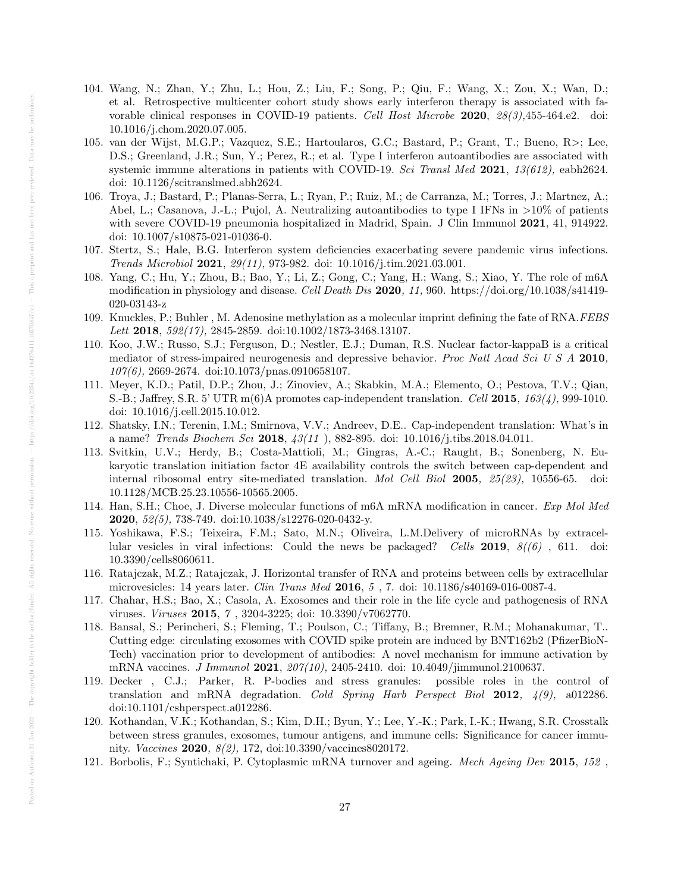104. Wang, N.; Zhan, Y.; Zhu, L.; Hou, Z.; Liu, F.; Song, P.; Qiu, F.; Wang, X.; Zou, X.; Wan, D.; et al. Retrospective multicenter cohort study shows early interferon therapy is associated with favorable clinical responses in COVID-19 patients. *Cell Host Microbe* **2020**, *28(3)*,455-464.e2. doi: 10.1016/j.chom.2020.07.005.
105. van der Wijst, M.G.P.; Vazquez, S.E.; Hartoularos, G.C.; Bastard, P.; Grant, T.; Bueno, R>; Lee, D.S.; Greenland, J.R.; Sun, Y.; Perez, R.; et al. Type I interferon autoantibodies are associated with systemic immune alterations in patients with COVID-19. *Sci Transl Med* **2021**, *13(612),* eabh2624. doi: 10.1126/scitranslmed.abh2624.
106. Troya, J.; Bastard, P.; Planas-Serra, L.; Ryan, P.; Ruiz, M.; de Carranza, M.; Torres, J.; Martnez, A.; Abel, L.; Casanova, J.-L.; Pujol, A. Neutralizing autoantibodies to type I IFNs in >10% of patients with severe COVID-19 pneumonia hospitalized in Madrid, Spain. J Clin Immunol **2021**, 41, 914922. doi: 10.1007/s10875-021-01036-0.
107. Stertz, S.; Hale, B.G. Interferon system deficiencies exacerbating severe pandemic virus infections. *Trends Microbiol* **2021**, *29(11),* 973-982. doi: 10.1016/j.tim.2021.03.001.
108. Yang, C.; Hu, Y.; Zhou, B.; Bao, Y.; Li, Z.; Gong, C.; Yang, H.; Wang, S.; Xiao, Y. The role of m6A modification in physiology and disease. *Cell Death Dis* **2020**, *11,* 960. https://doi.org/10.1038/s41419-020-03143-z
109. Knuckles, P.; Buhler , M. Adenosine methylation as a molecular imprint defining the fate of RNA.*FEBS Lett* **2018**, *592(17),* 2845-2859. doi:10.1002/1873-3468.13107.
110. Koo, J.W.; Russo, S.J.; Ferguson, D.; Nestler, E.J.; Duman, R.S. Nuclear factor-kappaB is a critical mediator of stress-impaired neurogenesis and depressive behavior. *Proc Natl Acad Sci U S A* **2010**, *107(6),* 2669-2674. doi:10.1073/pnas.0910658107.
111. Meyer, K.D.; Patil, D.P.; Zhou, J.; Zinoviev, A.; Skabkin, M.A.; Elemento, O.; Pestova, T.V.; Qian, S.-B.; Jaffrey, S.R. 5' UTR m(6)A promotes cap-independent translation. *Cell* **2015**, *163(4),* 999-1010. doi: 10.1016/j.cell.2015.10.012.
112. Shatsky, I.N.; Terenin, I.M.; Smirnova, V.V.; Andreev, D.E.. Cap-independent translation: What's in a name? *Trends Biochem Sci* **2018**, *43(11* ), 882-895. doi: 10.1016/j.tibs.2018.04.011.
113. Svitkin, U.V.; Herdy, B.; Costa-Mattioli, M.; Gingras, A.-C.; Raught, B.; Sonenberg, N. Eukaryotic translation initiation factor 4E availability controls the switch between cap-dependent and internal ribosomal entry site-mediated translation. *Mol Cell Biol* **2005**, *25(23),* 10556-65. doi: 10.1128/MCB.25.23.10556-10565.2005.
114. Han, S.H.; Choe, J. Diverse molecular functions of m6A mRNA modification in cancer. *Exp Mol Med* **2020**, *52(5),* 738-749. doi:10.1038/s12276-020-0432-y.
115. Yoshikawa, F.S.; Teixeira, F.M.; Sato, M.N.; Oliveira, L.M.Delivery of microRNAs by extracellular vesicles in viral infections: Could the news be packaged? *Cells* **2019**, *8((6)* , 611. doi: 10.3390/cells8060611.
116. Ratajczak, M.Z.; Ratajczak, J. Horizontal transfer of RNA and proteins between cells by extracellular microvesicles: 14 years later. *Clin Trans Med* **2016**, *5* , 7. doi: 10.1186/s40169-016-0087-4.
117. Chahar, H.S.; Bao, X.; Casola, A. Exosomes and their role in the life cycle and pathogenesis of RNA viruses. *Viruses* **2015**, *7* , 3204-3225; doi: 10.3390/v7062770.
118. Bansal, S.; Perincheri, S.; Fleming, T.; Poulson, C.; Tiffany, B.; Bremner, R.M.; Mohanakumar, T.. Cutting edge: circulating exosomes with COVID spike protein are induced by BNT162b2 (PfizerBioNTech) vaccination prior to development of antibodies: A novel mechanism for immune activation by mRNA vaccines. *J Immunol* **2021**, *207(10),* 2405-2410. doi: 10.4049/jimmunol.2100637.
119. Decker , C.J.; Parker, R. P-bodies and stress granules: possible roles in the control of translation and mRNA degradation. *Cold Spring Harb Perspect Biol* **2012**, *4(9),* a012286. doi:10.1101/cshperspect.a012286.
120. Kothandan, V.K.; Kothandan, S.; Kim, D.H.; Byun, Y.; Lee, Y.-K.; Park, I.-K.; Hwang, S.R. Crosstalk between stress granules, exosomes, tumour antigens, and immune cells: Significance for cancer immunity. *Vaccines* **2020**, *8(2),* 172, doi:10.3390/vaccines8020172.
121. Borbolis, F.; Syntichaki, P. Cytoplasmic mRNA turnover and ageing. *Mech Ageing Dev* **2015**, *152* ,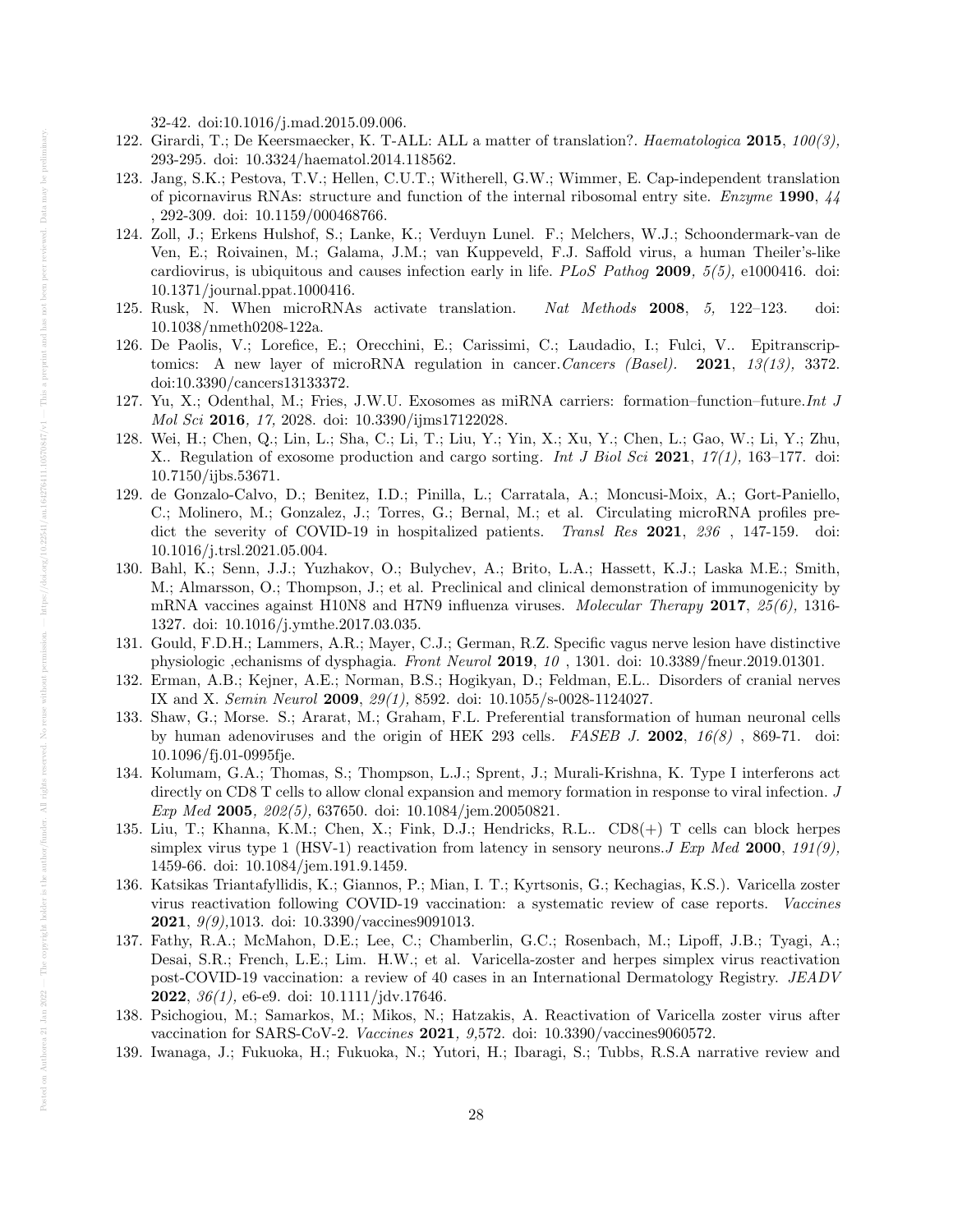32-42. doi:10.1016/j.mad.2015.09.006.

122. Girardi, T.; De Keersmaecker, K. T-ALL: ALL a matter of translation?. *Haematologica* **2015**, *100(3),* 293-295. doi: 10.3324/haematol.2014.118562.
123. Jang, S.K.; Pestova, T.V.; Hellen, C.U.T.; Witherell, G.W.; Wimmer, E. Cap-independent translation of picornavirus RNAs: structure and function of the internal ribosomal entry site. *Enzyme* **1990**, *44* , 292-309. doi: 10.1159/000468766.
124. Zoll, J.; Erkens Hulshof, S.; Lanke, K.; Verduyn Lunel. F.; Melchers, W.J.; Schoondermark-van de Ven, E.; Roivainen, M.; Galama, J.M.; van Kuppeveld, F.J. Saffold virus, a human Theiler's-like cardiovirus, is ubiquitous and causes infection early in life. *PLoS Pathog* **2009**, *5(5),* e1000416. doi: 10.1371/journal.ppat.1000416.
125. Rusk, N. When microRNAs activate translation. *Nat Methods* **2008**, *5,* 122–123. doi: 10.1038/nmeth0208-122a.
126. De Paolis, V.; Lorefice, E.; Orecchini, E.; Carissimi, C.; Laudadio, I.; Fulci, V.. Epitranscriptomics: A new layer of microRNA regulation in cancer.*Cancers (Basel).* **2021**, *13(13),* 3372. doi:10.3390/cancers13133372.
127. Yu, X.; Odenthal, M.; Fries, J.W.U. Exosomes as miRNA carriers: formation–function–future.*Int J Mol Sci* **2016**, *17,* 2028. doi: 10.3390/ijms17122028.
128. Wei, H.; Chen, Q.; Lin, L.; Sha, C.; Li, T.; Liu, Y.; Yin, X.; Xu, Y.; Chen, L.; Gao, W.; Li, Y.; Zhu, X.. Regulation of exosome production and cargo sorting. *Int J Biol Sci* **2021**, *17(1),* 163–177. doi: 10.7150/ijbs.53671.
129. de Gonzalo-Calvo, D.; Benitez, I.D.; Pinilla, L.; Carratala, A.; Moncusi-Moix, A.; Gort-Paniello, C.; Molinero, M.; Gonzalez, J.; Torres, G.; Bernal, M.; et al. Circulating microRNA profiles predict the severity of COVID-19 in hospitalized patients. *Transl Res* **2021**, *236* , 147-159. doi: 10.1016/j.trsl.2021.05.004.
130. Bahl, K.; Senn, J.J.; Yuzhakov, O.; Bulychev, A.; Brito, L.A.; Hassett, K.J.; Laska M.E.; Smith, M.; Almarsson, O.; Thompson, J.; et al. Preclinical and clinical demonstration of immunogenicity by mRNA vaccines against H10N8 and H7N9 influenza viruses. *Molecular Therapy* **2017**, *25(6),* 1316-1327. doi: 10.1016/j.ymthe.2017.03.035.
131. Gould, F.D.H.; Lammers, A.R.; Mayer, C.J.; German, R.Z. Specific vagus nerve lesion have distinctive physiologic ,echanisms of dysphagia. *Front Neurol* **2019**, *10* , 1301. doi: 10.3389/fneur.2019.01301.
132. Erman, A.B.; Kejner, A.E.; Norman, B.S.; Hogikyan, D.; Feldman, E.L.. Disorders of cranial nerves IX and X. *Semin Neurol* **2009**, *29(1),* 8592. doi: 10.1055/s-0028-1124027.
133. Shaw, G.; Morse. S.; Ararat, M.; Graham, F.L. Preferential transformation of human neuronal cells by human adenoviruses and the origin of HEK 293 cells. *FASEB J.* **2002**, *16(8)* , 869-71. doi: 10.1096/fj.01-0995fje.
134. Kolumam, G.A.; Thomas, S.; Thompson, L.J.; Sprent, J.; Murali-Krishna, K. Type I interferons act directly on CD8 T cells to allow clonal expansion and memory formation in response to viral infection. *J Exp Med* **2005**, *202(5),* 637650. doi: 10.1084/jem.20050821.
135. Liu, T.; Khanna, K.M.; Chen, X.; Fink, D.J.; Hendricks, R.L.. CD8(+) T cells can block herpes simplex virus type 1 (HSV-1) reactivation from latency in sensory neurons.*J Exp Med* **2000**, *191(9),* 1459-66. doi: 10.1084/jem.191.9.1459.
136. Katsikas Triantafyllidis, K.; Giannos, P.; Mian, I. T.; Kyrtsonis, G.; Kechagias, K.S.). Varicella zoster virus reactivation following COVID-19 vaccination: a systematic review of case reports. *Vaccines* **2021**, *9(9),*1013. doi: 10.3390/vaccines9091013.
137. Fathy, R.A.; McMahon, D.E.; Lee, C.; Chamberlin, G.C.; Rosenbach, M.; Lipoff, J.B.; Tyagi, A.; Desai, S.R.; French, L.E.; Lim. H.W.; et al. Varicella-zoster and herpes simplex virus reactivation post-COVID-19 vaccination: a review of 40 cases in an International Dermatology Registry. *JEADV* **2022**, *36(1),* e6-e9. doi: 10.1111/jdv.17646.
138. Psichogiou, M.; Samarkos, M.; Mikos, N.; Hatzakis, A. Reactivation of Varicella zoster virus after vaccination for SARS-CoV-2. *Vaccines* **2021**, *9,*572. doi: 10.3390/vaccines9060572.
139. Iwanaga, J.; Fukuoka, H.; Fukuoka, N.; Yutori, H.; Ibaragi, S.; Tubbs, R.S.A narrative review and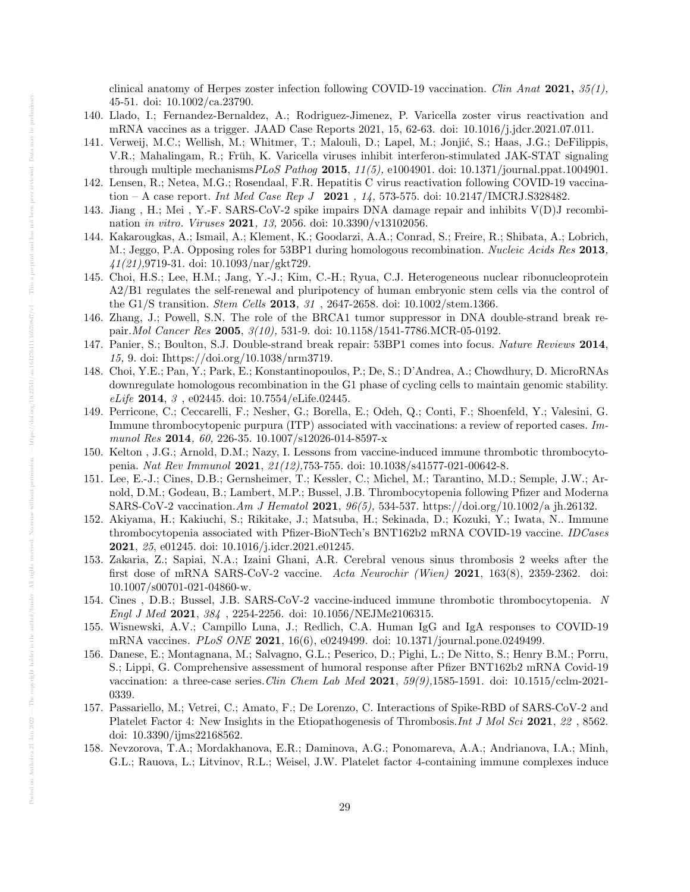clinical anatomy of Herpes zoster infection following COVID-19 vaccination. *Clin Anat* **2021,** *35(1),* 45-51. doi: 10.1002/ca.23790.

140. Llado, I.; Fernandez-Bernaldez, A.; Rodriguez-Jimenez, P. Varicella zoster virus reactivation and mRNA vaccines as a trigger. JAAD Case Reports 2021, 15, 62-63. doi: 10.1016/j.jdcr.2021.07.011.
141. Verweij, M.C.; Wellish, M.; Whitmer, T.; Malouli, D.; Lapel, M.; Jonjić, S.; Haas, J.G.; DeFilippis, V.R.; Mahalingam, R.; Früh, K. Varicella viruses inhibit interferon-stimulated JAK-STAT signaling through multiple mechanisms*PLoS Pathog* **2015**, *11(5),* e1004901. doi: 10.1371/journal.ppat.1004901.
142. Lensen, R.; Netea, M.G.; Rosendaal, F.R. Hepatitis C virus reactivation following COVID-19 vaccination – A case report. *Int Med Case Rep J* **2021** *, 14,* 573-575. doi: 10.2147/IMCRJ.S328482.
143. Jiang , H.; Mei , Y.-F. SARS-CoV-2 spike impairs DNA damage repair and inhibits V(D)J recombination *in vitro*. *Viruses* **2021***, 13,* 2056. doi: 10.3390/v13102056.
144. Kakarougkas, A.; Ismail, A.; Klement, K.; Goodarzi, A.A.; Conrad, S.; Freire, R.; Shibata, A.; Lobrich, M.; Jeggo, P.A. Opposing roles for 53BP1 during homologous recombination. *Nucleic Acids Res* **2013***, 41(21),*9719-31. doi: 10.1093/nar/gkt729.
145. Choi, H.S.; Lee, H.M.; Jang, Y.-J.; Kim, C.-H.; Ryua, C.J. Heterogeneous nuclear ribonucleoprotein A2/B1 regulates the self-renewal and pluripotency of human embryonic stem cells via the control of the G1/S transition. *Stem Cells* **2013***, 31* , 2647-2658. doi: 10.1002/stem.1366.
146. Zhang, J.; Powell, S.N. The role of the BRCA1 tumor suppressor in DNA double-strand break repair.*Mol Cancer Res* **2005**, *3(10),* 531-9. doi: 10.1158/1541-7786.MCR-05-0192.
147. Panier, S.; Boulton, S.J. Double-strand break repair: 53BP1 comes into focus. *Nature Reviews* **2014**, *15,* 9. doi: Ihttps://doi.org/10.1038/nrm3719.
148. Choi, Y.E.; Pan, Y.; Park, E.; Konstantinopoulos, P.; De, S.; D'Andrea, A.; Chowdhury, D. MicroRNAs downregulate homologous recombination in the G1 phase of cycling cells to maintain genomic stability. *eLife* **2014**, *3* , e02445. doi: 10.7554/eLife.02445.
149. Perricone, C.; Ceccarelli, F.; Nesher, G.; Borella, E.; Odeh, Q.; Conti, F.; Shoenfeld, Y.; Valesini, G. Immune thrombocytopenic purpura (ITP) associated with vaccinations: a review of reported cases. *Immunol Res* **2014***, 60,* 226-35. 10.1007/s12026-014-8597-x
150. Kelton , J.G.; Arnold, D.M.; Nazy, I. Lessons from vaccine-induced immune thrombotic thrombocytopenia. *Nat Rev Immunol* **2021**, *21(12),*753-755. doi: 10.1038/s41577-021-00642-8.
151. Lee, E.-J.; Cines, D.B.; Gernsheimer, T.; Kessler, C.; Michel, M.; Tarantino, M.D.; Semple, J.W.; Arnold, D.M.; Godeau, B.; Lambert, M.P.; Bussel, J.B. Thrombocytopenia following Pfizer and Moderna SARS-CoV-2 vaccination.*Am J Hematol* **2021**, *96(5),* 534-537. https://doi.org/10.1002/a jh.26132.
152. Akiyama, H.; Kakiuchi, S.; Rikitake, J.; Matsuba, H.; Sekinada, D.; Kozuki, Y.; Iwata, N.. Immune thrombocytopenia associated with Pfizer-BioNTech's BNT162b2 mRNA COVID-19 vaccine. *IDCases* **2021**, *25*, e01245. doi: 10.1016/j.idcr.2021.e01245.
153. Zakaria, Z.; Sapiai, N.A.; Izaini Ghani, A.R. Cerebral venous sinus thrombosis 2 weeks after the first dose of mRNA SARS-CoV-2 vaccine. *Acta Neurochir (Wien)* **2021**, 163(8), 2359-2362. doi: 10.1007/s00701-021-04860-w.
154. Cines , D.B.; Bussel, J.B. SARS-CoV-2 vaccine-induced immune thrombotic thrombocytopenia. *N Engl J Med* **2021**, *384* , 2254-2256. doi: 10.1056/NEJMe2106315.
155. Wisnewski, A.V.; Campillo Luna, J.; Redlich, C.A. Human IgG and IgA responses to COVID-19 mRNA vaccines. *PLoS ONE* **2021**, 16(6), e0249499. doi: 10.1371/journal.pone.0249499.
156. Danese, E.; Montagnana, M.; Salvagno, G.L.; Peserico, D.; Pighi, L.; De Nitto, S.; Henry B.M.; Porru, S.; Lippi, G. Comprehensive assessment of humoral response after Pfizer BNT162b2 mRNA Covid-19 vaccination: a three-case series.*Clin Chem Lab Med* **2021**, *59(9),*1585-1591. doi: 10.1515/cclm-2021-0339.
157. Passariello, M.; Vetrei, C.; Amato, F.; De Lorenzo, C. Interactions of Spike-RBD of SARS-CoV-2 and Platelet Factor 4: New Insights in the Etiopathogenesis of Thrombosis.*Int J Mol Sci* **2021**, *22* , 8562. doi: 10.3390/ijms22168562.
158. Nevzorova, T.A.; Mordakhanova, E.R.; Daminova, A.G.; Ponomareva, A.A.; Andrianova, I.A.; Minh, G.L.; Rauova, L.; Litvinov, R.L.; Weisel, J.W. Platelet factor 4-containing immune complexes induce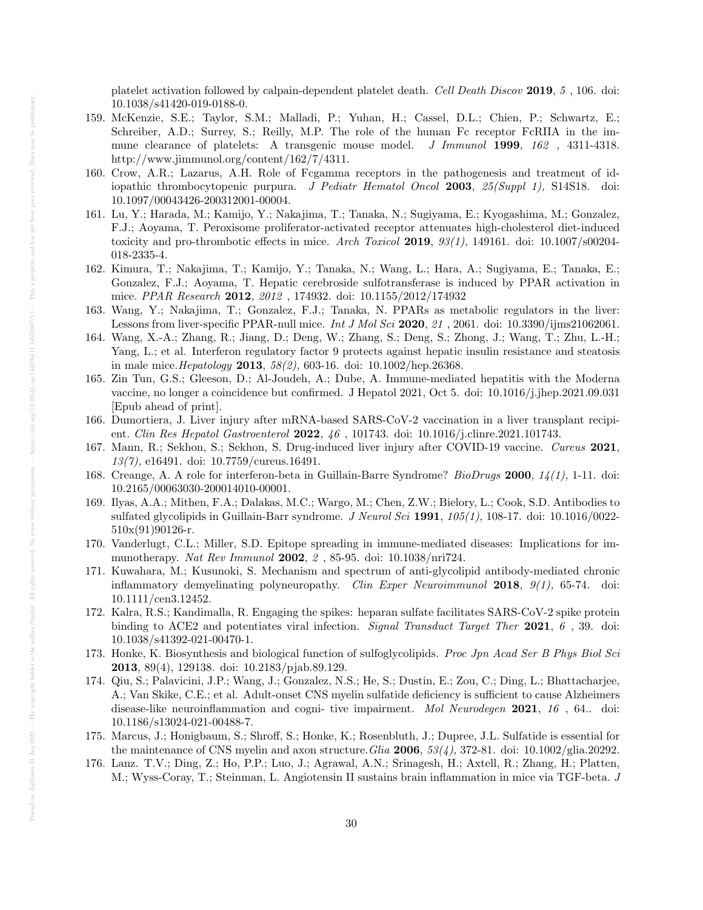platelet activation followed by calpain-dependent platelet death. *Cell Death Discov* **2019**, *5* , 106. doi: 10.1038/s41420-019-0188-0.

159. McKenzie, S.E.; Taylor, S.M.; Malladi, P.; Yuhan, H.; Cassel, D.L.; Chien, P.; Schwartz, E.; Schreiber, A.D.; Surrey, S.; Reilly, M.P. The role of the human Fc receptor FcRIIA in the immune clearance of platelets: A transgenic mouse model. *J Immunol* **1999**, *162* , 4311-4318. http://www.jimmunol.org/content/162/7/4311.
160. Crow, A.R.; Lazarus, A.H. Role of Fcgamma receptors in the pathogenesis and treatment of idiopathic thrombocytopenic purpura. *J Pediatr Hematol Oncol* **2003**, *25(Suppl 1),* S14S18. doi: 10.1097/00043426-200312001-00004.
161. Lu, Y.; Harada, M.; Kamijo, Y.; Nakajima, T.; Tanaka, N.; Sugiyama, E.; Kyogashima, M.; Gonzalez, F.J.; Aoyama, T. Peroxisome proliferator-activated receptor attenuates high-cholesterol diet-induced toxicity and pro-thrombotic effects in mice. *Arch Toxicol* **2019**, *93(1),* 149161. doi: 10.1007/s00204-018-2335-4.
162. Kimura, T.; Nakajima, T.; Kamijo, Y.; Tanaka, N.; Wang, L.; Hara, A.; Sugiyama, E.; Tanaka, E.; Gonzalez, F.J.; Aoyama, T. Hepatic cerebroside sulfotransferase is induced by PPAR activation in mice. *PPAR Research* **2012**, *2012* , 174932. doi: 10.1155/2012/174932
163. Wang, Y.; Nakajima, T.; Gonzalez, F.J.; Tanaka, N. PPARs as metabolic regulators in the liver: Lessons from liver-specific PPAR-null mice. *Int J Mol Sci* **2020**, *21* , 2061. doi: 10.3390/ijms21062061.
164. Wang, X.-A.; Zhang, R.; Jiang, D.; Deng, W.; Zhang, S.; Deng, S.; Zhong, J.; Wang, T.; Zhu, L.-H.; Yang, L.; et al. Interferon regulatory factor 9 protects against hepatic insulin resistance and steatosis in male mice.*Hepatology* **2013**, *58(2),* 603-16. doi: 10.1002/hep.26368.
165. Zin Tun, G.S.; Gleeson, D.; Al-Joudeh, A.; Dube, A. Immune-mediated hepatitis with the Moderna vaccine, no longer a coincidence but confirmed. J Hepatol 2021, Oct 5. doi: 10.1016/j.jhep.2021.09.031 [Epub ahead of print].
166. Dumortiera, J. Liver injury after mRNA-based SARS-CoV-2 vaccination in a liver transplant recipient. *Clin Res Hepatol Gastroenterol* **2022**, *46* , 101743. doi: 10.1016/j.clinre.2021.101743.
167. Mann, R.; Sekhon, S.; Sekhon, S. Drug-induced liver injury after COVID-19 vaccine. *Cureus* **2021**, *13(7),* e16491. doi: 10.7759/cureus.16491.
168. Creange, A. A role for interferon-beta in Guillain-Barre Syndrome? *BioDrugs* **2000**, *14(1),* 1-11. doi: 10.2165/00063030-200014010-00001.
169. Ilyas, A.A.; Mithen, F.A.; Dalakas, M.C.; Wargo, M.; Chen, Z.W.; Bielory, L.; Cook, S.D. Antibodies to sulfated glycolipids in Guillain-Barr syndrome. *J Neurol Sci* **1991**, *105(1),* 108-17. doi: 10.1016/0022-510x(91)90126-r.
170. Vanderlugt, C.L.; Miller, S.D. Epitope spreading in immune-mediated diseases: Implications for immunotherapy. *Nat Rev Immunol* **2002**, *2* , 85-95. doi: 10.1038/nri724.
171. Kuwahara, M.; Kusunoki, S. Mechanism and spectrum of anti-glycolipid antibody-mediated chronic inflammatory demyelinating polyneuropathy. *Clin Exper Neuroimmunol* **2018**, *9(1),* 65-74. doi: 10.1111/cen3.12452.
172. Kalra, R.S.; Kandimalla, R. Engaging the spikes: heparan sulfate facilitates SARS-CoV-2 spike protein binding to ACE2 and potentiates viral infection. *Signal Transduct Target Ther* **2021**, *6* , 39. doi: 10.1038/s41392-021-00470-1.
173. Honke, K. Biosynthesis and biological function of sulfoglycolipids. *Proc Jpn Acad Ser B Phys Biol Sci* **2013**, 89(4), 129138. doi: 10.2183/pjab.89.129.
174. Qiu, S.; Palavicini, J.P.; Wang, J.; Gonzalez, N.S.; He, S.; Dustin, E.; Zou, C.; Ding, L.; Bhattacharjee, A.; Van Skike, C.E.; et al. Adult-onset CNS myelin sulfatide deficiency is sufficient to cause Alzheimers disease-like neuroinflammation and cogni- tive impairment. *Mol Neurodegen* **2021**, *16* , 64.. doi: 10.1186/s13024-021-00488-7.
175. Marcus, J.; Honigbaum, S.; Shroff, S.; Honke, K.; Rosenbluth, J.; Dupree, J.L. Sulfatide is essential for the maintenance of CNS myelin and axon structure.*Glia* **2006**, *53(4),* 372-81. doi: 10.1002/glia.20292.
176. Lanz. T.V.; Ding, Z.; Ho, P.P.; Luo, J.; Agrawal, A.N.; Srinagesh, H.; Axtell, R.; Zhang, H.; Platten, M.; Wyss-Coray, T.; Steinman, L. Angiotensin II sustains brain inflammation in mice via TGF-beta. *J*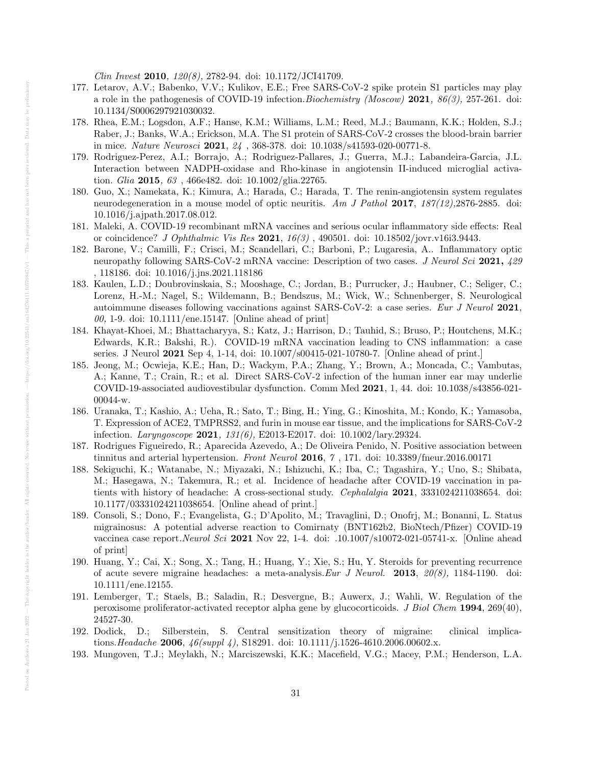*Clin Invest* **2010**, *120(8)*, 2782-94. doi: 10.1172/JCI41709.

177. Letarov, A.V.; Babenko, V.V.; Kulikov, E.E.; Free SARS-CoV-2 spike protein S1 particles may play a role in the pathogenesis of COVID-19 infection.*Biochemistry (Moscow)* **2021**, *86(3)*, 257-261. doi: 10.1134/S0006297921030032.
178. Rhea, E.M.; Logsdon, A.F.; Hanse, K.M.; Williams, L.M.; Reed, M.J.; Baumann, K.K.; Holden, S.J.; Raber, J.; Banks, W.A.; Erickson, M.A. The S1 protein of SARS-CoV-2 crosses the blood-brain barrier in mice. *Nature Neurosci* **2021**, *24* , 368-378. doi: 10.1038/s41593-020-00771-8.
179. Rodriguez-Perez, A.I.; Borrajo, A.; Rodriguez-Pallares, J.; Guerra, M.J.; Labandeira-Garcia, J.L. Interaction between NADPH-oxidase and Rho-kinase in angiotensin II-induced microglial activation. *Glia* **2015**, *63* , 466e482. doi: 10.1002/glia.22765.
180. Guo, X.; Namekata, K.; Kimura, A.; Harada, C.; Harada, T. The renin-angiotensin system regulates neurodegeneration in a mouse model of optic neuritis. *Am J Pathol* **2017**, *187(12)*,2876-2885. doi: 10.1016/j.ajpath.2017.08.012.
181. Maleki, A. COVID-19 recombinant mRNA vaccines and serious ocular inflammatory side effects: Real or coincidence? *J Ophthalmic Vis Res* **2021**, *16(3)* , 490501. doi: 10.18502/jovr.v16i3.9443.
182. Barone, V.; Camilli, F.; Crisci, M.; Scandellari, C.; Barboni, P.; Lugaresia, A.. Inflammatory optic neuropathy following SARS-CoV-2 mRNA vaccine: Description of two cases. *J Neurol Sci* **2021,** *429* , 118186. doi: 10.1016/j.jns.2021.118186
183. Kaulen, L.D.; Doubrovinskaia, S.; Mooshage, C.; Jordan, B.; Purrucker, J.; Haubner, C.; Seliger, C.; Lorenz, H.-M.; Nagel, S.; Wildemann, B.; Bendszus, M.; Wick, W.; Schnenberger, S. Neurological autoimmune diseases following vaccinations against SARS-CoV-2: a case series. *Eur J Neurol* **2021**, *00*, 1-9. doi: 10.1111/ene.15147. [Online ahead of print]
184. Khayat-Khoei, M.; Bhattacharyya, S.; Katz, J.; Harrison, D.; Tauhid, S.; Bruso, P.; Houtchens, M.K.; Edwards, K.R.; Bakshi, R.). COVID-19 mRNA vaccination leading to CNS inflammation: a case series. J Neurol **2021** Sep 4, 1-14, doi: 10.1007/s00415-021-10780-7. [Online ahead of print.]
185. Jeong, M.; Ocwieja, K.E.; Han, D.; Wackym, P.A.; Zhang, Y.; Brown, A.; Moncada, C.; Vambutas, A.; Kanne, T.; Crain, R.; et al. Direct SARS-CoV-2 infection of the human inner ear may underlie COVID-19-associated audiovestibular dysfunction. Comm Med **2021**, 1, 44. doi: 10.1038/s43856-021-00044-w.
186. Uranaka, T.; Kashio, A.; Ueha, R.; Sato, T.; Bing, H.; Ying, G.; Kinoshita, M.; Kondo, K.; Yamasoba, T. Expression of ACE2, TMPRSS2, and furin in mouse ear tissue, and the implications for SARS-CoV-2 infection. *Laryngoscope* **2021**, *131(6)*, E2013-E2017. doi: 10.1002/lary.29324.
187. Rodrigues Figueiredo, R.; Aparecida Azevedo, A.; De Oliveira Penido, N. Positive association between tinnitus and arterial hypertension. *Front Neurol* **2016**, *7* , 171. doi: 10.3389/fneur.2016.00171
188. Sekiguchi, K.; Watanabe, N.; Miyazaki, N.; Ishizuchi, K.; Iba, C.; Tagashira, Y.; Uno, S.; Shibata, M.; Hasegawa, N.; Takemura, R.; et al. Incidence of headache after COVID-19 vaccination in patients with history of headache: A cross-sectional study. *Cephalalgia* **2021**, 3331024211038654. doi: 10.1177/03331024211038654. [Online ahead of print.]
189. Consoli, S.; Dono, F.; Evangelista, G.; D'Apolito, M.; Travaglini, D.; Onofrj, M.; Bonanni, L. Status migrainosus: A potential adverse reaction to Comirnaty (BNT162b2, BioNtech/Pfizer) COVID-19 vaccinea case report.*Neurol Sci* **2021** Nov 22, 1-4. doi: .10.1007/s10072-021-05741-x. [Online ahead of print]
190. Huang, Y.; Cai, X.; Song, X.; Tang, H.; Huang, Y.; Xie, S.; Hu, Y. Steroids for preventing recurrence of acute severe migraine headaches: a meta-analysis.*Eur J Neurol.* **2013**, *20(8)*, 1184-1190. doi: 10.1111/ene.12155.
191. Lemberger, T.; Staels, B.; Saladin, R.; Desvergne, B.; Auwerx, J.; Wahli, W. Regulation of the peroxisome proliferator-activated receptor alpha gene by glucocorticoids. *J Biol Chem* **1994**, 269(40), 24527-30.
192. Dodick, D.; Silberstein, S. Central sensitization theory of migraine: clinical implications.*Headache* **2006**, *46(suppl 4)*, S18291. doi: 10.1111/j.1526-4610.2006.00602.x.
193. Mungoven, T.J.; Meylakh, N.; Marciszewski, K.K.; Macefield, V.G.; Macey, P.M.; Henderson, L.A.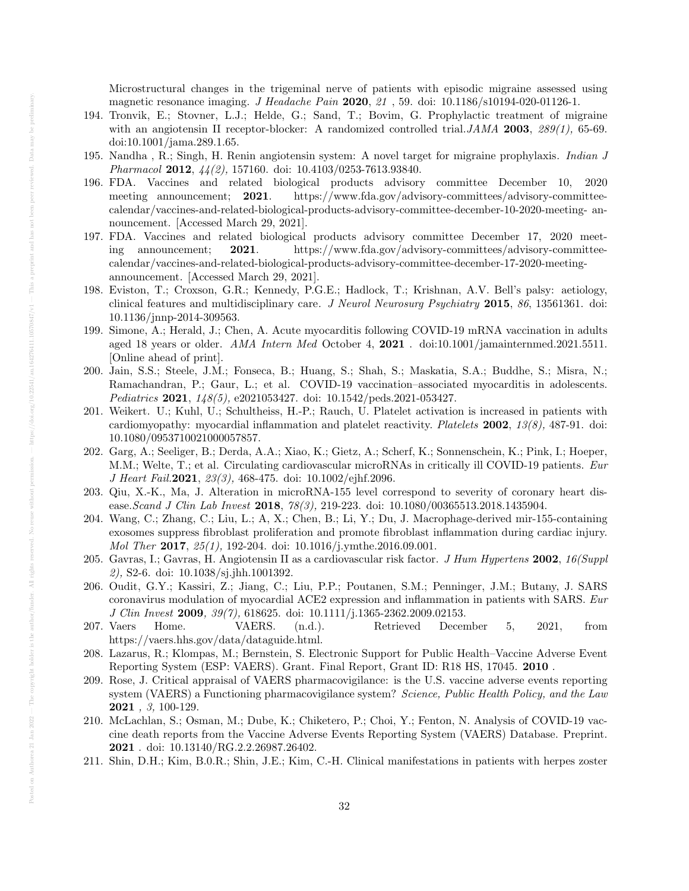Microstructural changes in the trigeminal nerve of patients with episodic migraine assessed using magnetic resonance imaging. *J Headache Pain* **2020**, *21* , 59. doi: 10.1186/s10194-020-01126-1.

194. Tronvik, E.; Stovner, L.J.; Helde, G.; Sand, T.; Bovim, G. Prophylactic treatment of migraine with an angiotensin II receptor-blocker: A randomized controlled trial.*JAMA* **2003**, *289(1),* 65-69. doi:10.1001/jama.289.1.65.
195. Nandha , R.; Singh, H. Renin angiotensin system: A novel target for migraine prophylaxis. *Indian J Pharmacol* **2012**, *44(2),* 157160. doi: 10.4103/0253-7613.93840.
196. FDA. Vaccines and related biological products advisory committee December 10, 2020 meeting announcement; **2021**. https://www.fda.gov/advisory-committees/advisory-committee-calendar/vaccines-and-related-biological-products-advisory-committee-december-10-2020-meeting- announcement. [Accessed March 29, 2021].
197. FDA. Vaccines and related biological products advisory committee December 17, 2020 meeting announcement; **2021**. https://www.fda.gov/advisory-committees/advisory-committee-calendar/vaccines-and-related-biological-products-advisory-committee-december-17-2020-meeting-announcement. [Accessed March 29, 2021].
198. Eviston, T.; Croxson, G.R.; Kennedy, P.G.E.; Hadlock, T.; Krishnan, A.V. Bell's palsy: aetiology, clinical features and multidisciplinary care. *J Neurol Neurosurg Psychiatry* **2015**, *86*, 13561361. doi: 10.1136/jnnp-2014-309563.
199. Simone, A.; Herald, J.; Chen, A. Acute myocarditis following COVID-19 mRNA vaccination in adults aged 18 years or older. *AMA Intern Med* October 4, **2021** . doi:10.1001/jamainternmed.2021.5511. [Online ahead of print].
200. Jain, S.S.; Steele, J.M.; Fonseca, B.; Huang, S.; Shah, S.; Maskatia, S.A.; Buddhe, S.; Misra, N.; Ramachandran, P.; Gaur, L.; et al. COVID-19 vaccination–associated myocarditis in adolescents. *Pediatrics* **2021**, *148(5),* e2021053427. doi: 10.1542/peds.2021-053427.
201. Weikert. U.; Kuhl, U.; Schultheiss, H.-P.; Rauch, U. Platelet activation is increased in patients with cardiomyopathy: myocardial inflammation and platelet reactivity. *Platelets* **2002**, *13(8),* 487-91. doi: 10.1080/0953710021000057857.
202. Garg, A.; Seeliger, B.; Derda, A.A.; Xiao, K.; Gietz, A.; Scherf, K.; Sonnenschein, K.; Pink, I.; Hoeper, M.M.; Welte, T.; et al. Circulating cardiovascular microRNAs in critically ill COVID-19 patients. *Eur J Heart Fail.***2021**, *23(3),* 468-475. doi: 10.1002/ejhf.2096.
203. Qiu, X.-K., Ma, J. Alteration in microRNA-155 level correspond to severity of coronary heart disease.*Scand J Clin Lab Invest* **2018**, *78(3),* 219-223. doi: 10.1080/00365513.2018.1435904.
204. Wang, C.; Zhang, C.; Liu, L.; A, X.; Chen, B.; Li, Y.; Du, J. Macrophage-derived mir-155-containing exosomes suppress fibroblast proliferation and promote fibroblast inflammation during cardiac injury. *Mol Ther* **2017**, *25(1),* 192-204. doi: 10.1016/j.ymthe.2016.09.001.
205. Gavras, I.; Gavras, H. Angiotensin II as a cardiovascular risk factor. *J Hum Hypertens* **2002**, *16(Suppl 2),* S2-6. doi: 10.1038/sj.jhh.1001392.
206. Oudit, G.Y.; Kassiri, Z.; Jiang, C.; Liu, P.P.; Poutanen, S.M.; Penninger, J.M.; Butany, J. SARS coronavirus modulation of myocardial ACE2 expression and inflammation in patients with SARS. *Eur J Clin Invest* **2009**, *39(7),* 618625. doi: 10.1111/j.1365-2362.2009.02153.
207. Vaers Home. VAERS. (n.d.). Retrieved December 5, 2021, from https://vaers.hhs.gov/data/dataguide.html.
208. Lazarus, R.; Klompas, M.; Bernstein, S. Electronic Support for Public Health–Vaccine Adverse Event Reporting System (ESP: VAERS). Grant. Final Report, Grant ID: R18 HS, 17045. **2010** .
209. Rose, J. Critical appraisal of VAERS pharmacovigilance: is the U.S. vaccine adverse events reporting system (VAERS) a Functioning pharmacovigilance system? *Science, Public Health Policy, and the Law* **2021** *, 3,* 100-129.
210. McLachlan, S.; Osman, M.; Dube, K.; Chiketero, P.; Choi, Y.; Fenton, N. Analysis of COVID-19 vaccine death reports from the Vaccine Adverse Events Reporting System (VAERS) Database. Preprint. **2021** . doi: 10.13140/RG.2.2.26987.26402.
211. Shin, D.H.; Kim, B.0.R.; Shin, J.E.; Kim, C.-H. Clinical manifestations in patients with herpes zoster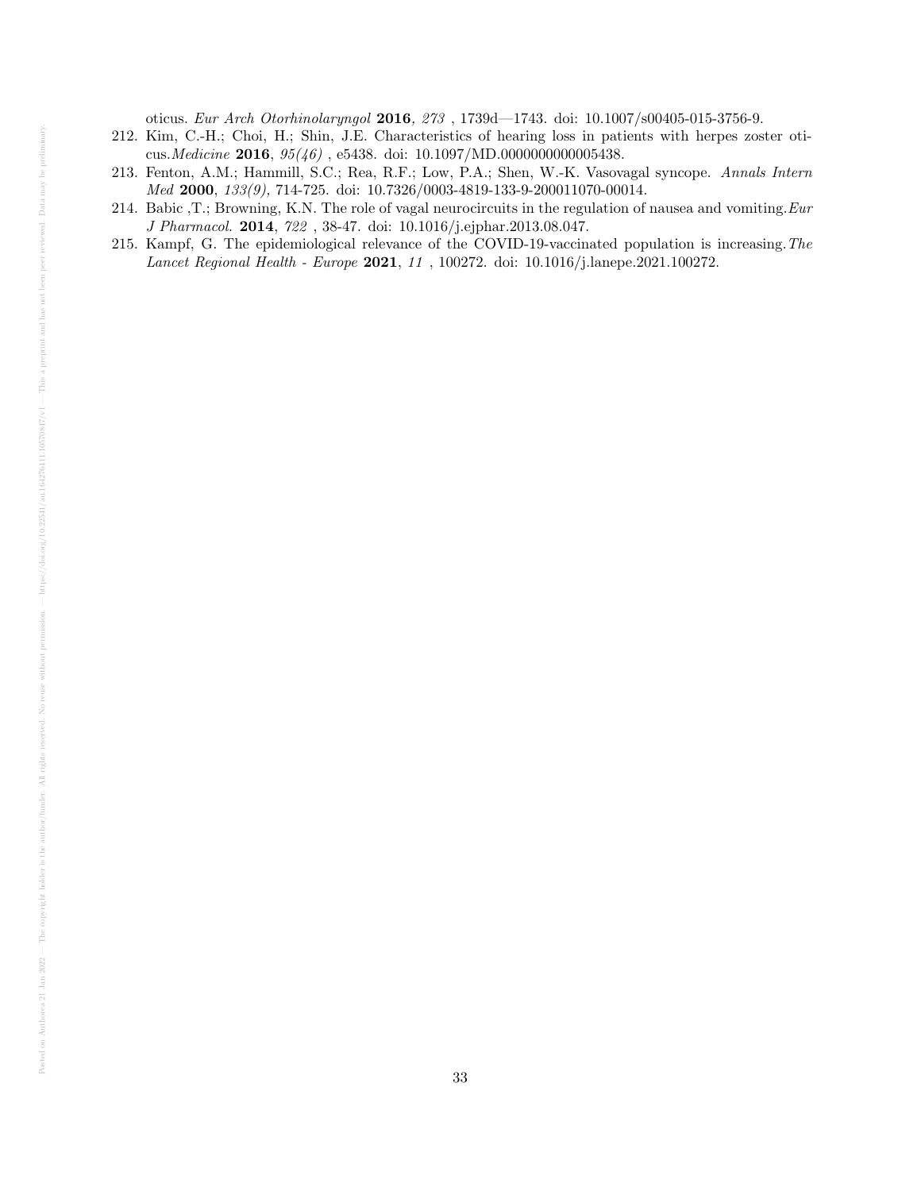oticus. *Eur Arch Otorhinolaryngol* **2016**, *273* , 1739d—1743. doi: 10.1007/s00405-015-3756-9.

212. Kim, C.-H.; Choi, H.; Shin, J.E. Characteristics of hearing loss in patients with herpes zoster oticus.*Medicine* **2016**, *95(46)* , e5438. doi: 10.1097/MD.0000000000005438.
213. Fenton, A.M.; Hammill, S.C.; Rea, R.F.; Low, P.A.; Shen, W.-K. Vasovagal syncope. *Annals Intern Med* **2000**, *133(9),* 714-725. doi: 10.7326/0003-4819-133-9-200011070-00014.
214. Babic ,T.; Browning, K.N. The role of vagal neurocircuits in the regulation of nausea and vomiting.*Eur J Pharmacol.* **2014**, *722* , 38-47. doi: 10.1016/j.ejphar.2013.08.047.
215. Kampf, G. The epidemiological relevance of the COVID-19-vaccinated population is increasing.*The Lancet Regional Health - Europe* **2021**, *11* , 100272. doi: 10.1016/j.lanepe.2021.100272.